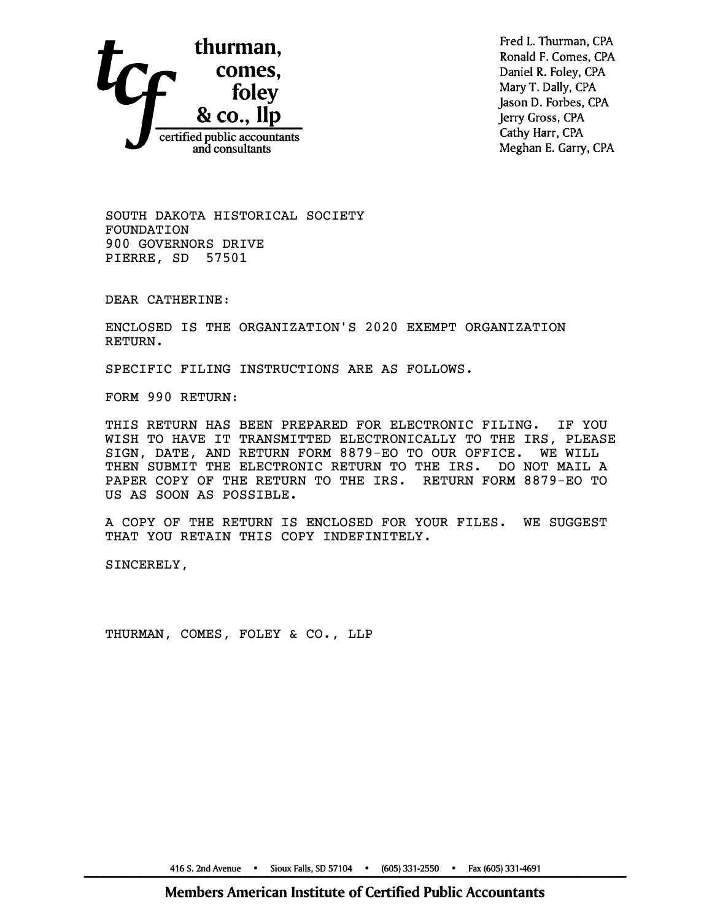**thurman, comes, foley & co., llp**
certified public accountants and consultants

Fred L. Thurman, CPA
Ronald F. Comes, CPA
Daniel R. Foley, CPA
Mary T. Dally, CPA
Jason D. Forbes, CPA
Jerry Gross, CPA
Cathy Harr, CPA
Meghan E. Garry, CPA

SOUTH DAKOTA HISTORICAL SOCIETY
FOUNDATION
900 GOVERNORS DRIVE
PIERRE, SD 57501

DEAR CATHERINE:

ENCLOSED IS THE ORGANIZATION'S 2020 EXEMPT ORGANIZATION RETURN.

SPECIFIC FILING INSTRUCTIONS ARE AS FOLLOWS.

FORM 990 RETURN:

THIS RETURN HAS BEEN PREPARED FOR ELECTRONIC FILING. IF YOU WISH TO HAVE IT TRANSMITTED ELECTRONICALLY TO THE IRS, PLEASE SIGN, DATE, AND RETURN FORM 8879-EO TO OUR OFFICE. WE WILL THEN SUBMIT THE ELECTRONIC RETURN TO THE IRS. DO NOT MAIL A PAPER COPY OF THE RETURN TO THE IRS. RETURN FORM 8879-EO TO US AS SOON AS POSSIBLE.

A COPY OF THE RETURN IS ENCLOSED FOR YOUR FILES. WE SUGGEST THAT YOU RETAIN THIS COPY INDEFINITELY.

SINCERELY,

THURMAN, COMES, FOLEY & CO., LLP

416 S. 2nd Avenue • Sioux Falls, SD 57104 • (605) 331-2550 • Fax (605) 331-4691

**Members American Institute of Certified Public Accountants**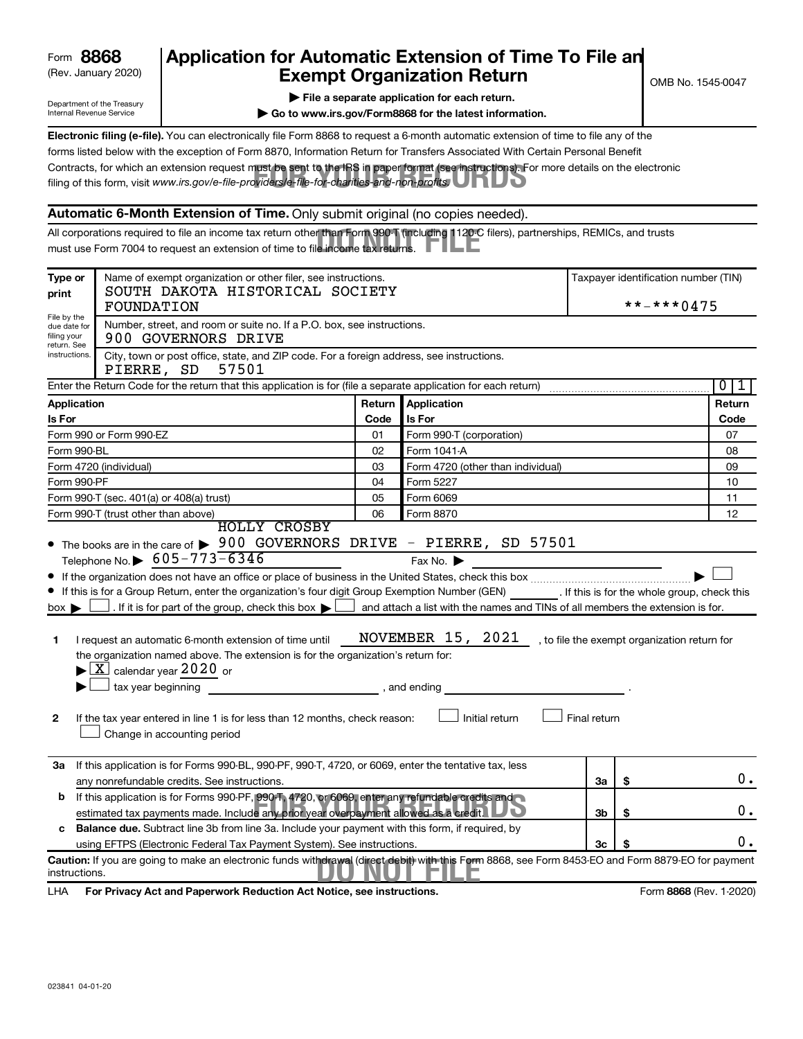Form **8868**
(Rev. January 2020)

Department of the Treasury
Internal Revenue Service

# Application for Automatic Extension of Time To File an Exempt Organization Return

OMB No. 1545-0047

▶ **File a separate application for each return.**

▶ **Go to www.irs.gov/Form8868 for the latest information.**

**Electronic filing (e-file).** You can electronically file Form 8868 to request a 6-month automatic extension of time to file any of the forms listed below with the exception of Form 8870, Information Return for Transfers Associated With Certain Personal Benefit Contracts, for which an extension request must be sent to the IRS in paper format (see instructions). For more details on the electronic filing of this form, visit *www.irs.gov/e-file-providers/e-file-for-charities-and-non-profits.*

FOR YOUR RECORDS
DO NOT FILE

**Automatic 6-Month Extension of Time.** Only submit original (no copies needed).

All corporations required to file an income tax return other than Form 990-T (including 1120-C filers), partnerships, REMICs, and trusts must use Form 7004 to request an extension of time to file income tax returns.

| Type or print | Name of exempt organization or other filer, see instructions. SOUTH DAKOTA HISTORICAL SOCIETY FOUNDATION | Taxpayer identification number (TIN) \*\*-\*\*\*0475 |
|---|---|---|
| File by the due date for filing your return. See instructions. | Number, street, and room or suite no. If a P.O. box, see instructions. 900 GOVERNORS DRIVE | |
| | City, town or post office, state, and ZIP code. For a foreign address, see instructions. PIERRE, SD 57501 | |

Enter the Return Code for the return that this application is for (file a separate application for each return) 0 1

| Application Is For | Return Code | Application Is For | Return Code |
|---|---|---|---|
| Form 990 or Form 990-EZ | 01 | Form 990-T (corporation) | 07 |
| Form 990-BL | 02 | Form 1041-A | 08 |
| Form 4720 (individual) | 03 | Form 4720 (other than individual) | 09 |
| Form 990-PF | 04 | Form 5227 | 10 |
| Form 990-T (sec. 401(a) or 408(a) trust) | 05 | Form 6069 | 11 |
| Form 990-T (trust other than above) | 06 | Form 8870 | 12 |

- The books are in the care of ▶ HOLLY CROSBY 900 GOVERNORS DRIVE - PIERRE, SD 57501
  Telephone No. ▶ 605-773-6346 Fax No. ▶
- If the organization does not have an office or place of business in the United States, check this box ▶ ☐
- If this is for a Group Return, enter the organization's four digit Group Exemption Number (GEN) ______. If this is for the whole group, check this box ▶ ☐. If it is for part of the group, check this box ▶ ☐ and attach a list with the names and TINs of all members the extension is for.

**1** I request an automatic 6-month extension of time until NOVEMBER 15, 2021, to file the exempt organization return for the organization named above. The extension is for the organization's return for:
▶ ☒ calendar year 2020 or
▶ ☐ tax year beginning ______, and ending ______.

**2** If the tax year entered in line 1 is for less than 12 months, check reason: ☐ Initial return ☐ Final return ☐ Change in accounting period

| | | | |
|---|---|---|---|
| **3a** | If this application is for Forms 990-BL, 990-PF, 990-T, 4720, or 6069, enter the tentative tax, less any nonrefundable credits. See instructions. | 3a | $ 0. |
| **b** | If this application is for Forms 990-PF, 990-T, 4720, or 6069, enter any refundable credits and estimated tax payments made. Include any prior year overpayment allowed as a credit. | 3b | $ 0. |
| **c** | **Balance due.** Subtract line 3b from line 3a. Include your payment with this form, if required, by using EFTPS (Electronic Federal Tax Payment System). See instructions. | 3c | $ 0. |

**Caution:** If you are going to make an electronic funds withdrawal (direct debit) with this Form 8868, see Form 8453-EO and Form 8879-EO for payment instructions.

FOR YOUR RECORDS
DO NOT FILE

LHA **For Privacy Act and Paperwork Reduction Act Notice, see instructions.** Form **8868** (Rev. 1-2020)

023841 04-01-20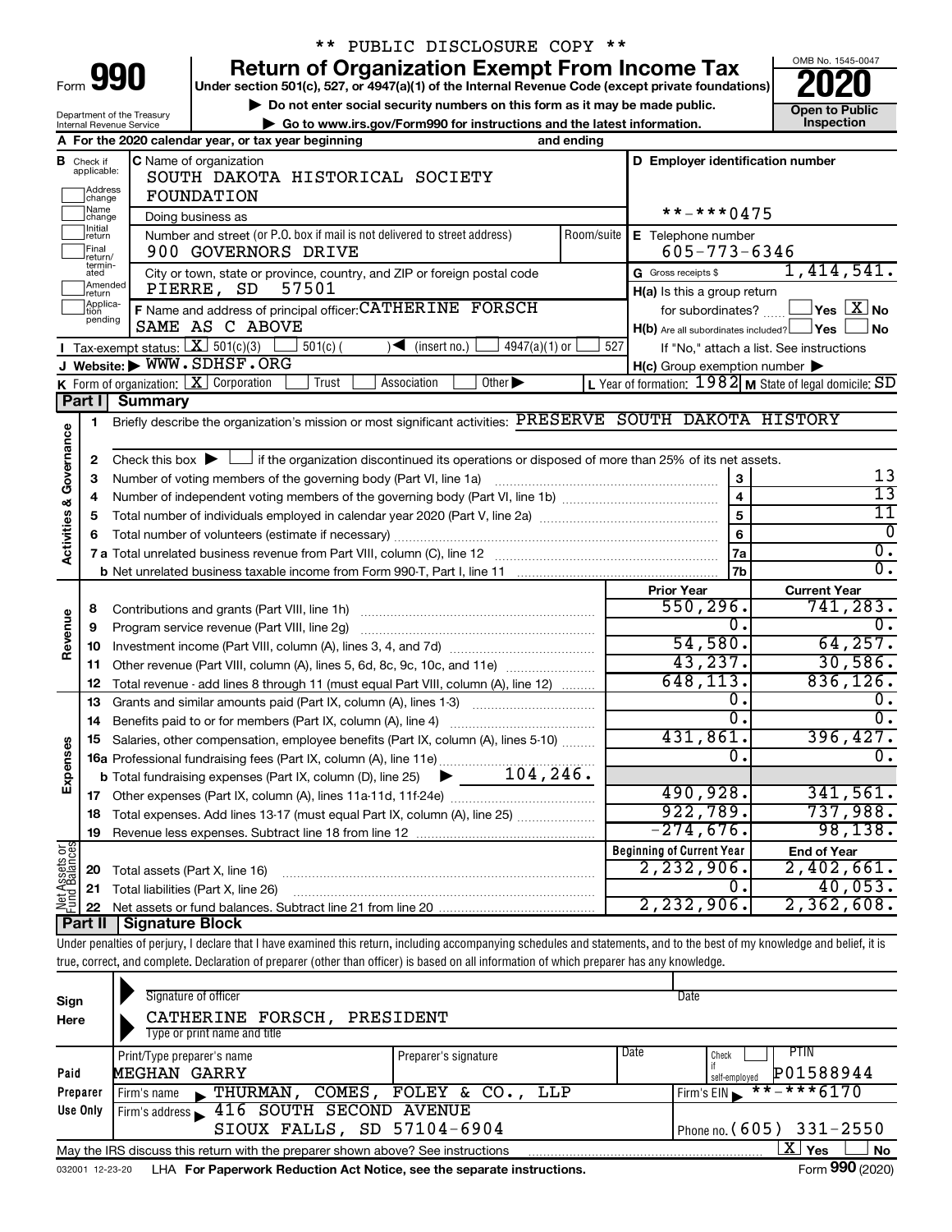** PUBLIC DISCLOSURE COPY **

# Form 990 — Return of Organization Exempt From Income Tax (2020)

Under section 501(c), 527, or 4947(a)(1) of the Internal Revenue Code (except private foundations)

▶ Do not enter social security numbers on this form as it may be made public.

▶ Go to www.irs.gov/Form990 for instructions and the latest information.

Department of the Treasury, Internal Revenue Service

OMB No. 1545-0047 — **Open to Public Inspection**

**A** For the 2020 calendar year, or tax year beginning and ending

**B** Check if applicable: Address change, Name change, Initial return, Final return/terminated, Amended return, Application pending

**C** Name of organization: SOUTH DAKOTA HISTORICAL SOCIETY FOUNDATION

Doing business as

Number and street (or P.O. box if mail is not delivered to street address): 900 GOVERNORS DRIVE — Room/suite

City or town, state or province, country, and ZIP or foreign postal code: PIERRE, SD 57501

**D** Employer identification number: **-***0475

**E** Telephone number: 605-773-6346

**G** Gross receipts $ 1,414,541.

**F** Name and address of principal officer: CATHERINE FORSCH, SAME AS C ABOVE

**H(a)** Is this a group return for subordinates? ☐ Yes ☒ No

**H(b)** Are all subordinates included? ☐ Yes ☐ No — If "No," attach a list. See instructions

**H(c)** Group exemption number ▶

**I** Tax-exempt status: ☒ 501(c)(3) ☐ 501(c) ( ) ◀ (insert no.) ☐ 4947(a)(1) or ☐ 527

**J** Website: ▶ WWW.SDHSF.ORG

**K** Form of organization: ☒ Corporation ☐ Trust ☐ Association ☐ Other ▶

**L** Year of formation: 1982 **M** State of legal domicile: SD

## Part I Summary

**Activities & Governance**

1 Briefly describe the organization's mission or most significant activities: PRESERVE SOUTH DAKOTA HISTORY

2 Check this box ▶ ☐ if the organization discontinued its operations or disposed of more than 25% of its net assets.

| | | | |
|---|---|---|---|
| 3 | Number of voting members of the governing body (Part VI, line 1a) | 3 | 13 |
| 4 | Number of independent voting members of the governing body (Part VI, line 1b) | 4 | 13 |
| 5 | Total number of individuals employed in calendar year 2020 (Part V, line 2a) | 5 | 11 |
| 6 | Total number of volunteers (estimate if necessary) | 6 | 0 |
| 7a | Total unrelated business revenue from Part VIII, column (C), line 12 | 7a | 0. |
| 7b | Net unrelated business taxable income from Form 990-T, Part I, line 11 | 7b | 0. |

| | | Prior Year | Current Year |
|---|---|---|---|
| **Revenue** | | | |
| 8 | Contributions and grants (Part VIII, line 1h) | 550,296. | 741,283. |
| 9 | Program service revenue (Part VIII, line 2g) | 0. | 0. |
| 10 | Investment income (Part VIII, column (A), lines 3, 4, and 7d) | 54,580. | 64,257. |
| 11 | Other revenue (Part VIII, column (A), lines 5, 6d, 8c, 9c, 10c, and 11e) | 43,237. | 30,586. |
| 12 | Total revenue - add lines 8 through 11 (must equal Part VIII, column (A), line 12) | 648,113. | 836,126. |
| **Expenses** | | | |
| 13 | Grants and similar amounts paid (Part IX, column (A), lines 1-3) | 0. | 0. |
| 14 | Benefits paid to or for members (Part IX, column (A), line 4) | 0. | 0. |
| 15 | Salaries, other compensation, employee benefits (Part IX, column (A), lines 5-10) | 431,861. | 396,427. |
| 16a | Professional fundraising fees (Part IX, column (A), line 11e) | 0. | 0. |
| b | Total fundraising expenses (Part IX, column (D), line 25) ▶ 104,246. | | |
| 17 | Other expenses (Part IX, column (A), lines 11a-11d, 11f-24e) | 490,928. | 341,561. |
| 18 | Total expenses. Add lines 13-17 (must equal Part IX, column (A), line 25) | 922,789. | 737,988. |
| 19 | Revenue less expenses. Subtract line 18 from line 12 | -274,676. | 98,138. |

| **Net Assets or Fund Balances** | | Beginning of Current Year | End of Year |
|---|---|---|---|
| 20 | Total assets (Part X, line 16) | 2,232,906. | 2,402,661. |
| 21 | Total liabilities (Part X, line 26) | 0. | 40,053. |
| 22 | Net assets or fund balances. Subtract line 21 from line 20 | 2,232,906. | 2,362,608. |

## Part II Signature Block

Under penalties of perjury, I declare that I have examined this return, including accompanying schedules and statements, and to the best of my knowledge and belief, it is true, correct, and complete. Declaration of preparer (other than officer) is based on all information of which preparer has any knowledge.

**Sign Here**

Signature of officer — Date

CATHERINE FORSCH, PRESIDENT
Type or print name and title

**Paid Preparer Use Only**

| Print/Type preparer's name | Preparer's signature | Date | Check if self-employed | PTIN |
|---|---|---|---|---|
| MEGHAN GARRY | | | ☐ | P01588944 |

Firm's name ▶ THURMAN, COMES, FOLEY & CO., LLP — Firm's EIN ▶ **-***6170

Firm's address ▶ 416 SOUTH SECOND AVENUE, SIOUX FALLS, SD 57104-6904 — Phone no. (605) 331-2550

May the IRS discuss this return with the preparer shown above? See instructions ☒ Yes ☐ No

032001 12-23-20 LHA For Paperwork Reduction Act Notice, see the separate instructions. Form 990 (2020)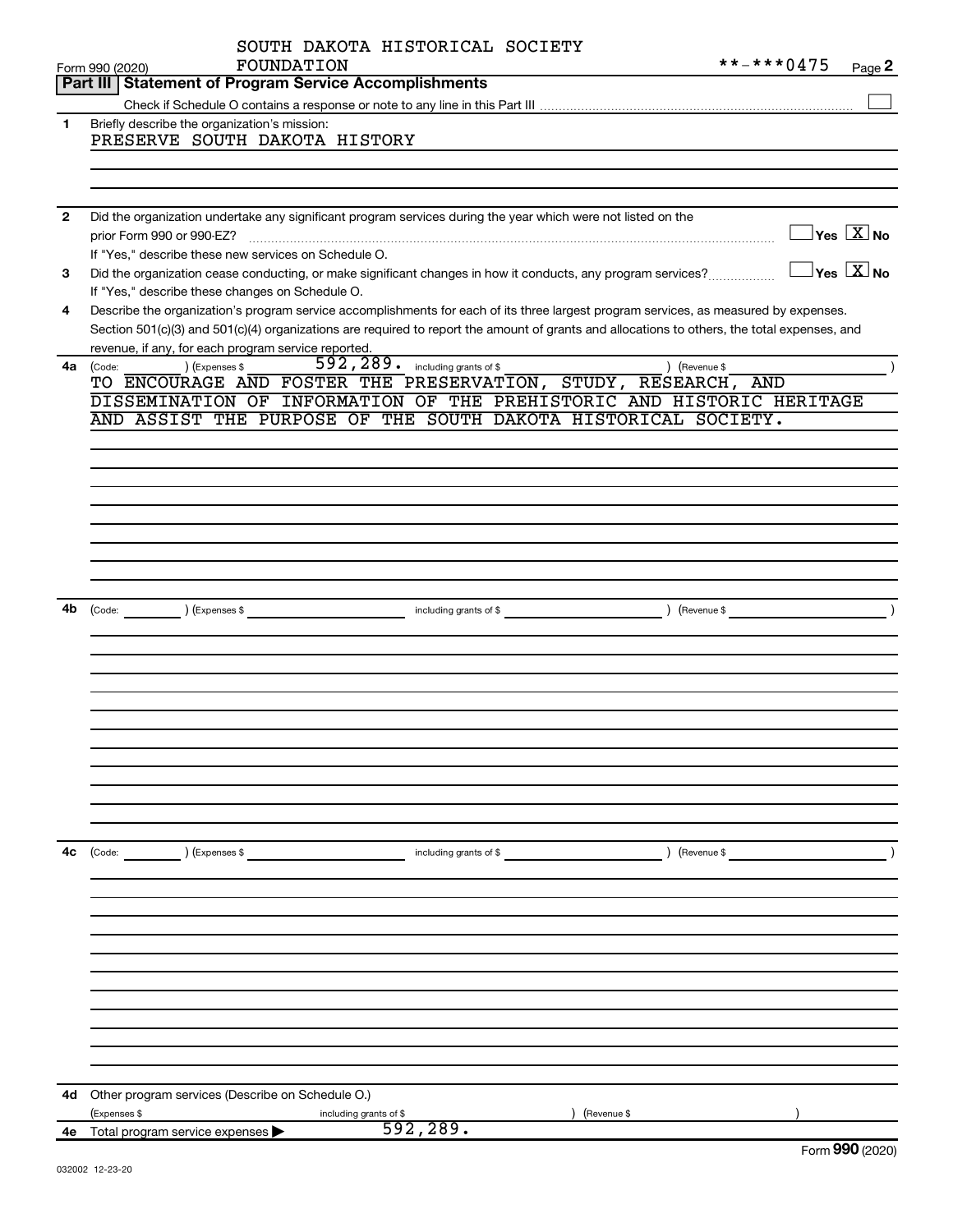SOUTH DAKOTA HISTORICAL SOCIETY FOUNDATION **-***0475

Form 990 (2020) Page 2

## Part III Statement of Program Service Accomplishments

Check if Schedule O contains a response or note to any line in this Part III ☐

**1** Briefly describe the organization's mission:

PRESERVE SOUTH DAKOTA HISTORY

**2** Did the organization undertake any significant program services during the year which were not listed on the prior Form 990 or 990-EZ? ☐ Yes ☒ No

If "Yes," describe these new services on Schedule O.

**3** Did the organization cease conducting, or make significant changes in how it conducts, any program services? ☐ Yes ☒ No

If "Yes," describe these changes on Schedule O.

**4** Describe the organization's program service accomplishments for each of its three largest program services, as measured by expenses. Section 501(c)(3) and 501(c)(4) organizations are required to report the amount of grants and allocations to others, the total expenses, and revenue, if any, for each program service reported.

**4a** (Code: ) (Expenses $ 592,289. including grants of $ ) (Revenue $ )

TO ENCOURAGE AND FOSTER THE PRESERVATION, STUDY, RESEARCH, AND DISSEMINATION OF INFORMATION OF THE PREHISTORIC AND HISTORIC HERITAGE AND ASSIST THE PURPOSE OF THE SOUTH DAKOTA HISTORICAL SOCIETY.

**4b** (Code: ) (Expenses $ including grants of $ ) (Revenue $ )

**4c** (Code: ) (Expenses $ including grants of $ ) (Revenue $ )

**4d** Other program services (Describe on Schedule O.)

(Expenses $ including grants of $ ) (Revenue $ )

**4e** Total program service expenses ▶ 592,289.

Form **990** (2020)

032002 12-23-20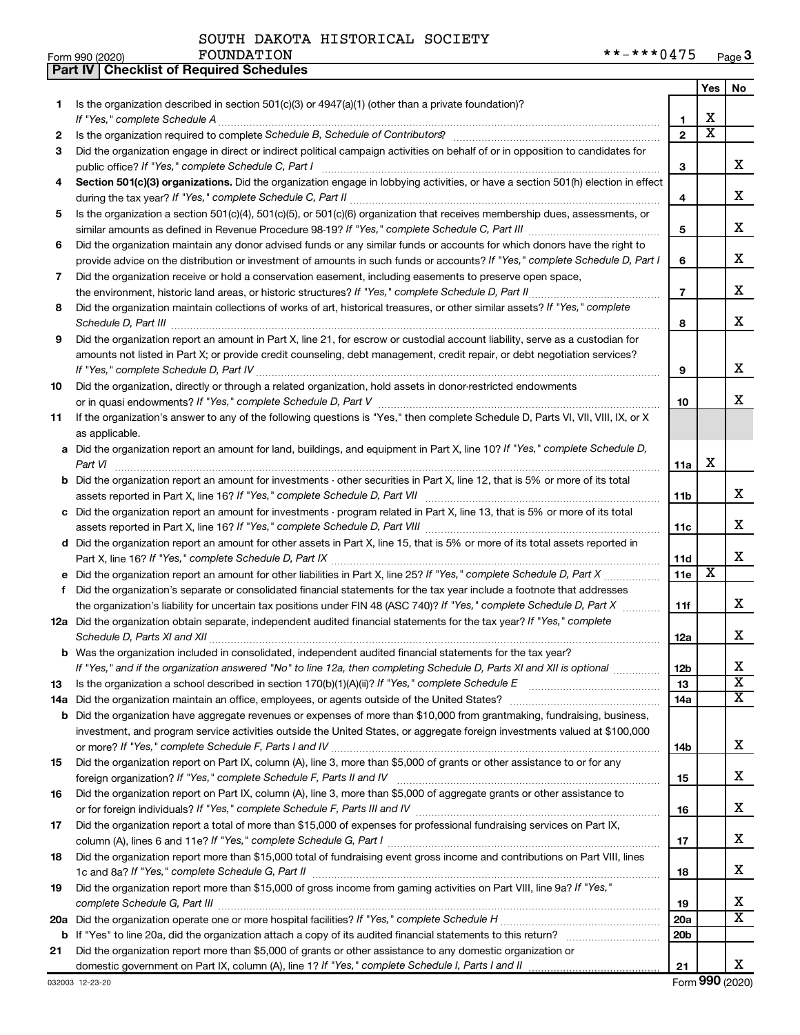SOUTH DAKOTA HISTORICAL SOCIETY FOUNDATION

Form 990 (2020) **-***0475 Page 3

## Part IV Checklist of Required Schedules

| | | | Yes | No |
|---|---|---|---|---|
| 1 | Is the organization described in section 501(c)(3) or 4947(a)(1) (other than a private foundation)? *If "Yes," complete Schedule A* | 1 | X | |
| 2 | Is the organization required to complete *Schedule B, Schedule of Contributors*? | 2 | X | |
| 3 | Did the organization engage in direct or indirect political campaign activities on behalf of or in opposition to candidates for public office? *If "Yes," complete Schedule C, Part I* | 3 | | X |
| 4 | **Section 501(c)(3) organizations.** Did the organization engage in lobbying activities, or have a section 501(h) election in effect during the tax year? *If "Yes," complete Schedule C, Part II* | 4 | | X |
| 5 | Is the organization a section 501(c)(4), 501(c)(5), or 501(c)(6) organization that receives membership dues, assessments, or similar amounts as defined in Revenue Procedure 98-19? *If "Yes," complete Schedule C, Part III* | 5 | | X |
| 6 | Did the organization maintain any donor advised funds or any similar funds or accounts for which donors have the right to provide advice on the distribution or investment of amounts in such funds or accounts? *If "Yes," complete Schedule D, Part I* | 6 | | X |
| 7 | Did the organization receive or hold a conservation easement, including easements to preserve open space, the environment, historic land areas, or historic structures? *If "Yes," complete Schedule D, Part II* | 7 | | X |
| 8 | Did the organization maintain collections of works of art, historical treasures, or other similar assets? *If "Yes," complete Schedule D, Part III* | 8 | | X |
| 9 | Did the organization report an amount in Part X, line 21, for escrow or custodial account liability, serve as a custodian for amounts not listed in Part X; or provide credit counseling, debt management, credit repair, or debt negotiation services? *If "Yes," complete Schedule D, Part IV* | 9 | | X |
| 10 | Did the organization, directly or through a related organization, hold assets in donor-restricted endowments or in quasi endowments? *If "Yes," complete Schedule D, Part V* | 10 | | X |
| 11 | If the organization's answer to any of the following questions is "Yes," then complete Schedule D, Parts VI, VII, VIII, IX, or X as applicable. | | | |
| a | Did the organization report an amount for land, buildings, and equipment in Part X, line 10? *If "Yes," complete Schedule D, Part VI* | 11a | X | |
| b | Did the organization report an amount for investments - other securities in Part X, line 12, that is 5% or more of its total assets reported in Part X, line 16? *If "Yes," complete Schedule D, Part VII* | 11b | | X |
| c | Did the organization report an amount for investments - program related in Part X, line 13, that is 5% or more of its total assets reported in Part X, line 16? *If "Yes," complete Schedule D, Part VIII* | 11c | | X |
| d | Did the organization report an amount for other assets in Part X, line 15, that is 5% or more of its total assets reported in Part X, line 16? *If "Yes," complete Schedule D, Part IX* | 11d | | X |
| e | Did the organization report an amount for other liabilities in Part X, line 25? *If "Yes," complete Schedule D, Part X* | 11e | X | |
| f | Did the organization's separate or consolidated financial statements for the tax year include a footnote that addresses the organization's liability for uncertain tax positions under FIN 48 (ASC 740)? *If "Yes," complete Schedule D, Part X* | 11f | | X |
| 12a | Did the organization obtain separate, independent audited financial statements for the tax year? *If "Yes," complete Schedule D, Parts XI and XII* | 12a | | X |
| b | Was the organization included in consolidated, independent audited financial statements for the tax year? *If "Yes," and if the organization answered "No" to line 12a, then completing Schedule D, Parts XI and XII is optional* | 12b | | X |
| 13 | Is the organization a school described in section 170(b)(1)(A)(ii)? *If "Yes," complete Schedule E* | 13 | | X |
| 14a | Did the organization maintain an office, employees, or agents outside of the United States? | 14a | | X |
| b | Did the organization have aggregate revenues or expenses of more than $10,000 from grantmaking, fundraising, business, investment, and program service activities outside the United States, or aggregate foreign investments valued at $100,000 or more? *If "Yes," complete Schedule F, Parts I and IV* | 14b | | X |
| 15 | Did the organization report on Part IX, column (A), line 3, more than $5,000 of grants or other assistance to or for any foreign organization? *If "Yes," complete Schedule F, Parts II and IV* | 15 | | X |
| 16 | Did the organization report on Part IX, column (A), line 3, more than $5,000 of aggregate grants or other assistance to or for foreign individuals? *If "Yes," complete Schedule F, Parts III and IV* | 16 | | X |
| 17 | Did the organization report a total of more than $15,000 of expenses for professional fundraising services on Part IX, column (A), lines 6 and 11e? *If "Yes," complete Schedule G, Part I* | 17 | | X |
| 18 | Did the organization report more than $15,000 total of fundraising event gross income and contributions on Part VIII, lines 1c and 8a? *If "Yes," complete Schedule G, Part II* | 18 | | X |
| 19 | Did the organization report more than $15,000 of gross income from gaming activities on Part VIII, line 9a? *If "Yes," complete Schedule G, Part III* | 19 | | X |
| 20a | Did the organization operate one or more hospital facilities? *If "Yes," complete Schedule H* | 20a | | X |
| b | If "Yes" to line 20a, did the organization attach a copy of its audited financial statements to this return? | 20b | | |
| 21 | Did the organization report more than $5,000 of grants or other assistance to any domestic organization or domestic government on Part IX, column (A), line 1? *If "Yes," complete Schedule I, Parts I and II* | 21 | | X |

032003 12-23-20 Form **990** (2020)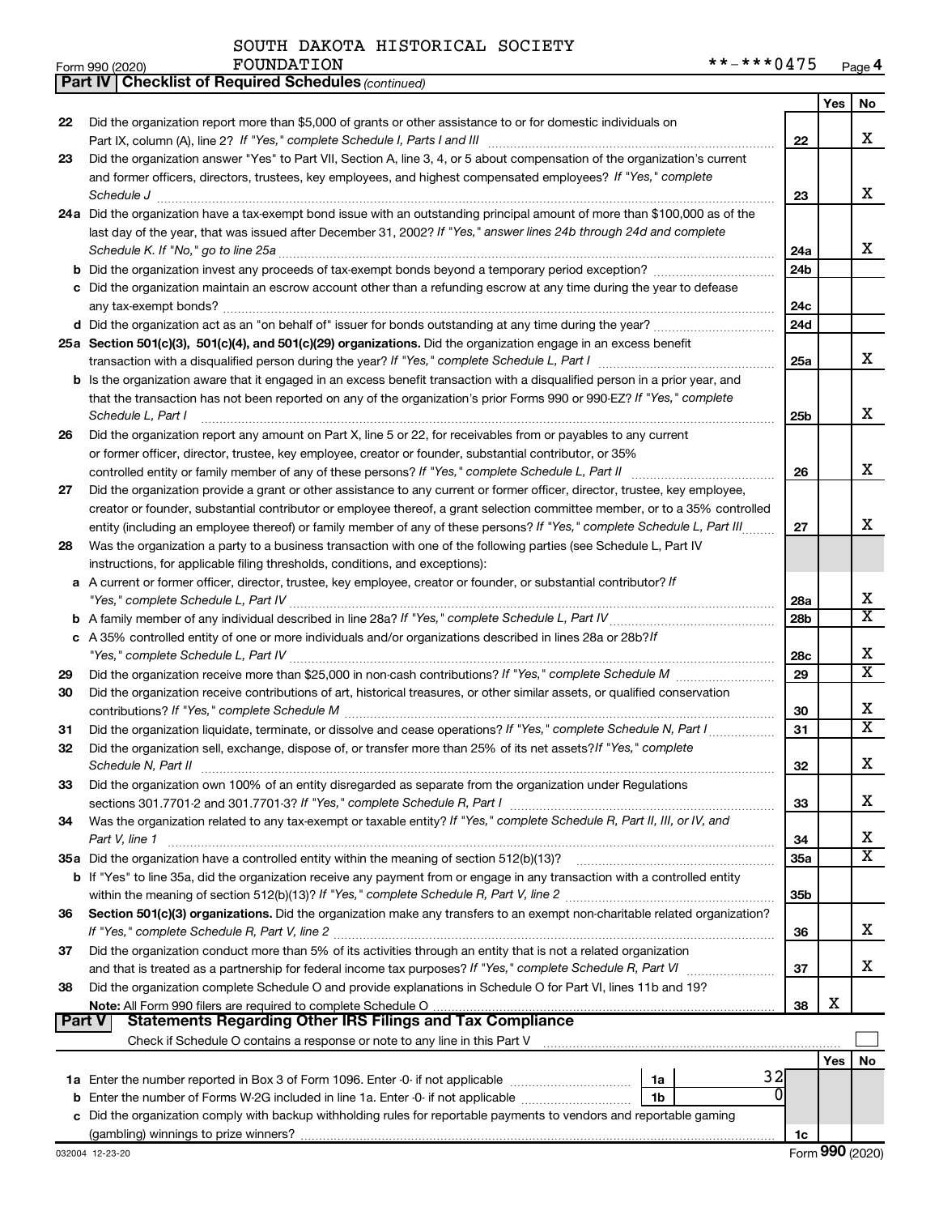SOUTH DAKOTA HISTORICAL SOCIETY FOUNDATION **-***0475

## Part IV Checklist of Required Schedules *(continued)*

| | | | Yes | No |
|---|---|---|---|---|
| 22 | Did the organization report more than $5,000 of grants or other assistance to or for domestic individuals on Part IX, column (A), line 2? *If "Yes," complete Schedule I, Parts I and III* | 22 | | X |
| 23 | Did the organization answer "Yes" to Part VII, Section A, line 3, 4, or 5 about compensation of the organization's current and former officers, directors, trustees, key employees, and highest compensated employees? *If "Yes," complete Schedule J* | 23 | | X |
| 24a | Did the organization have a tax-exempt bond issue with an outstanding principal amount of more than $100,000 as of the last day of the year, that was issued after December 31, 2002? *If "Yes," answer lines 24b through 24d and complete Schedule K. If "No," go to line 25a* | 24a | | X |
| b | Did the organization invest any proceeds of tax-exempt bonds beyond a temporary period exception? | 24b | | |
| c | Did the organization maintain an escrow account other than a refunding escrow at any time during the year to defease any tax-exempt bonds? | 24c | | |
| d | Did the organization act as an "on behalf of" issuer for bonds outstanding at any time during the year? | 24d | | |
| 25a | **Section 501(c)(3), 501(c)(4), and 501(c)(29) organizations.** Did the organization engage in an excess benefit transaction with a disqualified person during the year? *If "Yes," complete Schedule L, Part I* | 25a | | X |
| b | Is the organization aware that it engaged in an excess benefit transaction with a disqualified person in a prior year, and that the transaction has not been reported on any of the organization's prior Forms 990 or 990-EZ? *If "Yes," complete Schedule L, Part I* | 25b | | X |
| 26 | Did the organization report any amount on Part X, line 5 or 22, for receivables from or payables to any current or former officer, director, trustee, key employee, creator or founder, substantial contributor, or 35% controlled entity or family member of any of these persons? *If "Yes," complete Schedule L, Part II* | 26 | | X |
| 27 | Did the organization provide a grant or other assistance to any current or former officer, director, trustee, key employee, creator or founder, substantial contributor or employee thereof, a grant selection committee member, or to a 35% controlled entity (including an employee thereof) or family member of any of these persons? *If "Yes," complete Schedule L, Part III* | 27 | | X |
| 28 | Was the organization a party to a business transaction with one of the following parties (see Schedule L, Part IV instructions, for applicable filing thresholds, conditions, and exceptions): | | | |
| a | A current or former officer, director, trustee, key employee, creator or founder, or substantial contributor? *If "Yes," complete Schedule L, Part IV* | 28a | | X |
| b | A family member of any individual described in line 28a? *If "Yes," complete Schedule L, Part IV* | 28b | | X |
| c | A 35% controlled entity of one or more individuals and/or organizations described in lines 28a or 28b? *If "Yes," complete Schedule L, Part IV* | 28c | | X |
| 29 | Did the organization receive more than $25,000 in non-cash contributions? *If "Yes," complete Schedule M* | 29 | | X |
| 30 | Did the organization receive contributions of art, historical treasures, or other similar assets, or qualified conservation contributions? *If "Yes," complete Schedule M* | 30 | | X |
| 31 | Did the organization liquidate, terminate, or dissolve and cease operations? *If "Yes," complete Schedule N, Part I* | 31 | | X |
| 32 | Did the organization sell, exchange, dispose of, or transfer more than 25% of its net assets? *If "Yes," complete Schedule N, Part II* | 32 | | X |
| 33 | Did the organization own 100% of an entity disregarded as separate from the organization under Regulations sections 301.7701-2 and 301.7701-3? *If "Yes," complete Schedule R, Part I* | 33 | | X |
| 34 | Was the organization related to any tax-exempt or taxable entity? *If "Yes," complete Schedule R, Part II, III, or IV, and Part V, line 1* | 34 | | X |
| 35a | Did the organization have a controlled entity within the meaning of section 512(b)(13)? | 35a | | X |
| b | If "Yes" to line 35a, did the organization receive any payment from or engage in any transaction with a controlled entity within the meaning of section 512(b)(13)? *If "Yes," complete Schedule R, Part V, line 2* | 35b | | |
| 36 | **Section 501(c)(3) organizations.** Did the organization make any transfers to an exempt non-charitable related organization? *If "Yes," complete Schedule R, Part V, line 2* | 36 | | X |
| 37 | Did the organization conduct more than 5% of its activities through an entity that is not a related organization and that is treated as a partnership for federal income tax purposes? *If "Yes," complete Schedule R, Part VI* | 37 | | X |
| 38 | Did the organization complete Schedule O and provide explanations in Schedule O for Part VI, lines 11b and 19? **Note:** All Form 990 filers are required to complete Schedule O | 38 | X | |

## Part V Statements Regarding Other IRS Filings and Tax Compliance

Check if Schedule O contains a response or note to any line in this Part V ☐

| | | | | | Yes | No |
|---|---|---|---|---|---|---|
| 1a | Enter the number reported in Box 3 of Form 1096. Enter -0- if not applicable | 1a | 32 | | | |
| b | Enter the number of Forms W-2G included in line 1a. Enter -0- if not applicable | 1b | 0 | | | |
| c | Did the organization comply with backup withholding rules for reportable payments to vendors and reportable gaming (gambling) winnings to prize winners? | | | 1c | | |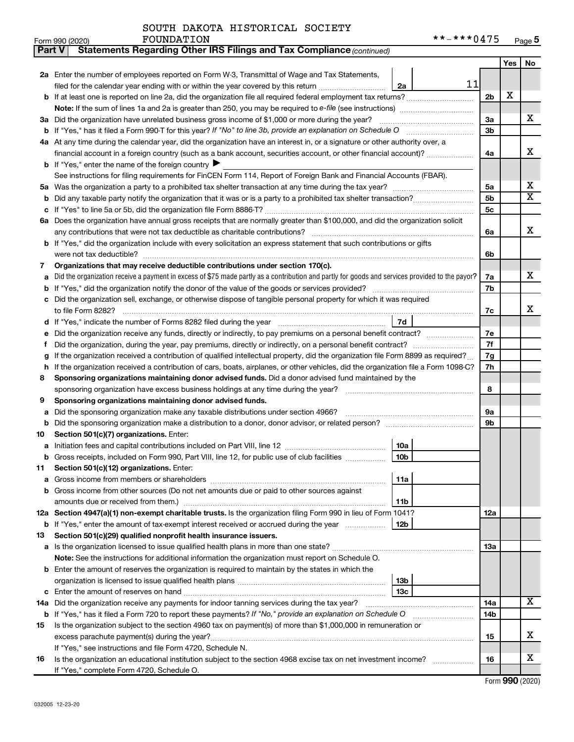SOUTH DAKOTA HISTORICAL SOCIETY FOUNDATION **-***0475

Form 990 (2020)

**Part V — Statements Regarding Other IRS Filings and Tax Compliance** *(continued)*

| Line | Description | Box | Amount | Line | Yes | No |
|---|---|---|---|---|---|---|
| 2a | Enter the number of employees reported on Form W-3, Transmittal of Wage and Tax Statements, filed for the calendar year ending with or within the year covered by this return | 2a | 11 | | | |
| b | If at least one is reported on line 2a, did the organization file all required federal employment tax returns? | | | 2b | X | |
| | **Note:** If the sum of lines 1a and 2a is greater than 250, you may be required to *e-file* (see instructions) | | | | | |
| 3a | Did the organization have unrelated business gross income of $1,000 or more during the year? | | | 3a | | X |
| b | If "Yes," has it filed a Form 990-T for this year? *If "No" to line 3b, provide an explanation on Schedule O* | | | 3b | | |
| 4a | At any time during the calendar year, did the organization have an interest in, or a signature or other authority over, a financial account in a foreign country (such as a bank account, securities account, or other financial account)? | | | 4a | | X |
| b | If "Yes," enter the name of the foreign country ▶ | | | | | |
| | See instructions for filing requirements for FinCEN Form 114, Report of Foreign Bank and Financial Accounts (FBAR). | | | | | |
| 5a | Was the organization a party to a prohibited tax shelter transaction at any time during the tax year? | | | 5a | | X |
| b | Did any taxable party notify the organization that it was or is a party to a prohibited tax shelter transaction? | | | 5b | | X |
| c | If "Yes" to line 5a or 5b, did the organization file Form 8886-T? | | | 5c | | |
| 6a | Does the organization have annual gross receipts that are normally greater than $100,000, and did the organization solicit any contributions that were not tax deductible as charitable contributions? | | | 6a | | X |
| b | If "Yes," did the organization include with every solicitation an express statement that such contributions or gifts were not tax deductible? | | | 6b | | |
| 7 | **Organizations that may receive deductible contributions under section 170(c).** | | | | | |
| a | Did the organization receive a payment in excess of $75 made partly as a contribution and partly for goods and services provided to the payor? | | | 7a | | X |
| b | If "Yes," did the organization notify the donor of the value of the goods or services provided? | | | 7b | | |
| c | Did the organization sell, exchange, or otherwise dispose of tangible personal property for which it was required to file Form 8282? | | | 7c | | X |
| d | If "Yes," indicate the number of Forms 8282 filed during the year | 7d | | | | |
| e | Did the organization receive any funds, directly or indirectly, to pay premiums on a personal benefit contract? | | | 7e | | |
| f | Did the organization, during the year, pay premiums, directly or indirectly, on a personal benefit contract? | | | 7f | | |
| g | If the organization received a contribution of qualified intellectual property, did the organization file Form 8899 as required? | | | 7g | | |
| h | If the organization received a contribution of cars, boats, airplanes, or other vehicles, did the organization file a Form 1098-C? | | | 7h | | |
| 8 | **Sponsoring organizations maintaining donor advised funds.** Did a donor advised fund maintained by the sponsoring organization have excess business holdings at any time during the year? | | | 8 | | |
| 9 | **Sponsoring organizations maintaining donor advised funds.** | | | | | |
| a | Did the sponsoring organization make any taxable distributions under section 4966? | | | 9a | | |
| b | Did the sponsoring organization make a distribution to a donor, donor advisor, or related person? | | | 9b | | |
| 10 | **Section 501(c)(7) organizations.** Enter: | | | | | |
| a | Initiation fees and capital contributions included on Part VIII, line 12 | 10a | | | | |
| b | Gross receipts, included on Form 990, Part VIII, line 12, for public use of club facilities | 10b | | | | |
| 11 | **Section 501(c)(12) organizations.** Enter: | | | | | |
| a | Gross income from members or shareholders | 11a | | | | |
| b | Gross income from other sources (Do not net amounts due or paid to other sources against amounts due or received from them.) | 11b | | | | |
| 12a | **Section 4947(a)(1) non-exempt charitable trusts.** Is the organization filing Form 990 in lieu of Form 1041? | | | 12a | | |
| b | If "Yes," enter the amount of tax-exempt interest received or accrued during the year | 12b | | | | |
| 13 | **Section 501(c)(29) qualified nonprofit health insurance issuers.** | | | | | |
| a | Is the organization licensed to issue qualified health plans in more than one state? | | | 13a | | |
| | **Note:** See the instructions for additional information the organization must report on Schedule O. | | | | | |
| b | Enter the amount of reserves the organization is required to maintain by the states in which the organization is licensed to issue qualified health plans | 13b | | | | |
| c | Enter the amount of reserves on hand | 13c | | | | |
| 14a | Did the organization receive any payments for indoor tanning services during the tax year? | | | 14a | | X |
| b | If "Yes," has it filed a Form 720 to report these payments? *If "No," provide an explanation on Schedule O* | | | 14b | | |
| 15 | Is the organization subject to the section 4960 tax on payment(s) of more than $1,000,000 in remuneration or excess parachute payment(s) during the year? | | | 15 | | X |
| | If "Yes," see instructions and file Form 4720, Schedule N. | | | | | |
| 16 | Is the organization an educational institution subject to the section 4968 excise tax on net investment income? | | | 16 | | X |
| | If "Yes," complete Form 4720, Schedule O. | | | | | |

Form **990** (2020)

032005 12-23-20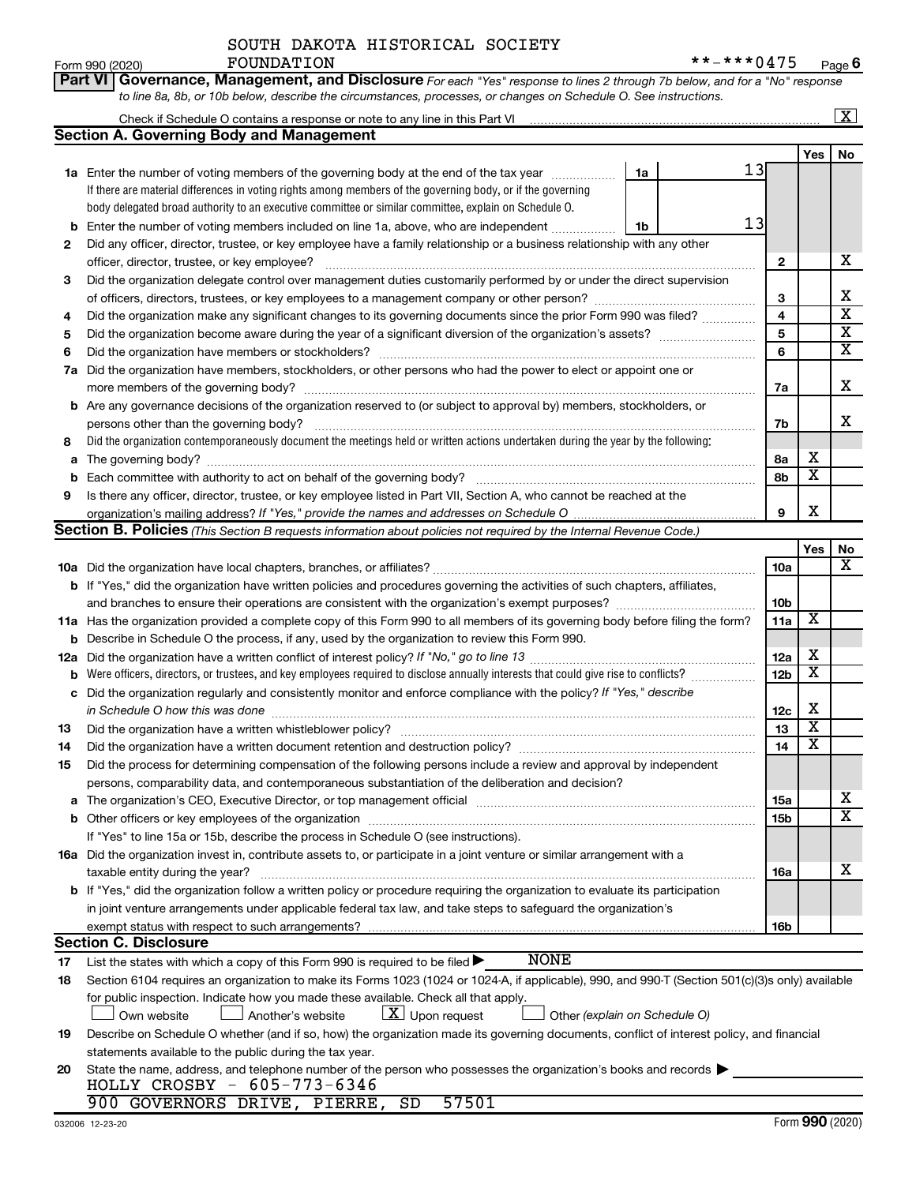SOUTH DAKOTA HISTORICAL SOCIETY FOUNDATION

Form 990 (2020) **-***0475 Page 6

**Part VI Governance, Management, and Disclosure** *For each "Yes" response to lines 2 through 7b below, and for a "No" response to line 8a, 8b, or 10b below, describe the circumstances, processes, or changes on Schedule O. See instructions.*

Check if Schedule O contains a response or note to any line in this Part VI .......... [X]

## Section A. Governing Body and Management

| | | | | Yes | No |
|---|---|---|---|---|---|
| 1a | Enter the number of voting members of the governing body at the end of the tax year ... 1a: 13. If there are material differences in voting rights among members of the governing body, or if the governing body delegated broad authority to an executive committee or similar committee, explain on Schedule O. | | | | |
| b | Enter the number of voting members included on line 1a, above, who are independent ... 1b: 13 | | | | |
| 2 | Did any officer, director, trustee, or key employee have a family relationship or a business relationship with any other officer, director, trustee, or key employee? | 2 | | | X |
| 3 | Did the organization delegate control over management duties customarily performed by or under the direct supervision of officers, directors, trustees, or key employees to a management company or other person? | 3 | | | X |
| 4 | Did the organization make any significant changes to its governing documents since the prior Form 990 was filed? | 4 | | | X |
| 5 | Did the organization become aware during the year of a significant diversion of the organization's assets? | 5 | | | X |
| 6 | Did the organization have members or stockholders? | 6 | | | X |
| 7a | Did the organization have members, stockholders, or other persons who had the power to elect or appoint one or more members of the governing body? | 7a | | | X |
| b | Are any governance decisions of the organization reserved to (or subject to approval by) members, stockholders, or persons other than the governing body? | 7b | | | X |
| 8 | Did the organization contemporaneously document the meetings held or written actions undertaken during the year by the following: | | | | |
| a | The governing body? | 8a | | X | |
| b | Each committee with authority to act on behalf of the governing body? | 8b | | X | |
| 9 | Is there any officer, director, trustee, or key employee listed in Part VII, Section A, who cannot be reached at the organization's mailing address? *If "Yes," provide the names and addresses on Schedule O* | 9 | | X | |

## Section B. Policies *(This Section B requests information about policies not required by the Internal Revenue Code.)*

| | | | Yes | No |
|---|---|---|---|---|
| 10a | Did the organization have local chapters, branches, or affiliates? | 10a | | X |
| b | If "Yes," did the organization have written policies and procedures governing the activities of such chapters, affiliates, and branches to ensure their operations are consistent with the organization's exempt purposes? | 10b | | |
| 11a | Has the organization provided a complete copy of this Form 990 to all members of its governing body before filing the form? | 11a | X | |
| b | Describe in Schedule O the process, if any, used by the organization to review this Form 990. | | | |
| 12a | Did the organization have a written conflict of interest policy? *If "No," go to line 13* | 12a | X | |
| b | Were officers, directors, or trustees, and key employees required to disclose annually interests that could give rise to conflicts? | 12b | X | |
| c | Did the organization regularly and consistently monitor and enforce compliance with the policy? *If "Yes," describe in Schedule O how this was done* | 12c | X | |
| 13 | Did the organization have a written whistleblower policy? | 13 | X | |
| 14 | Did the organization have a written document retention and destruction policy? | 14 | X | |
| 15 | Did the process for determining compensation of the following persons include a review and approval by independent persons, comparability data, and contemporaneous substantiation of the deliberation and decision? | | | |
| a | The organization's CEO, Executive Director, or top management official | 15a | | X |
| b | Other officers or key employees of the organization | 15b | | X |
| | If "Yes" to line 15a or 15b, describe the process in Schedule O (see instructions). | | | |
| 16a | Did the organization invest in, contribute assets to, or participate in a joint venture or similar arrangement with a taxable entity during the year? | 16a | | X |
| b | If "Yes," did the organization follow a written policy or procedure requiring the organization to evaluate its participation in joint venture arrangements under applicable federal tax law, and take steps to safeguard the organization's exempt status with respect to such arrangements? | 16b | | |

## Section C. Disclosure

17 List the states with which a copy of this Form 990 is required to be filed ▶ NONE

18 Section 6104 requires an organization to make its Forms 1023 (1024 or 1024-A, if applicable), 990, and 990-T (Section 501(c)(3)s only) available for public inspection. Indicate how you made these available. Check all that apply.

[ ] Own website [ ] Another's website [X] Upon request [ ] Other *(explain on Schedule O)*

19 Describe on Schedule O whether (and if so, how) the organization made its governing documents, conflict of interest policy, and financial statements available to the public during the tax year.

20 State the name, address, and telephone number of the person who possesses the organization's books and records ▶
HOLLY CROSBY - 605-773-6346
900 GOVERNORS DRIVE, PIERRE, SD 57501

032006 12-23-20 Form **990** (2020)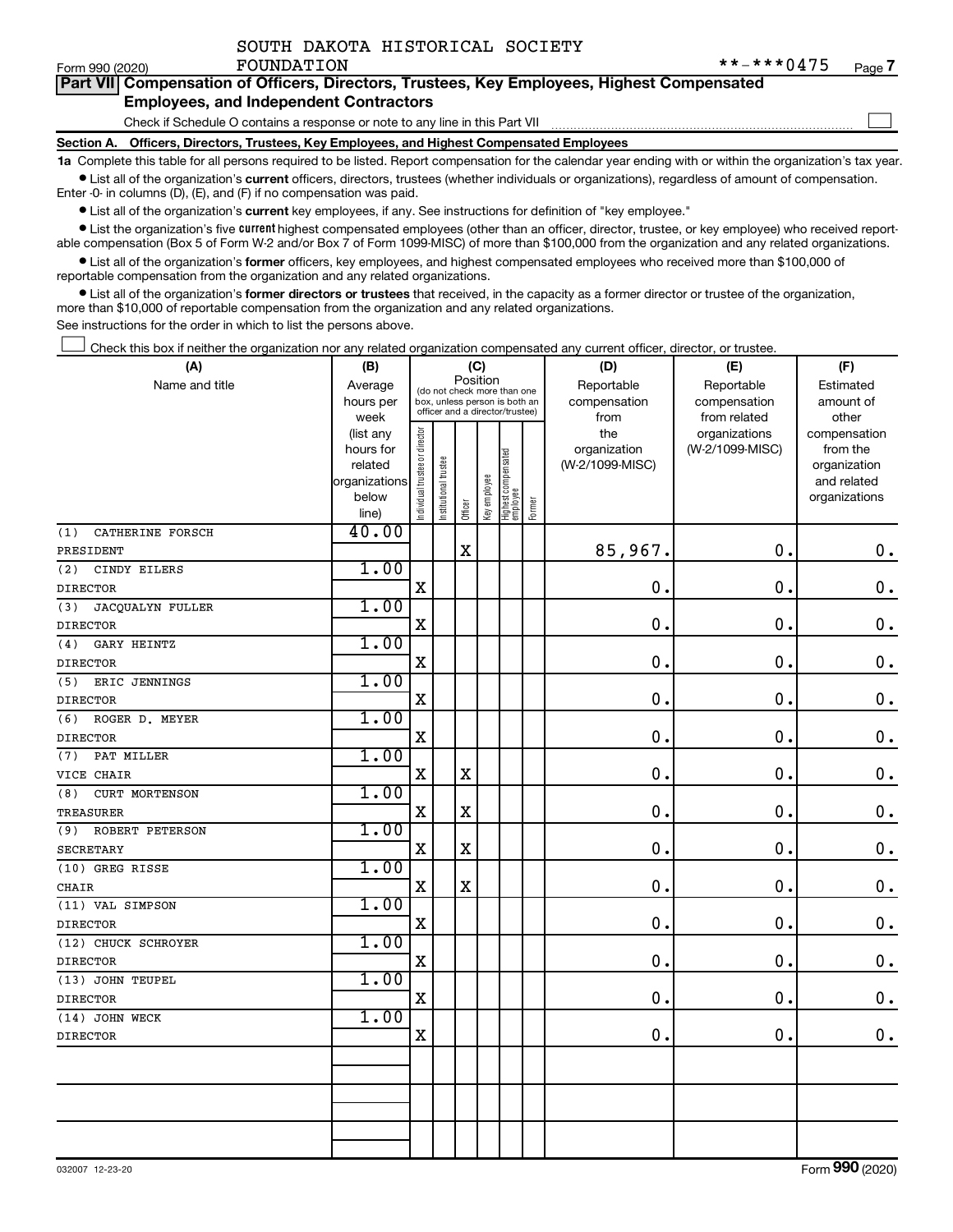SOUTH DAKOTA HISTORICAL SOCIETY FOUNDATION **-***0475

Form 990 (2020)

## Part VII Compensation of Officers, Directors, Trustees, Key Employees, Highest Compensated Employees, and Independent Contractors

Check if Schedule O contains a response or note to any line in this Part VII

### Section A. Officers, Directors, Trustees, Key Employees, and Highest Compensated Employees

**1a** Complete this table for all persons required to be listed. Report compensation for the calendar year ending with or within the organization's tax year.

- List all of the organization's **current** officers, directors, trustees (whether individuals or organizations), regardless of amount of compensation. Enter -0- in columns (D), (E), and (F) if no compensation was paid.
- List all of the organization's **current** key employees, if any. See instructions for definition of "key employee."
- List the organization's five **current** highest compensated employees (other than an officer, director, trustee, or key employee) who received reportable compensation (Box 5 of Form W-2 and/or Box 7 of Form 1099-MISC) of more than $100,000 from the organization and any related organizations.
- List all of the organization's **former** officers, key employees, and highest compensated employees who received more than $100,000 of reportable compensation from the organization and any related organizations.
- List all of the organization's **former directors or trustees** that received, in the capacity as a former director or trustee of the organization, more than $10,000 of reportable compensation from the organization and any related organizations.

See instructions for the order in which to list the persons above.

Check this box if neither the organization nor any related organization compensated any current officer, director, or trustee.

| (A) Name and title | (B) Average hours per week (list any hours for related organizations below line) | (C) Position: Individual trustee or director | Institutional trustee | Officer | Key employee | Highest compensated employee | Former | (D) Reportable compensation from the organization (W-2/1099-MISC) | (E) Reportable compensation from related organizations (W-2/1099-MISC) | (F) Estimated amount of other compensation from the organization and related organizations |
|---|---|---|---|---|---|---|---|---|---|---|
| (1) CATHERINE FORSCH<br>PRESIDENT | 40.00 | | | X | | | | 85,967. | 0. | 0. |
| (2) CINDY EILERS<br>DIRECTOR | 1.00 | X | | | | | | 0. | 0. | 0. |
| (3) JACQUALYN FULLER<br>DIRECTOR | 1.00 | X | | | | | | 0. | 0. | 0. |
| (4) GARY HEINTZ<br>DIRECTOR | 1.00 | X | | | | | | 0. | 0. | 0. |
| (5) ERIC JENNINGS<br>DIRECTOR | 1.00 | X | | | | | | 0. | 0. | 0. |
| (6) ROGER D. MEYER<br>DIRECTOR | 1.00 | X | | | | | | 0. | 0. | 0. |
| (7) PAT MILLER<br>VICE CHAIR | 1.00 | X | | X | | | | 0. | 0. | 0. |
| (8) CURT MORTENSON<br>TREASURER | 1.00 | X | | X | | | | 0. | 0. | 0. |
| (9) ROBERT PETERSON<br>SECRETARY | 1.00 | X | | X | | | | 0. | 0. | 0. |
| (10) GREG RISSE<br>CHAIR | 1.00 | X | | X | | | | 0. | 0. | 0. |
| (11) VAL SIMPSON<br>DIRECTOR | 1.00 | X | | | | | | 0. | 0. | 0. |
| (12) CHUCK SCHROYER<br>DIRECTOR | 1.00 | X | | | | | | 0. | 0. | 0. |
| (13) JOHN TEUPEL<br>DIRECTOR | 1.00 | X | | | | | | 0. | 0. | 0. |
| (14) JOHN WECK<br>DIRECTOR | 1.00 | X | | | | | | 0. | 0. | 0. |

032007 12-23-20 Form **990** (2020)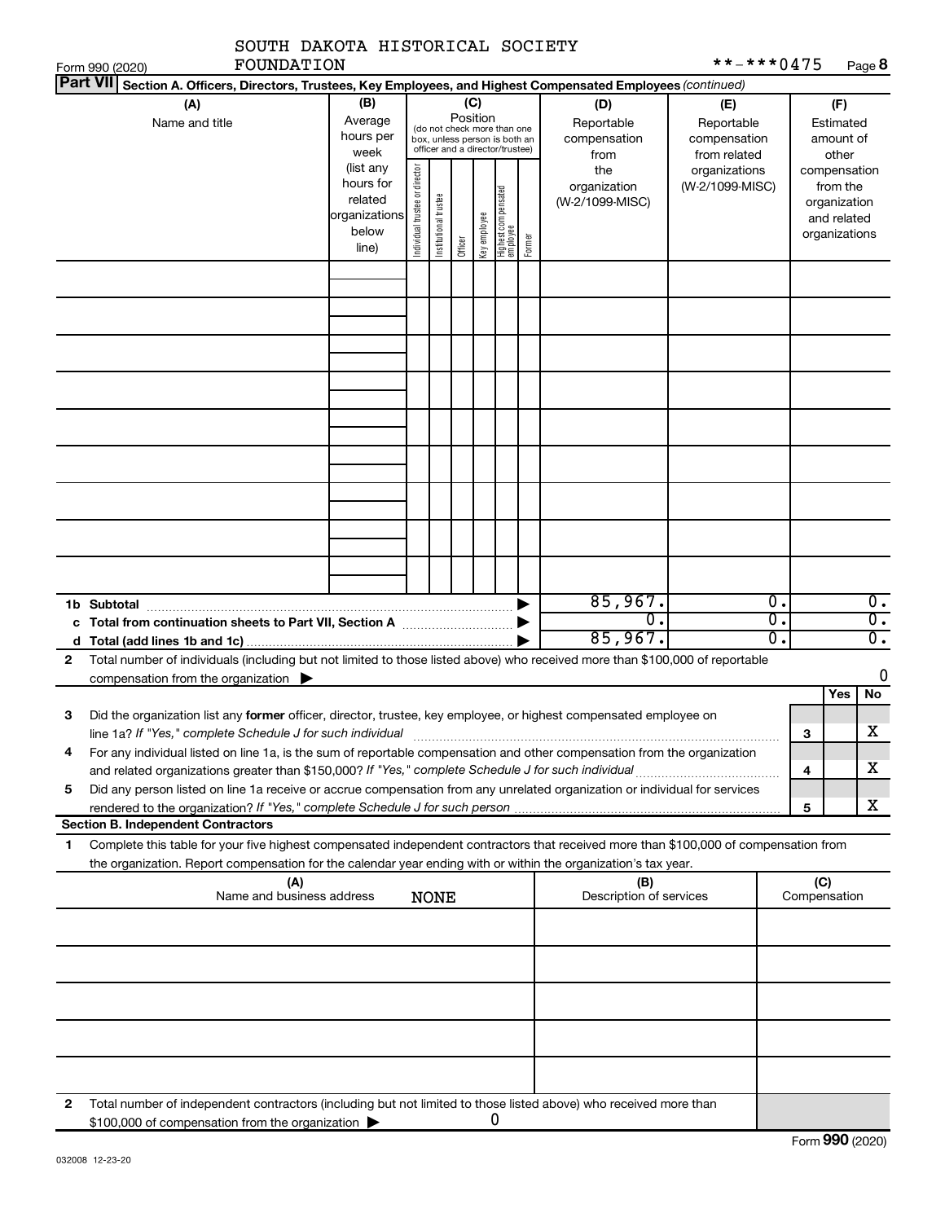SOUTH DAKOTA HISTORICAL SOCIETY FOUNDATION

Form 990 (2020) **-***0475 Page 8

**Part VII** **Section A. Officers, Directors, Trustees, Key Employees, and Highest Compensated Employees** *(continued)*

| (A) Name and title | (B) Average hours per week (list any hours for related organizations below line) | (C) Position (do not check more than one box, unless person is both an officer and a director/trustee) Individual trustee or director | Institutional trustee | Officer | Key employee | Highest compensated employee | Former | (D) Reportable compensation from the organization (W-2/1099-MISC) | (E) Reportable compensation from related organizations (W-2/1099-MISC) | (F) Estimated amount of other compensation from the organization and related organizations |
|---|---|---|---|---|---|---|---|---|---|---|
| | | | | | | | | | | |
| | | | | | | | | | | |
| | | | | | | | | | | |
| | | | | | | | | | | |
| | | | | | | | | | | |
| | | | | | | | | | | |
| | | | | | | | | | | |
| | | | | | | | | | | |
| | | | | | | | | | | |
| **1b Subtotal** | | | | | | | | 85,967. | 0. | 0. |
| **c Total from continuation sheets to Part VII, Section A** | | | | | | | | 0. | 0. | 0. |
| **d Total (add lines 1b and 1c)** | | | | | | | | 85,967. | 0. | 0. |

**2** Total number of individuals (including but not limited to those listed above) who received more than $100,000 of reportable compensation from the organization ▶ 0

| | | | Yes | No |
|---|---|---|---|---|
| **3** | Did the organization list any **former** officer, director, trustee, key employee, or highest compensated employee on line 1a? *If "Yes," complete Schedule J for such individual* | 3 | | X |
| **4** | For any individual listed on line 1a, is the sum of reportable compensation and other compensation from the organization and related organizations greater than $150,000? *If "Yes," complete Schedule J for such individual* | 4 | | X |
| **5** | Did any person listed on line 1a receive or accrue compensation from any unrelated organization or individual for services rendered to the organization? *If "Yes," complete Schedule J for such person* | 5 | | X |

**Section B. Independent Contractors**

**1** Complete this table for your five highest compensated independent contractors that received more than $100,000 of compensation from the organization. Report compensation for the calendar year ending with or within the organization's tax year.

| (A) Name and business address | (B) Description of services | (C) Compensation |
|---|---|---|
| NONE | | |
| | | |
| | | |
| | | |
| | | |

**2** Total number of independent contractors (including but not limited to those listed above) who received more than $100,000 of compensation from the organization ▶ 0

Form **990** (2020)

032008 12-23-20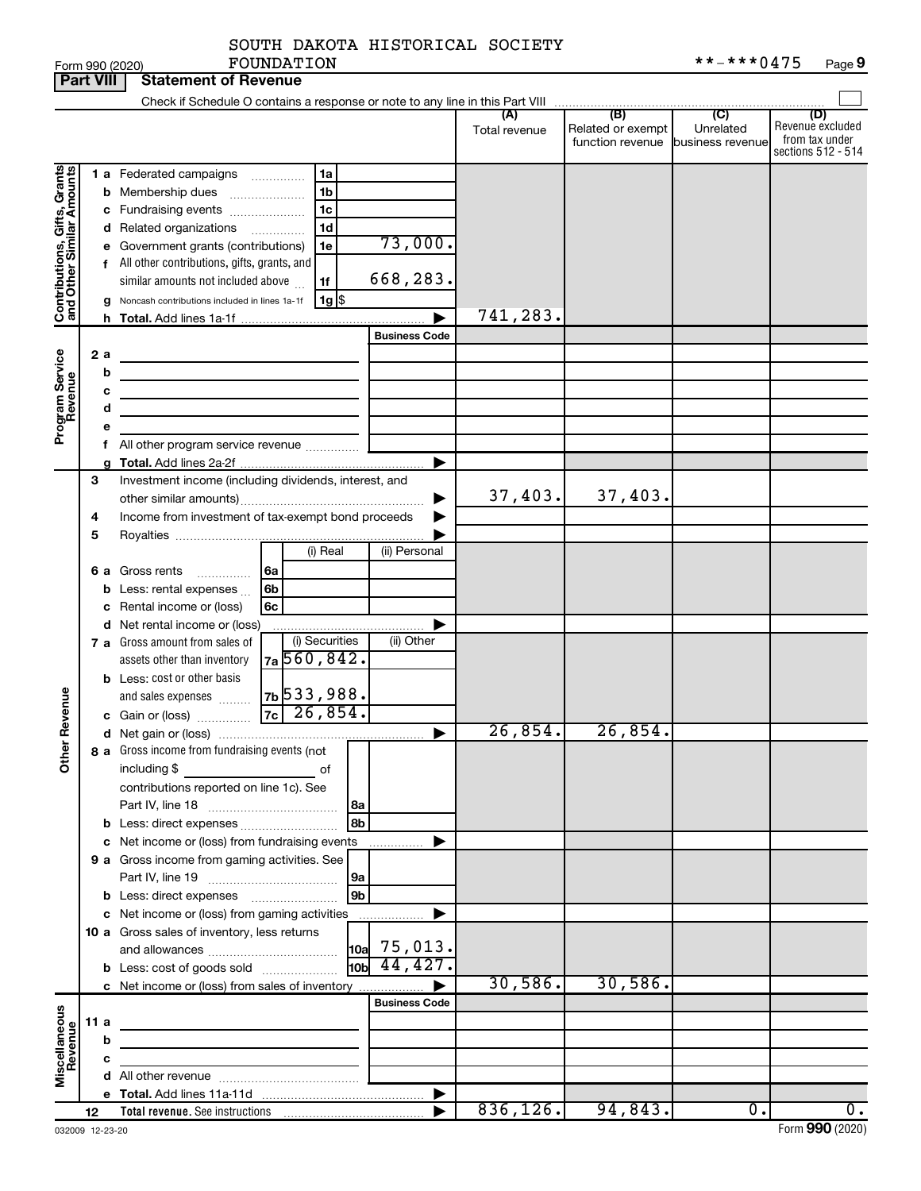SOUTH DAKOTA HISTORICAL SOCIETY FOUNDATION **-***0475

Form 990 (2020) Page 9

## Part VIII Statement of Revenue

Check if Schedule O contains a response or note to any line in this Part VIII

| | | | | (A) Total revenue | (B) Related or exempt function revenue | (C) Unrelated business revenue | (D) Revenue excluded from tax under sections 512 - 514 |
|---|---|---|---|---|---|---|---|
| Contributions, Gifts, Grants and Other Similar Amounts | 1 a | Federated campaigns | 1a | | | | |
| | b | Membership dues | 1b | | | | |
| | c | Fundraising events | 1c | | | | |
| | d | Related organizations | 1d | | | | |
| | e | Government grants (contributions) | 1e 73,000. | | | | |
| | f | All other contributions, gifts, grants, and similar amounts not included above | 1f 668,283. | | | | |
| | g | Noncash contributions included in lines 1a-1f | 1g $ | | | | |
| | h | Total. Add lines 1a-1f | | 741,283. | | | |
| Program Service Revenue | | | Business Code | | | | |
| | 2 a | | | | | | |
| | b | | | | | | |
| | c | | | | | | |
| | d | | | | | | |
| | e | | | | | | |
| | f | All other program service revenue | | | | | |
| | g | Total. Add lines 2a-2f | | | | | |
| Other Revenue | 3 | Investment income (including dividends, interest, and other similar amounts) | | 37,403. | 37,403. | | |
| | 4 | Income from investment of tax-exempt bond proceeds | | | | | |
| | 5 | Royalties | | | | | |
| | | | (i) Real / (ii) Personal | | | | |
| | 6 a | Gross rents | 6a | | | | |
| | b | Less: rental expenses | 6b | | | | |
| | c | Rental income or (loss) | 6c | | | | |
| | d | Net rental income or (loss) | | | | | |
| | | | (i) Securities / (ii) Other | | | | |
| | 7 a | Gross amount from sales of assets other than inventory | 7a 560,842. | | | | |
| | b | Less: cost or other basis and sales expenses | 7b 533,988. | | | | |
| | c | Gain or (loss) | 7c 26,854. | | | | |
| | d | Net gain or (loss) | | 26,854. | 26,854. | | |
| | 8 a | Gross income from fundraising events (not including $ of contributions reported on line 1c). See Part IV, line 18 | 8a | | | | |
| | b | Less: direct expenses | 8b | | | | |
| | c | Net income or (loss) from fundraising events | | | | | |
| | 9 a | Gross income from gaming activities. See Part IV, line 19 | 9a | | | | |
| | b | Less: direct expenses | 9b | | | | |
| | c | Net income or (loss) from gaming activities | | | | | |
| | 10 a | Gross sales of inventory, less returns and allowances | 10a 75,013. | | | | |
| | b | Less: cost of goods sold | 10b 44,427. | | | | |
| | c | Net income or (loss) from sales of inventory | | 30,586. | 30,586. | | |
| Miscellaneous Revenue | | | Business Code | | | | |
| | 11 a | | | | | | |
| | b | | | | | | |
| | c | | | | | | |
| | d | All other revenue | | | | | |
| | e | Total. Add lines 11a-11d | | | | | |
| | 12 | Total revenue. See instructions | | 836,126. | 94,843. | 0. | 0. |

032009 12-23-20

Form 990 (2020)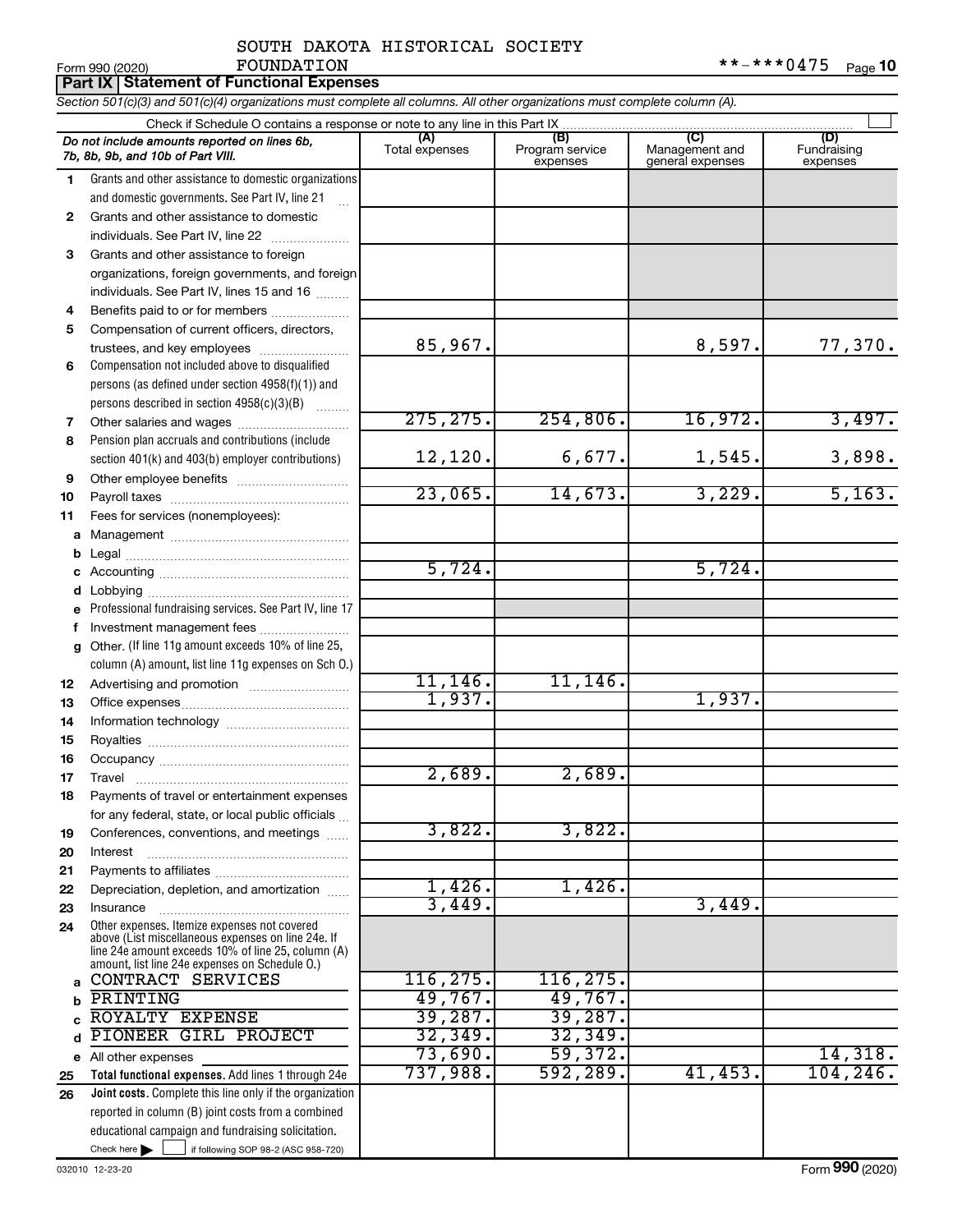SOUTH DAKOTA HISTORICAL SOCIETY FOUNDATION

Form 990 (2020) **-***0475 Page 10

**Part IX | Statement of Functional Expenses**

*Section 501(c)(3) and 501(c)(4) organizations must complete all columns. All other organizations must complete column (A).*

Check if Schedule O contains a response or note to any line in this Part IX ☐

| | *Do not include amounts reported on lines 6b, 7b, 8b, 9b, and 10b of Part VIII.* | (A) Total expenses | (B) Program service expenses | (C) Management and general expenses | (D) Fundraising expenses |
|---|---|---|---|---|---|
| 1 | Grants and other assistance to domestic organizations and domestic governments. See Part IV, line 21 | | | | |
| 2 | Grants and other assistance to domestic individuals. See Part IV, line 22 | | | | |
| 3 | Grants and other assistance to foreign organizations, foreign governments, and foreign individuals. See Part IV, lines 15 and 16 | | | | |
| 4 | Benefits paid to or for members | | | | |
| 5 | Compensation of current officers, directors, trustees, and key employees | 85,967. | | 8,597. | 77,370. |
| 6 | Compensation not included above to disqualified persons (as defined under section 4958(f)(1)) and persons described in section 4958(c)(3)(B) | | | | |
| 7 | Other salaries and wages | 275,275. | 254,806. | 16,972. | 3,497. |
| 8 | Pension plan accruals and contributions (include section 401(k) and 403(b) employer contributions) | 12,120. | 6,677. | 1,545. | 3,898. |
| 9 | Other employee benefits | | | | |
| 10 | Payroll taxes | 23,065. | 14,673. | 3,229. | 5,163. |
| 11 | Fees for services (nonemployees): | | | | |
| a | Management | | | | |
| b | Legal | | | | |
| c | Accounting | 5,724. | | 5,724. | |
| d | Lobbying | | | | |
| e | Professional fundraising services. See Part IV, line 17 | | | | |
| f | Investment management fees | | | | |
| g | Other. (If line 11g amount exceeds 10% of line 25, column (A) amount, list line 11g expenses on Sch O.) | | | | |
| 12 | Advertising and promotion | 11,146. | 11,146. | | |
| 13 | Office expenses | 1,937. | | 1,937. | |
| 14 | Information technology | | | | |
| 15 | Royalties | | | | |
| 16 | Occupancy | | | | |
| 17 | Travel | 2,689. | 2,689. | | |
| 18 | Payments of travel or entertainment expenses for any federal, state, or local public officials | | | | |
| 19 | Conferences, conventions, and meetings | 3,822. | 3,822. | | |
| 20 | Interest | | | | |
| 21 | Payments to affiliates | | | | |
| 22 | Depreciation, depletion, and amortization | 1,426. | 1,426. | | |
| 23 | Insurance | 3,449. | | 3,449. | |
| 24 | Other expenses. Itemize expenses not covered above (List miscellaneous expenses on line 24e. If line 24e amount exceeds 10% of line 25, column (A) amount, list line 24e expenses on Schedule O.) | | | | |
| a | CONTRACT SERVICES | 116,275. | 116,275. | | |
| b | PRINTING | 49,767. | 49,767. | | |
| c | ROYALTY EXPENSE | 39,287. | 39,287. | | |
| d | PIONEER GIRL PROJECT | 32,349. | 32,349. | | |
| e | All other expenses | 73,690. | 59,372. | | 14,318. |
| 25 | **Total functional expenses.** Add lines 1 through 24e | 737,988. | 592,289. | 41,453. | 104,246. |
| 26 | **Joint costs.** Complete this line only if the organization reported in column (B) joint costs from a combined educational campaign and fundraising solicitation. Check here ☐ if following SOP 98-2 (ASC 958-720) | | | | |

032010 12-23-20 Form **990** (2020)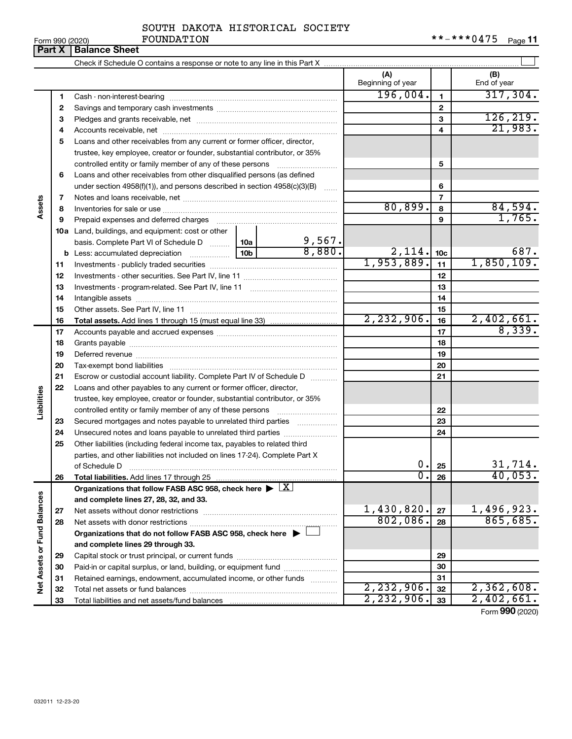SOUTH DAKOTA HISTORICAL SOCIETY FOUNDATION

Form 990 (2020) **-***0475 Page 11

## Part X Balance Sheet

Check if Schedule O contains a response or note to any line in this Part X

| | | | (A) Beginning of year | | (B) End of year |
|---|---|---|---|---|---|
| Assets | 1 | Cash - non-interest-bearing | 196,004. | 1 | 317,304. |
| | 2 | Savings and temporary cash investments | | 2 | |
| | 3 | Pledges and grants receivable, net | | 3 | 126,219. |
| | 4 | Accounts receivable, net | | 4 | 21,983. |
| | 5 | Loans and other receivables from any current or former officer, director, trustee, key employee, creator or founder, substantial contributor, or 35% controlled entity or family member of any of these persons | | 5 | |
| | 6 | Loans and other receivables from other disqualified persons (as defined under section 4958(f)(1)), and persons described in section 4958(c)(3)(B) | | 6 | |
| | 7 | Notes and loans receivable, net | | 7 | |
| | 8 | Inventories for sale or use | 80,899. | 8 | 84,594. |
| | 9 | Prepaid expenses and deferred charges | | 9 | 1,765. |
| | 10a | Land, buildings, and equipment: cost or other basis. Complete Part VI of Schedule D — 10a: 9,567. | | | |
| | b | Less: accumulated depreciation — 10b: 8,880. | 2,114. | 10c | 687. |
| | 11 | Investments - publicly traded securities | 1,953,889. | 11 | 1,850,109. |
| | 12 | Investments - other securities. See Part IV, line 11 | | 12 | |
| | 13 | Investments - program-related. See Part IV, line 11 | | 13 | |
| | 14 | Intangible assets | | 14 | |
| | 15 | Other assets. See Part IV, line 11 | | 15 | |
| | 16 | **Total assets.** Add lines 1 through 15 (must equal line 33) | 2,232,906. | 16 | 2,402,661. |
| Liabilities | 17 | Accounts payable and accrued expenses | | 17 | 8,339. |
| | 18 | Grants payable | | 18 | |
| | 19 | Deferred revenue | | 19 | |
| | 20 | Tax-exempt bond liabilities | | 20 | |
| | 21 | Escrow or custodial account liability. Complete Part IV of Schedule D | | 21 | |
| | 22 | Loans and other payables to any current or former officer, director, trustee, key employee, creator or founder, substantial contributor, or 35% controlled entity or family member of any of these persons | | 22 | |
| | 23 | Secured mortgages and notes payable to unrelated third parties | | 23 | |
| | 24 | Unsecured notes and loans payable to unrelated third parties | | 24 | |
| | 25 | Other liabilities (including federal income tax, payables to related third parties, and other liabilities not included on lines 17-24). Complete Part X of Schedule D | 0. | 25 | 31,714. |
| | 26 | **Total liabilities.** Add lines 17 through 25 | 0. | 26 | 40,053. |
| Net Assets or Fund Balances | | **Organizations that follow FASB ASC 958, check here** ▶ [X] **and complete lines 27, 28, 32, and 33.** | | | |
| | 27 | Net assets without donor restrictions | 1,430,820. | 27 | 1,496,923. |
| | 28 | Net assets with donor restrictions | 802,086. | 28 | 865,685. |
| | | **Organizations that do not follow FASB ASC 958, check here** ▶ [ ] **and complete lines 29 through 33.** | | | |
| | 29 | Capital stock or trust principal, or current funds | | 29 | |
| | 30 | Paid-in or capital surplus, or land, building, or equipment fund | | 30 | |
| | 31 | Retained earnings, endowment, accumulated income, or other funds | | 31 | |
| | 32 | Total net assets or fund balances | 2,232,906. | 32 | 2,362,608. |
| | 33 | Total liabilities and net assets/fund balances | 2,232,906. | 33 | 2,402,661. |

Form **990** (2020)

032011 12-23-20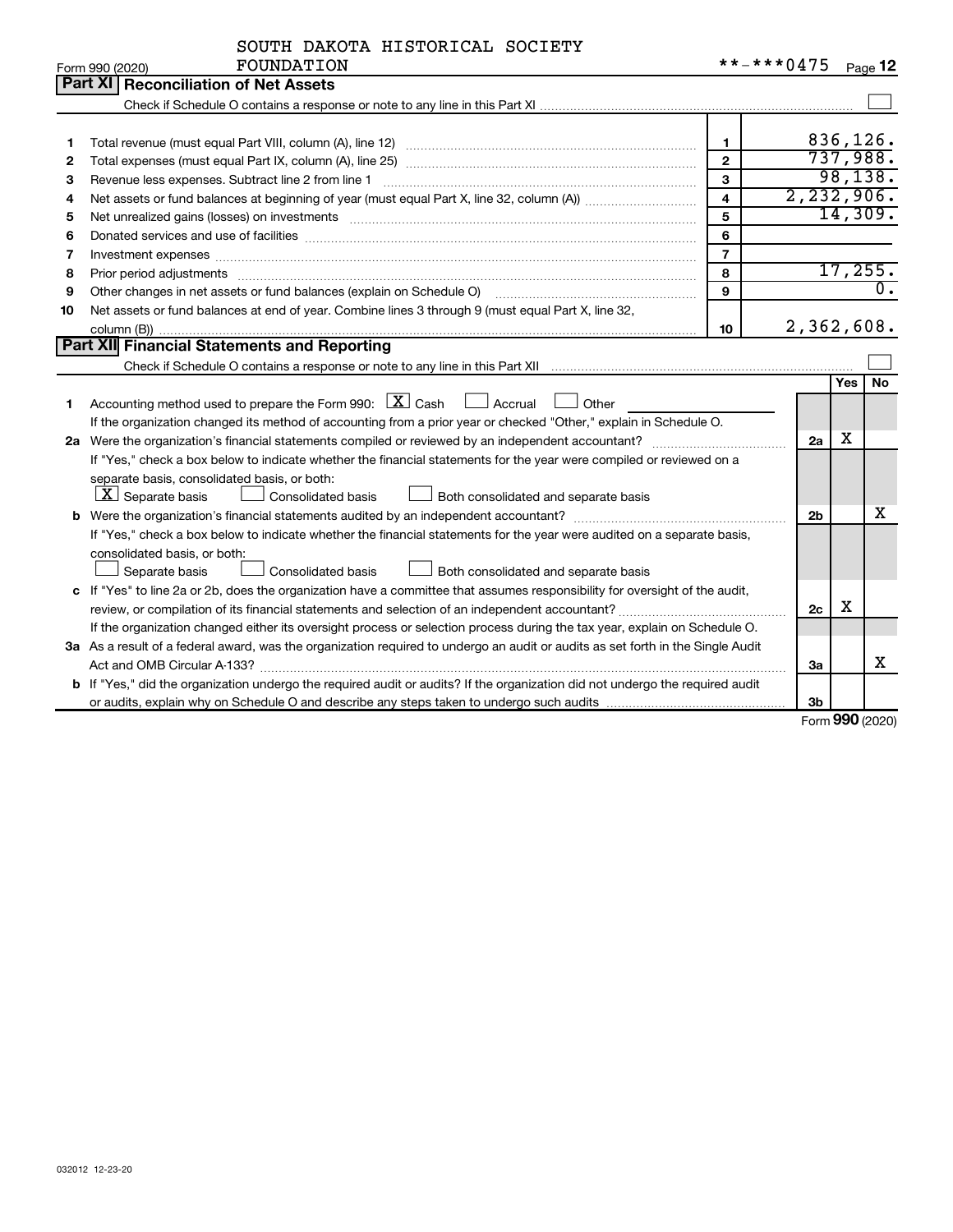SOUTH DAKOTA HISTORICAL SOCIETY FOUNDATION **-***0475

## Part XI Reconciliation of Net Assets

Check if Schedule O contains a response or note to any line in this Part XI ☐

| | | | |
|---|---|---|---|
| 1 | Total revenue (must equal Part VIII, column (A), line 12) | 1 | 836,126. |
| 2 | Total expenses (must equal Part IX, column (A), line 25) | 2 | 737,988. |
| 3 | Revenue less expenses. Subtract line 2 from line 1 | 3 | 98,138. |
| 4 | Net assets or fund balances at beginning of year (must equal Part X, line 32, column (A)) | 4 | 2,232,906. |
| 5 | Net unrealized gains (losses) on investments | 5 | 14,309. |
| 6 | Donated services and use of facilities | 6 | |
| 7 | Investment expenses | 7 | |
| 8 | Prior period adjustments | 8 | 17,255. |
| 9 | Other changes in net assets or fund balances (explain on Schedule O) | 9 | 0. |
| 10 | Net assets or fund balances at end of year. Combine lines 3 through 9 (must equal Part X, line 32, column (B)) | 10 | 2,362,608. |

## Part XII Financial Statements and Reporting

Check if Schedule O contains a response or note to any line in this Part XII ☐

| | | | Yes | No |
|---|---|---|---|---|
| 1 | Accounting method used to prepare the Form 990: ☒ Cash ☐ Accrual ☐ Other<br>If the organization changed its method of accounting from a prior year or checked "Other," explain in Schedule O. | | | |
| 2a | Were the organization's financial statements compiled or reviewed by an independent accountant?<br>If "Yes," check a box below to indicate whether the financial statements for the year were compiled or reviewed on a separate basis, consolidated basis, or both:<br>☒ Separate basis ☐ Consolidated basis ☐ Both consolidated and separate basis | 2a | X | |
| b | Were the organization's financial statements audited by an independent accountant?<br>If "Yes," check a box below to indicate whether the financial statements for the year were audited on a separate basis, consolidated basis, or both:<br>☐ Separate basis ☐ Consolidated basis ☐ Both consolidated and separate basis | 2b | | X |
| c | If "Yes" to line 2a or 2b, does the organization have a committee that assumes responsibility for oversight of the audit, review, or compilation of its financial statements and selection of an independent accountant?<br>If the organization changed either its oversight process or selection process during the tax year, explain on Schedule O. | 2c | X | |
| 3a | As a result of a federal award, was the organization required to undergo an audit or audits as set forth in the Single Audit Act and OMB Circular A-133? | 3a | | X |
| b | If "Yes," did the organization undergo the required audit or audits? If the organization did not undergo the required audit or audits, explain why on Schedule O and describe any steps taken to undergo such audits | 3b | | |

Form **990** (2020)

032012 12-23-20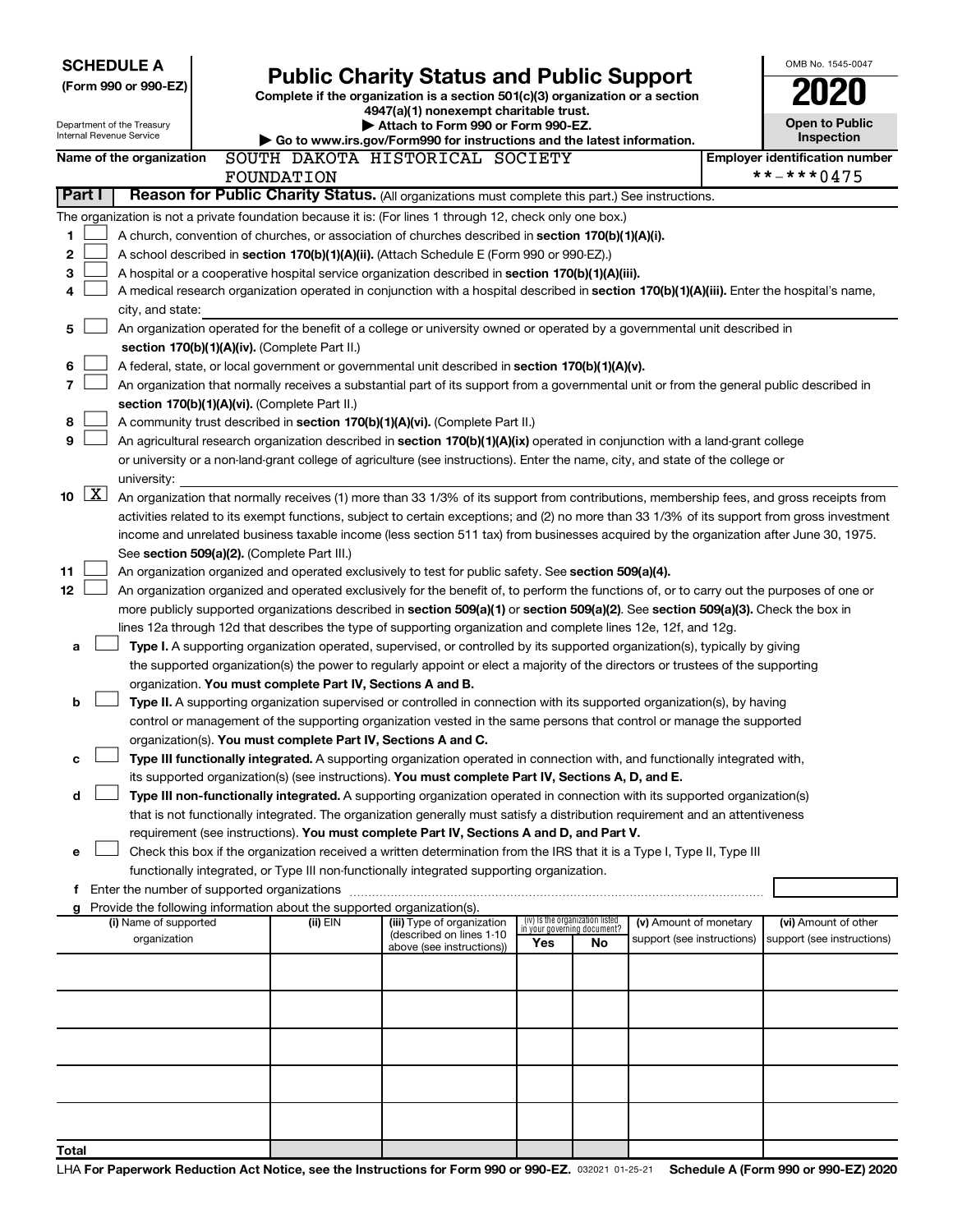**SCHEDULE A**
**(Form 990 or 990-EZ)**

Department of the Treasury
Internal Revenue Service

# Public Charity Status and Public Support

**Complete if the organization is a section 501(c)(3) organization or a section 4947(a)(1) nonexempt charitable trust.**
**▶ Attach to Form 990 or Form 990-EZ.**
**▶ Go to www.irs.gov/Form990 for instructions and the latest information.**

OMB No. 1545-0047
**2020**
**Open to Public Inspection**

**Name of the organization** SOUTH DAKOTA HISTORICAL SOCIETY FOUNDATION

**Employer identification number** **-***0475

## Part I Reason for Public Charity Status. (All organizations must complete this part.) See instructions.

The organization is not a private foundation because it is: (For lines 1 through 12, check only one box.)

1 ☐ A church, convention of churches, or association of churches described in **section 170(b)(1)(A)(i).**

2 ☐ A school described in **section 170(b)(1)(A)(ii).** (Attach Schedule E (Form 990 or 990-EZ).)

3 ☐ A hospital or a cooperative hospital service organization described in **section 170(b)(1)(A)(iii).**

4 ☐ A medical research organization operated in conjunction with a hospital described in **section 170(b)(1)(A)(iii).** Enter the hospital's name, city, and state:

5 ☐ An organization operated for the benefit of a college or university owned or operated by a governmental unit described in **section 170(b)(1)(A)(iv).** (Complete Part II.)

6 ☐ A federal, state, or local government or governmental unit described in **section 170(b)(1)(A)(v).**

7 ☐ An organization that normally receives a substantial part of its support from a governmental unit or from the general public described in **section 170(b)(1)(A)(vi).** (Complete Part II.)

8 ☐ A community trust described in **section 170(b)(1)(A)(vi).** (Complete Part II.)

9 ☐ An agricultural research organization described in **section 170(b)(1)(A)(ix)** operated in conjunction with a land-grant college or university or a non-land-grant college of agriculture (see instructions). Enter the name, city, and state of the college or university:

10 ☒ An organization that normally receives (1) more than 33 1/3% of its support from contributions, membership fees, and gross receipts from activities related to its exempt functions, subject to certain exceptions; and (2) no more than 33 1/3% of its support from gross investment income and unrelated business taxable income (less section 511 tax) from businesses acquired by the organization after June 30, 1975. See **section 509(a)(2).** (Complete Part III.)

11 ☐ An organization organized and operated exclusively to test for public safety. See **section 509(a)(4).**

12 ☐ An organization organized and operated exclusively for the benefit of, to perform the functions of, or to carry out the purposes of one or more publicly supported organizations described in **section 509(a)(1)** or **section 509(a)(2).** See **section 509(a)(3).** Check the box in lines 12a through 12d that describes the type of supporting organization and complete lines 12e, 12f, and 12g.

a ☐ **Type I.** A supporting organization operated, supervised, or controlled by its supported organization(s), typically by giving the supported organization(s) the power to regularly appoint or elect a majority of the directors or trustees of the supporting organization. **You must complete Part IV, Sections A and B.**

b ☐ **Type II.** A supporting organization supervised or controlled in connection with its supported organization(s), by having control or management of the supporting organization vested in the same persons that control or manage the supported organization(s). **You must complete Part IV, Sections A and C.**

c ☐ **Type III functionally integrated.** A supporting organization operated in connection with, and functionally integrated with, its supported organization(s) (see instructions). **You must complete Part IV, Sections A, D, and E.**

d ☐ **Type III non-functionally integrated.** A supporting organization operated in connection with its supported organization(s) that is not functionally integrated. The organization generally must satisfy a distribution requirement and an attentiveness requirement (see instructions). **You must complete Part IV, Sections A and D, and Part V.**

e ☐ Check this box if the organization received a written determination from the IRS that it is a Type I, Type II, Type III functionally integrated, or Type III non-functionally integrated supporting organization.

f Enter the number of supported organizations

g Provide the following information about the supported organization(s).

| (i) Name of supported organization | (ii) EIN | (iii) Type of organization (described on lines 1-10 above (see instructions)) | (iv) Is the organization listed in your governing document? Yes | No | (v) Amount of monetary support (see instructions) | (vi) Amount of other support (see instructions) |
|---|---|---|---|---|---|---|
| | | | | | | |
| | | | | | | |
| | | | | | | |
| | | | | | | |
| | | | | | | |
| **Total** | | | | | | |

LHA **For Paperwork Reduction Act Notice, see the Instructions for Form 990 or 990-EZ.** 032021 01-25-21 **Schedule A (Form 990 or 990-EZ) 2020**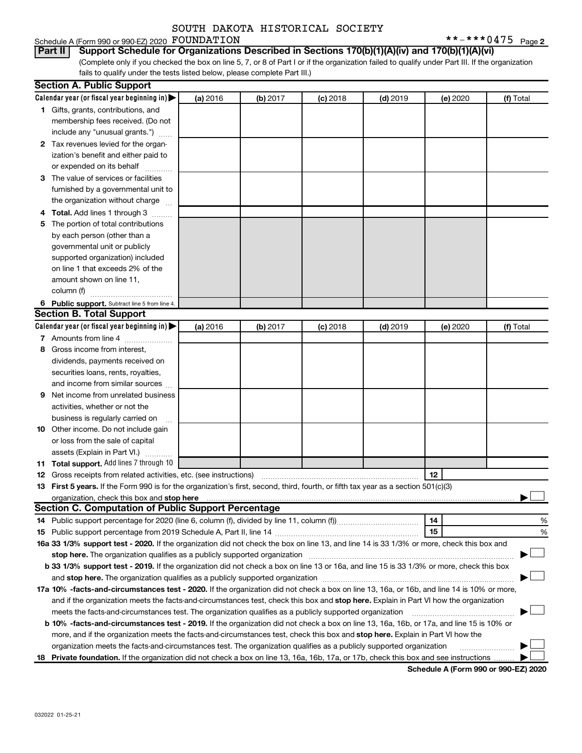SOUTH DAKOTA HISTORICAL SOCIETY

Schedule A (Form 990 or 990-EZ) 2020 FOUNDATION **-***0475 Page 2

**Part II** **Support Schedule for Organizations Described in Sections 170(b)(1)(A)(iv) and 170(b)(1)(A)(vi)**

(Complete only if you checked the box on line 5, 7, or 8 of Part I or if the organization failed to qualify under Part III. If the organization fails to qualify under the tests listed below, please complete Part III.)

## Section A. Public Support

| Calendar year (or fiscal year beginning in) ▶ | (a) 2016 | (b) 2017 | (c) 2018 | (d) 2019 | (e) 2020 | (f) Total |
|---|---|---|---|---|---|---|
| 1 Gifts, grants, contributions, and membership fees received. (Do not include any "unusual grants.") | | | | | | |
| 2 Tax revenues levied for the organization's benefit and either paid to or expended on its behalf | | | | | | |
| 3 The value of services or facilities furnished by a governmental unit to the organization without charge | | | | | | |
| 4 Total. Add lines 1 through 3 | | | | | | |
| 5 The portion of total contributions by each person (other than a governmental unit or publicly supported organization) included on line 1 that exceeds 2% of the amount shown on line 11, column (f) | | | | | | |
| 6 Public support. Subtract line 5 from line 4. | | | | | | |

## Section B. Total Support

| Calendar year (or fiscal year beginning in) ▶ | (a) 2016 | (b) 2017 | (c) 2018 | (d) 2019 | (e) 2020 | (f) Total |
|---|---|---|---|---|---|---|
| 7 Amounts from line 4 | | | | | | |
| 8 Gross income from interest, dividends, payments received on securities loans, rents, royalties, and income from similar sources | | | | | | |
| 9 Net income from unrelated business activities, whether or not the business is regularly carried on | | | | | | |
| 10 Other income. Do not include gain or loss from the sale of capital assets (Explain in Part VI.) | | | | | | |
| 11 Total support. Add lines 7 through 10 | | | | | | |

**12** Gross receipts from related activities, etc. (see instructions) | **12** |

**13** **First 5 years.** If the Form 990 is for the organization's first, second, third, fourth, or fifth tax year as a 501(c)(3) organization, check this box and **stop here** ▶ ☐

## Section C. Computation of Public Support Percentage

**14** Public support percentage for 2020 (line 6, column (f), divided by line 11, column (f)) | **14** | %

**15** Public support percentage from 2019 Schedule A, Part II, line 14 | **15** | %

**16a 33 1/3% support test - 2020.** If the organization did not check the box on line 13, and line 14 is 33 1/3% or more, check this box and **stop here.** The organization qualifies as a publicly supported organization ▶ ☐

**b 33 1/3% support test - 2019.** If the organization did not check a box on line 13 or 16a, and line 15 is 33 1/3% or more, check this box and **stop here.** The organization qualifies as a publicly supported organization ▶ ☐

**17a 10% -facts-and-circumstances test - 2020.** If the organization did not check a box on line 13, 16a, or 16b, and line 14 is 10% or more, and if the organization meets the facts-and-circumstances test, check this box and **stop here.** Explain in Part VI how the organization meets the facts-and-circumstances test. The organization qualifies as a publicly supported organization ▶ ☐

**b 10% -facts-and-circumstances test - 2019.** If the organization did not check a box on line 13, 16a, 16b, or 17a, and line 15 is 10% or more, and if the organization meets the facts-and-circumstances test, check this box and **stop here.** Explain in Part VI how the organization meets the facts-and-circumstances test. The organization qualifies as a publicly supported organization ▶ ☐

**18** **Private foundation.** If the organization did not check a box on line 13, 16a, 16b, 17a, or 17b, check this box and see instructions ▶ ☐

**Schedule A (Form 990 or 990-EZ) 2020**

032022 01-25-21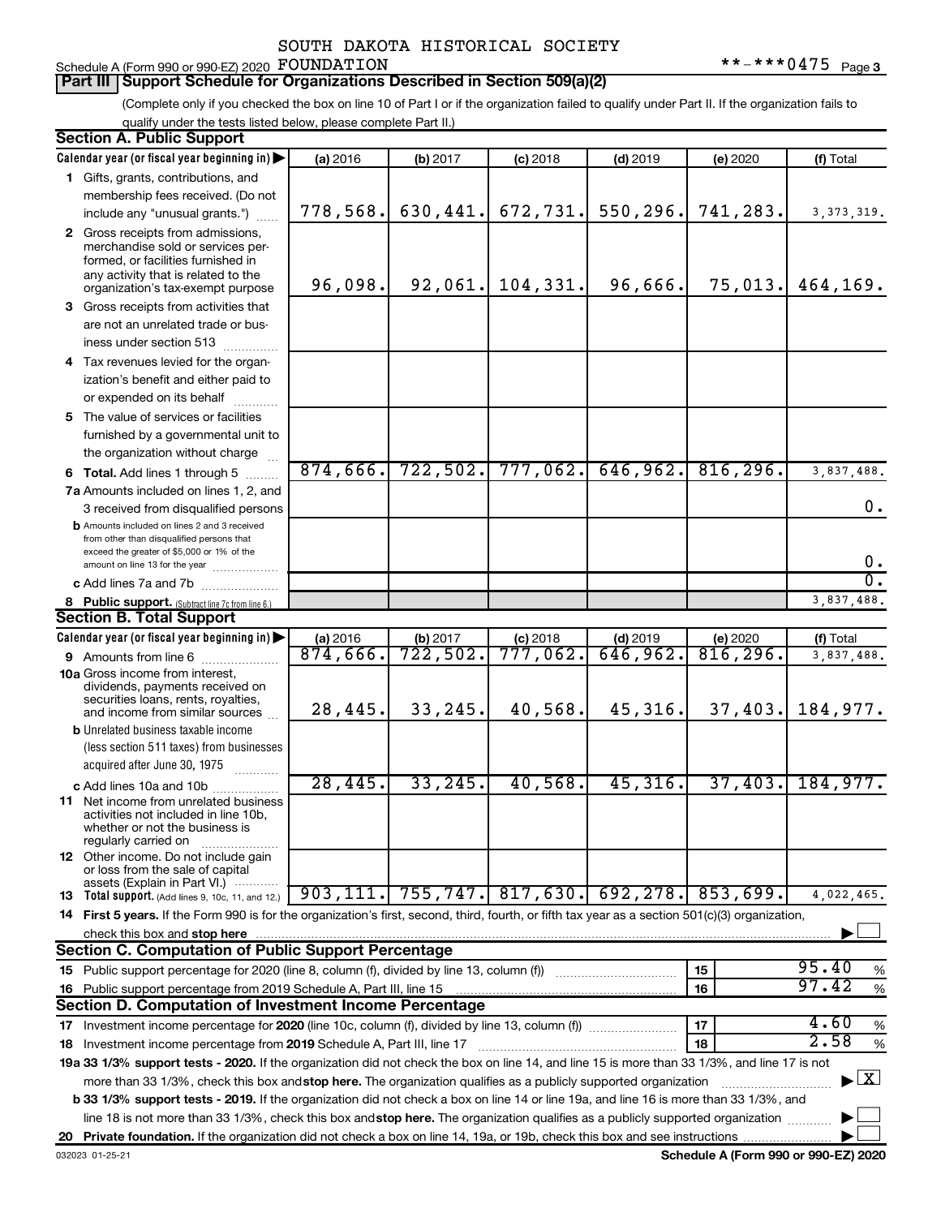SOUTH DAKOTA HISTORICAL SOCIETY

Schedule A (Form 990 or 990-EZ) 2020 FOUNDATION **-***0475 Page 3

**Part III Support Schedule for Organizations Described in Section 509(a)(2)**

(Complete only if you checked the box on line 10 of Part I or if the organization failed to qualify under Part II. If the organization fails to qualify under the tests listed below, please complete Part II.)

**Section A. Public Support**

| Calendar year (or fiscal year beginning in) | (a) 2016 | (b) 2017 | (c) 2018 | (d) 2019 | (e) 2020 | (f) Total |
|---|---|---|---|---|---|---|
| 1 Gifts, grants, contributions, and membership fees received. (Do not include any "unusual grants.") | 778,568. | 630,441. | 672,731. | 550,296. | 741,283. | 3,373,319. |
| 2 Gross receipts from admissions, merchandise sold or services performed, or facilities furnished in any activity that is related to the organization's tax-exempt purpose | 96,098. | 92,061. | 104,331. | 96,666. | 75,013. | 464,169. |
| 3 Gross receipts from activities that are not an unrelated trade or business under section 513 | | | | | | |
| 4 Tax revenues levied for the organization's benefit and either paid to or expended on its behalf | | | | | | |
| 5 The value of services or facilities furnished by a governmental unit to the organization without charge | | | | | | |
| 6 **Total.** Add lines 1 through 5 | 874,666. | 722,502. | 777,062. | 646,962. | 816,296. | 3,837,488. |
| 7a Amounts included on lines 1, 2, and 3 received from disqualified persons | | | | | | 0. |
| b Amounts included on lines 2 and 3 received from other than disqualified persons that exceed the greater of $5,000 or 1% of the amount on line 13 for the year | | | | | | 0. |
| c Add lines 7a and 7b | | | | | | 0. |
| 8 **Public support.** (Subtract line 7c from line 6.) | | | | | | 3,837,488. |

**Section B. Total Support**

| Calendar year (or fiscal year beginning in) | (a) 2016 | (b) 2017 | (c) 2018 | (d) 2019 | (e) 2020 | (f) Total |
|---|---|---|---|---|---|---|
| 9 Amounts from line 6 | 874,666. | 722,502. | 777,062. | 646,962. | 816,296. | 3,837,488. |
| 10a Gross income from interest, dividends, payments received on securities loans, rents, royalties, and income from similar sources | 28,445. | 33,245. | 40,568. | 45,316. | 37,403. | 184,977. |
| b Unrelated business taxable income (less section 511 taxes) from businesses acquired after June 30, 1975 | | | | | | |
| c Add lines 10a and 10b | 28,445. | 33,245. | 40,568. | 45,316. | 37,403. | 184,977. |
| 11 Net income from unrelated business activities not included in line 10b, whether or not the business is regularly carried on | | | | | | |
| 12 Other income. Do not include gain or loss from the sale of capital assets (Explain in Part VI.) | | | | | | |
| 13 **Total support.** (Add lines 9, 10c, 11, and 12.) | 903,111. | 755,747. | 817,630. | 692,278. | 853,699. | 4,022,465. |

14 **First 5 years.** If the Form 990 is for the organization's first, second, third, fourth, or fifth tax year as a section 501(c)(3) organization, check this box and **stop here** ☐

**Section C. Computation of Public Support Percentage**

| | | | |
|---|---|---|---|
| 15 Public support percentage for 2020 (line 8, column (f), divided by line 13, column (f)) | 15 | 95.40 | % |
| 16 Public support percentage from 2019 Schedule A, Part III, line 15 | 16 | 97.42 | % |

**Section D. Computation of Investment Income Percentage**

| | | | |
|---|---|---|---|
| 17 Investment income percentage for **2020** (line 10c, column (f), divided by line 13, column (f)) | 17 | 4.60 | % |
| 18 Investment income percentage from **2019** Schedule A, Part III, line 17 | 18 | 2.58 | % |

**19a 33 1/3% support tests - 2020.** If the organization did not check the box on line 14, and line 15 is more than 33 1/3%, and line 17 is not more than 33 1/3%, check this box and **stop here.** The organization qualifies as a publicly supported organization ☒

**b 33 1/3% support tests - 2019.** If the organization did not check a box on line 14 or line 19a, and line 16 is more than 33 1/3%, and line 18 is not more than 33 1/3%, check this box and **stop here.** The organization qualifies as a publicly supported organization ☐

**20 Private foundation.** If the organization did not check a box on line 14, 19a, or 19b, check this box and see instructions ☐

032023 01-25-21 **Schedule A (Form 990 or 990-EZ) 2020**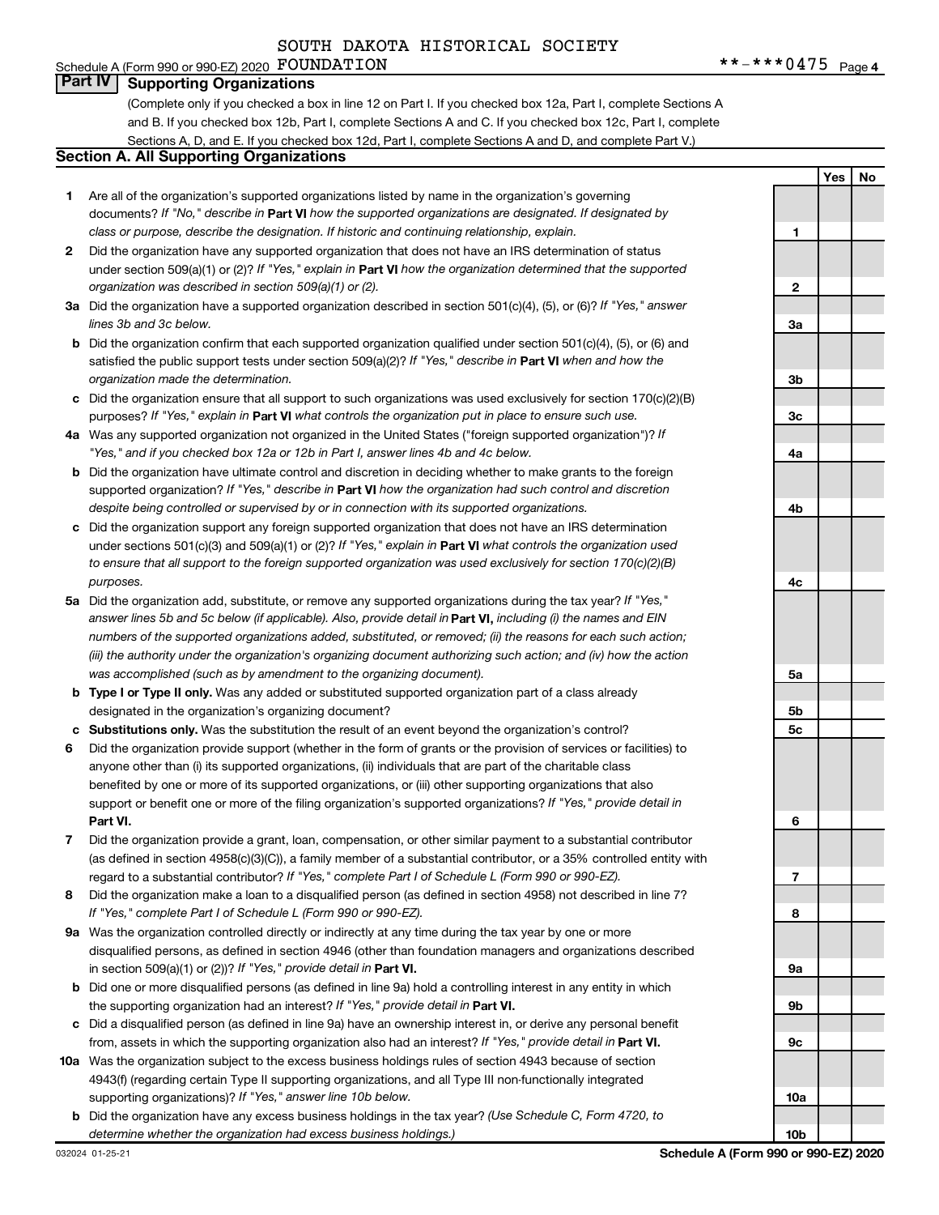SOUTH DAKOTA HISTORICAL SOCIETY

Schedule A (Form 990 or 990-EZ) 2020 FOUNDATION **-***0475 Page 4

## Part IV Supporting Organizations

(Complete only if you checked a box in line 12 on Part I. If you checked box 12a, Part I, complete Sections A and B. If you checked box 12b, Part I, complete Sections A and C. If you checked box 12c, Part I, complete Sections A, D, and E. If you checked box 12d, Part I, complete Sections A and D, and complete Part V.)

### Section A. All Supporting Organizations

| | | | Yes | No |
|---|---|---|---|---|
| **1** | Are all of the organization's supported organizations listed by name in the organization's governing documents? *If "No," describe in* **Part VI** *how the supported organizations are designated. If designated by class or purpose, describe the designation. If historic and continuing relationship, explain.* | 1 | | |
| **2** | Did the organization have any supported organization that does not have an IRS determination of status under section 509(a)(1) or (2)? *If "Yes," explain in* **Part VI** *how the organization determined that the supported organization was described in section 509(a)(1) or (2).* | 2 | | |
| **3a** | Did the organization have a supported organization described in section 501(c)(4), (5), or (6)? *If "Yes," answer lines 3b and 3c below.* | 3a | | |
| **b** | Did the organization confirm that each supported organization qualified under section 501(c)(4), (5), or (6) and satisfied the public support tests under section 509(a)(2)? *If "Yes," describe in* **Part VI** *when and how the organization made the determination.* | 3b | | |
| **c** | Did the organization ensure that all support to such organizations was used exclusively for section 170(c)(2)(B) purposes? *If "Yes," explain in* **Part VI** *what controls the organization put in place to ensure such use.* | 3c | | |
| **4a** | Was any supported organization not organized in the United States ("foreign supported organization")? *If "Yes," and if you checked box 12a or 12b in Part I, answer lines 4b and 4c below.* | 4a | | |
| **b** | Did the organization have ultimate control and discretion in deciding whether to make grants to the foreign supported organization? *If "Yes," describe in* **Part VI** *how the organization had such control and discretion despite being controlled or supervised by or in connection with its supported organizations.* | 4b | | |
| **c** | Did the organization support any foreign supported organization that does not have an IRS determination under sections 501(c)(3) and 509(a)(1) or (2)? *If "Yes," explain in* **Part VI** *what controls the organization used to ensure that all support to the foreign supported organization was used exclusively for section 170(c)(2)(B) purposes.* | 4c | | |
| **5a** | Did the organization add, substitute, or remove any supported organizations during the tax year? *If "Yes," answer lines 5b and 5c below (if applicable). Also, provide detail in* **Part VI,** *including (i) the names and EIN numbers of the supported organizations added, substituted, or removed; (ii) the reasons for each such action; (iii) the authority under the organization's organizing document authorizing such action; and (iv) how the action was accomplished (such as by amendment to the organizing document).* | 5a | | |
| **b** | **Type I or Type II only.** Was any added or substituted supported organization part of a class already designated in the organization's organizing document? | 5b | | |
| **c** | **Substitutions only.** Was the substitution the result of an event beyond the organization's control? | 5c | | |
| **6** | Did the organization provide support (whether in the form of grants or the provision of services or facilities) to anyone other than (i) its supported organizations, (ii) individuals that are part of the charitable class benefited by one or more of its supported organizations, or (iii) other supporting organizations that also support or benefit one or more of the filing organization's supported organizations? *If "Yes," provide detail in* **Part VI.** | 6 | | |
| **7** | Did the organization provide a grant, loan, compensation, or other similar payment to a substantial contributor (as defined in section 4958(c)(3)(C)), a family member of a substantial contributor, or a 35% controlled entity with regard to a substantial contributor? *If "Yes," complete Part I of Schedule L (Form 990 or 990-EZ).* | 7 | | |
| **8** | Did the organization make a loan to a disqualified person (as defined in section 4958) not described in line 7? *If "Yes," complete Part I of Schedule L (Form 990 or 990-EZ).* | 8 | | |
| **9a** | Was the organization controlled directly or indirectly at any time during the tax year by one or more disqualified persons, as defined in section 4946 (other than foundation managers and organizations described in section 509(a)(1) or (2))? *If "Yes," provide detail in* **Part VI.** | 9a | | |
| **b** | Did one or more disqualified persons (as defined in line 9a) hold a controlling interest in any entity in which the supporting organization had an interest? *If "Yes," provide detail in* **Part VI.** | 9b | | |
| **c** | Did a disqualified person (as defined in line 9a) have an ownership interest in, or derive any personal benefit from, assets in which the supporting organization also had an interest? *If "Yes," provide detail in* **Part VI.** | 9c | | |
| **10a** | Was the organization subject to the excess business holdings rules of section 4943 because of section 4943(f) (regarding certain Type II supporting organizations, and all Type III non-functionally integrated supporting organizations)? *If "Yes," answer line 10b below.* | 10a | | |
| **b** | Did the organization have any excess business holdings in the tax year? *(Use Schedule C, Form 4720, to determine whether the organization had excess business holdings.)* | 10b | | |

032024 01-25-21 **Schedule A (Form 990 or 990-EZ) 2020**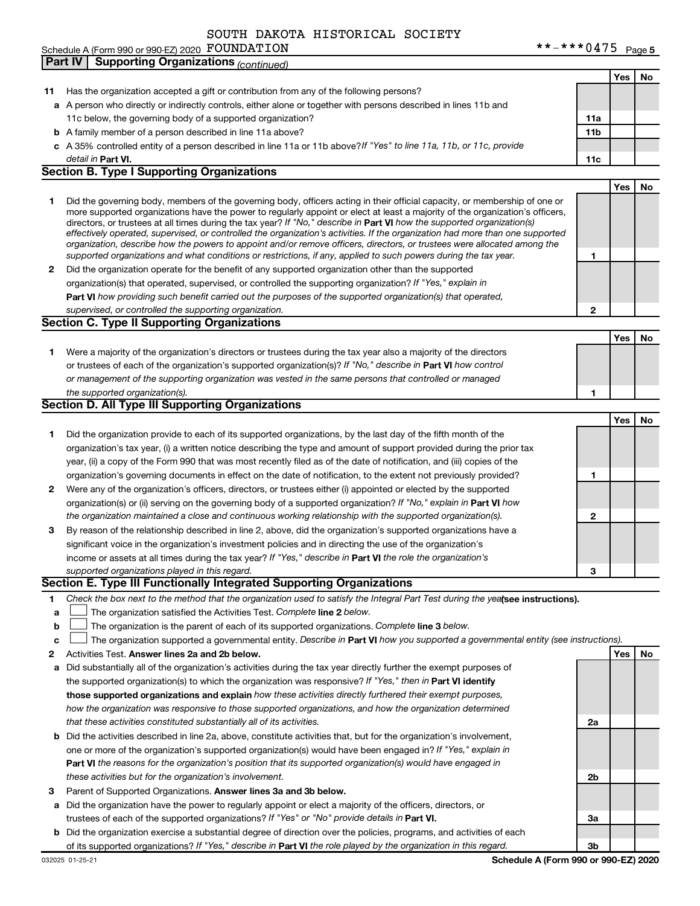SOUTH DAKOTA HISTORICAL SOCIETY

Schedule A (Form 990 or 990-EZ) 2020 FOUNDATION **-***0475 Page 5

**Part IV Supporting Organizations** *(continued)*

| | | | Yes | No |
|---|---|---|---|---|
| **11** | Has the organization accepted a gift or contribution from any of the following persons? | | | |
| **a** | A person who directly or indirectly controls, either alone or together with persons described in lines 11b and 11c below, the governing body of a supported organization? | **11a** | | |
| **b** | A family member of a person described in line 11a above? | **11b** | | |
| **c** | A 35% controlled entity of a person described in line 11a or 11b above? *If "Yes" to line 11a, 11b, or 11c, provide detail in* **Part VI.** | **11c** | | |

**Section B. Type I Supporting Organizations**

| | | | Yes | No |
|---|---|---|---|---|
| **1** | Did the governing body, members of the governing body, officers acting in their official capacity, or membership of one or more supported organizations have the power to regularly appoint or elect at least a majority of the organization's officers, directors, or trustees at all times during the tax year? *If "No," describe in* **Part VI** *how the supported organization(s) effectively operated, supervised, or controlled the organization's activities. If the organization had more than one supported organization, describe how the powers to appoint and/or remove officers, directors, or trustees were allocated among the supported organizations and what conditions or restrictions, if any, applied to such powers during the tax year.* | **1** | | |
| **2** | Did the organization operate for the benefit of any supported organization other than the supported organization(s) that operated, supervised, or controlled the supporting organization? *If "Yes," explain in* **Part VI** *how providing such benefit carried out the purposes of the supported organization(s) that operated, supervised, or controlled the supporting organization.* | **2** | | |

**Section C. Type II Supporting Organizations**

| | | | Yes | No |
|---|---|---|---|---|
| **1** | Were a majority of the organization's directors or trustees during the tax year also a majority of the directors or trustees of each of the organization's supported organization(s)? *If "No," describe in* **Part VI** *how control or management of the supporting organization was vested in the same persons that controlled or managed the supported organization(s).* | **1** | | |

**Section D. All Type III Supporting Organizations**

| | | | Yes | No |
|---|---|---|---|---|
| **1** | Did the organization provide to each of its supported organizations, by the last day of the fifth month of the organization's tax year, (i) a written notice describing the type and amount of support provided during the prior tax year, (ii) a copy of the Form 990 that was most recently filed as of the date of notification, and (iii) copies of the organization's governing documents in effect on the date of notification, to the extent not previously provided? | **1** | | |
| **2** | Were any of the organization's officers, directors, or trustees either (i) appointed or elected by the supported organization(s) or (ii) serving on the governing body of a supported organization? *If "No," explain in* **Part VI** *how the organization maintained a close and continuous working relationship with the supported organization(s).* | **2** | | |
| **3** | By reason of the relationship described in line 2, above, did the organization's supported organizations have a significant voice in the organization's investment policies and in directing the use of the organization's income or assets at all times during the tax year? *If "Yes," describe in* **Part VI** *the role the organization's supported organizations played in this regard.* | **3** | | |

**Section E. Type III Functionally Integrated Supporting Organizations**

**1** *Check the box next to the method that the organization used to satisfy the Integral Part Test during the year* **(see instructions).**

**a** ☐ The organization satisfied the Activities Test. *Complete* **line 2** *below.*

**b** ☐ The organization is the parent of each of its supported organizations. *Complete* **line 3** *below.*

**c** ☐ The organization supported a governmental entity. *Describe in* **Part VI** *how you supported a governmental entity (see instructions).*

| | | | Yes | No |
|---|---|---|---|---|
| **2** | Activities Test. **Answer lines 2a and 2b below.** | | | |
| **a** | Did substantially all of the organization's activities during the tax year directly further the exempt purposes of the supported organization(s) to which the organization was responsive? *If "Yes," then in* **Part VI identify those supported organizations and explain** *how these activities directly furthered their exempt purposes, how the organization was responsive to those supported organizations, and how the organization determined that these activities constituted substantially all of its activities.* | **2a** | | |
| **b** | Did the activities described in line 2a, above, constitute activities that, but for the organization's involvement, one or more of the organization's supported organization(s) would have been engaged in? *If "Yes," explain in* **Part VI** *the reasons for the organization's position that its supported organization(s) would have engaged in these activities but for the organization's involvement.* | **2b** | | |
| **3** | Parent of Supported Organizations. **Answer lines 3a and 3b below.** | | | |
| **a** | Did the organization have the power to regularly appoint or elect a majority of the officers, directors, or trustees of each of the supported organizations? *If "Yes" or "No" provide details in* **Part VI.** | **3a** | | |
| **b** | Did the organization exercise a substantial degree of direction over the policies, programs, and activities of each of its supported organizations? *If "Yes," describe in* **Part VI** *the role played by the organization in this regard.* | **3b** | | |

032025 01-25-21 **Schedule A (Form 990 or 990-EZ) 2020**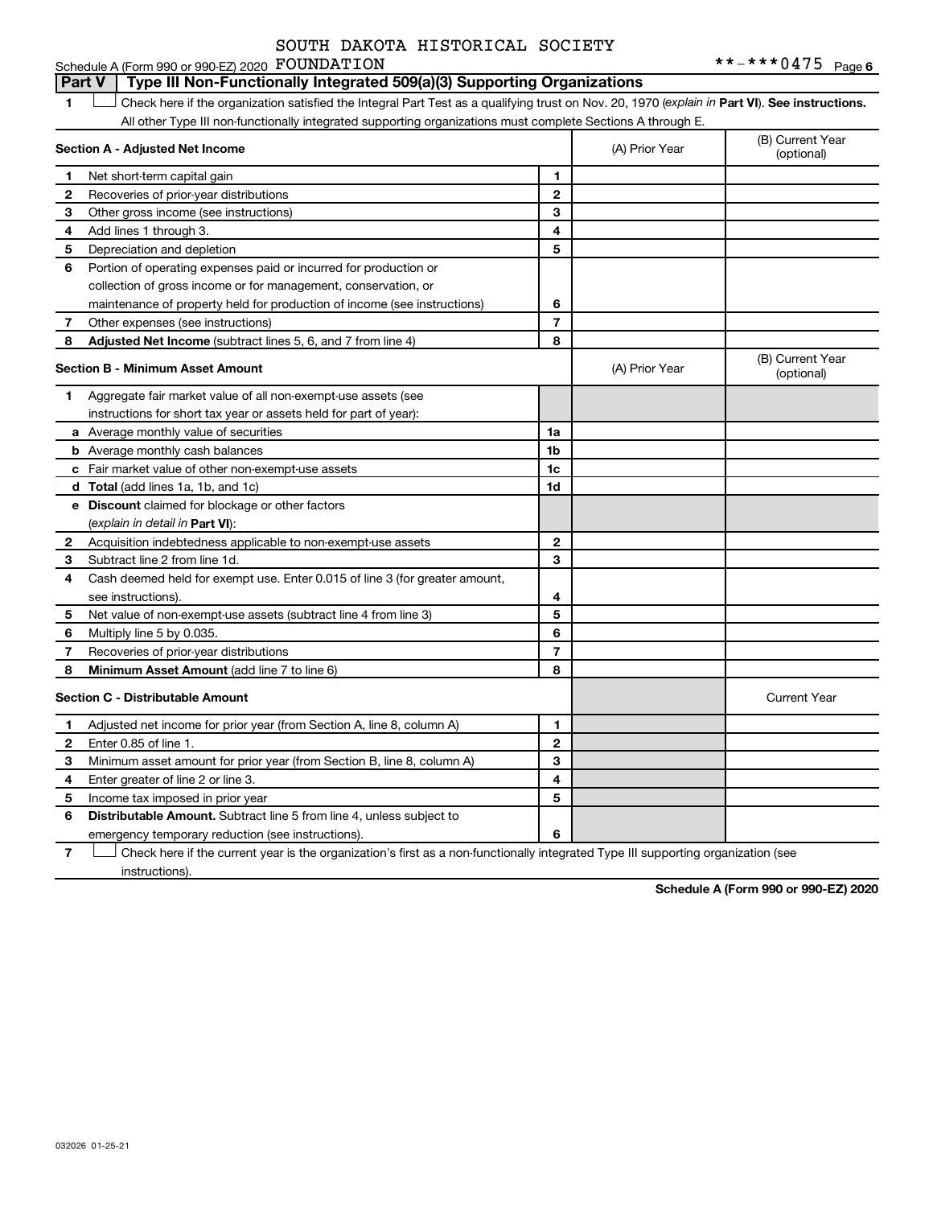SOUTH DAKOTA HISTORICAL SOCIETY

Schedule A (Form 990 or 990-EZ) 2020 FOUNDATION **-***0475 Page 6

**Part V | Type III Non-Functionally Integrated 509(a)(3) Supporting Organizations**

1 ☐ Check here if the organization satisfied the Integral Part Test as a qualifying trust on Nov. 20, 1970 (*explain in* **Part VI**). **See instructions.** All other Type III non-functionally integrated supporting organizations must complete Sections A through E.

| **Section A - Adjusted Net Income** | | (A) Prior Year | (B) Current Year (optional) |
|---|---|---|---|
| 1 Net short-term capital gain | 1 | | |
| 2 Recoveries of prior-year distributions | 2 | | |
| 3 Other gross income (see instructions) | 3 | | |
| 4 Add lines 1 through 3. | 4 | | |
| 5 Depreciation and depletion | 5 | | |
| 6 Portion of operating expenses paid or incurred for production or collection of gross income or for management, conservation, or maintenance of property held for production of income (see instructions) | 6 | | |
| 7 Other expenses (see instructions) | 7 | | |
| 8 **Adjusted Net Income** (subtract lines 5, 6, and 7 from line 4) | 8 | | |

| **Section B - Minimum Asset Amount** | | (A) Prior Year | (B) Current Year (optional) |
|---|---|---|---|
| 1 Aggregate fair market value of all non-exempt-use assets (see instructions for short tax year or assets held for part of year): | | | |
| a Average monthly value of securities | 1a | | |
| b Average monthly cash balances | 1b | | |
| c Fair market value of other non-exempt-use assets | 1c | | |
| d **Total** (add lines 1a, 1b, and 1c) | 1d | | |
| e **Discount** claimed for blockage or other factors (*explain in detail in* **Part VI**): | | | |
| 2 Acquisition indebtedness applicable to non-exempt-use assets | 2 | | |
| 3 Subtract line 2 from line 1d. | 3 | | |
| 4 Cash deemed held for exempt use. Enter 0.015 of line 3 (for greater amount, see instructions). | 4 | | |
| 5 Net value of non-exempt-use assets (subtract line 4 from line 3) | 5 | | |
| 6 Multiply line 5 by 0.035. | 6 | | |
| 7 Recoveries of prior-year distributions | 7 | | |
| 8 **Minimum Asset Amount** (add line 7 to line 6) | 8 | | |

| **Section C - Distributable Amount** | | | Current Year |
|---|---|---|---|
| 1 Adjusted net income for prior year (from Section A, line 8, column A) | 1 | | |
| 2 Enter 0.85 of line 1. | 2 | | |
| 3 Minimum asset amount for prior year (from Section B, line 8, column A) | 3 | | |
| 4 Enter greater of line 2 or line 3. | 4 | | |
| 5 Income tax imposed in prior year | 5 | | |
| 6 **Distributable Amount.** Subtract line 5 from line 4, unless subject to emergency temporary reduction (see instructions). | 6 | | |

7 ☐ Check here if the current year is the organization's first as a non-functionally integrated Type III supporting organization (see instructions).

**Schedule A (Form 990 or 990-EZ) 2020**

032026 01-25-21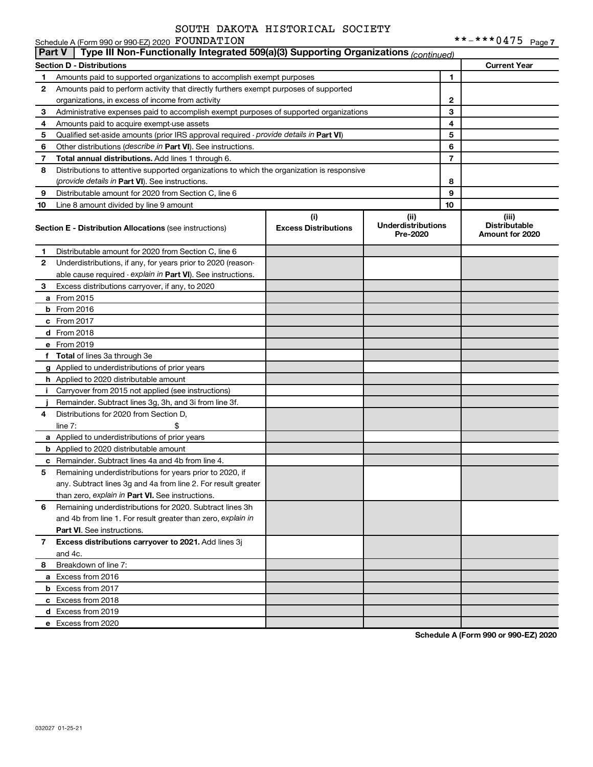SOUTH DAKOTA HISTORICAL SOCIETY

Schedule A (Form 990 or 990-EZ) 2020 FOUNDATION **-***0475

## Part V | Type III Non-Functionally Integrated 509(a)(3) Supporting Organizations *(continued)*

| Section D - Distributions | | | Current Year |
|---|---|---|---|
| 1 | Amounts paid to supported organizations to accomplish exempt purposes | 1 | |
| 2 | Amounts paid to perform activity that directly furthers exempt purposes of supported organizations, in excess of income from activity | 2 | |
| 3 | Administrative expenses paid to accomplish exempt purposes of supported organizations | 3 | |
| 4 | Amounts paid to acquire exempt-use assets | 4 | |
| 5 | Qualified set-aside amounts (prior IRS approval required - *provide details in* **Part VI**) | 5 | |
| 6 | Other distributions (*describe in* **Part VI**). See instructions. | 6 | |
| 7 | **Total annual distributions.** Add lines 1 through 6. | 7 | |
| 8 | Distributions to attentive supported organizations to which the organization is responsive (*provide details in* **Part VI**). See instructions. | 8 | |
| 9 | Distributable amount for 2020 from Section C, line 6 | 9 | |
| 10 | Line 8 amount divided by line 9 amount | 10 | |

| **Section E - Distribution Allocations** (see instructions) | (i) Excess Distributions | (ii) Underdistributions Pre-2020 | (iii) Distributable Amount for 2020 |
|---|---|---|---|
| **1** Distributable amount for 2020 from Section C, line 6 | | | |
| **2** Underdistributions, if any, for years prior to 2020 (reasonable cause required - *explain in* **Part VI**). See instructions. | | | |
| **3** Excess distributions carryover, if any, to 2020 | | | |
| **a** From 2015 | | | |
| **b** From 2016 | | | |
| **c** From 2017 | | | |
| **d** From 2018 | | | |
| **e** From 2019 | | | |
| **f** **Total** of lines 3a through 3e | | | |
| **g** Applied to underdistributions of prior years | | | |
| **h** Applied to 2020 distributable amount | | | |
| **i** Carryover from 2015 not applied (see instructions) | | | |
| **j** Remainder. Subtract lines 3g, 3h, and 3i from line 3f. | | | |
| **4** Distributions for 2020 from Section D, line 7: $ | | | |
| **a** Applied to underdistributions of prior years | | | |
| **b** Applied to 2020 distributable amount | | | |
| **c** Remainder. Subtract lines 4a and 4b from line 4. | | | |
| **5** Remaining underdistributions for years prior to 2020, if any. Subtract lines 3g and 4a from line 2. For result greater than zero, *explain in* **Part VI.** See instructions. | | | |
| **6** Remaining underdistributions for 2020. Subtract lines 3h and 4b from line 1. For result greater than zero, *explain in* **Part VI**. See instructions. | | | |
| **7** **Excess distributions carryover to 2021.** Add lines 3j and 4c. | | | |
| **8** Breakdown of line 7: | | | |
| **a** Excess from 2016 | | | |
| **b** Excess from 2017 | | | |
| **c** Excess from 2018 | | | |
| **d** Excess from 2019 | | | |
| **e** Excess from 2020 | | | |

**Schedule A (Form 990 or 990-EZ) 2020**

032027 01-25-21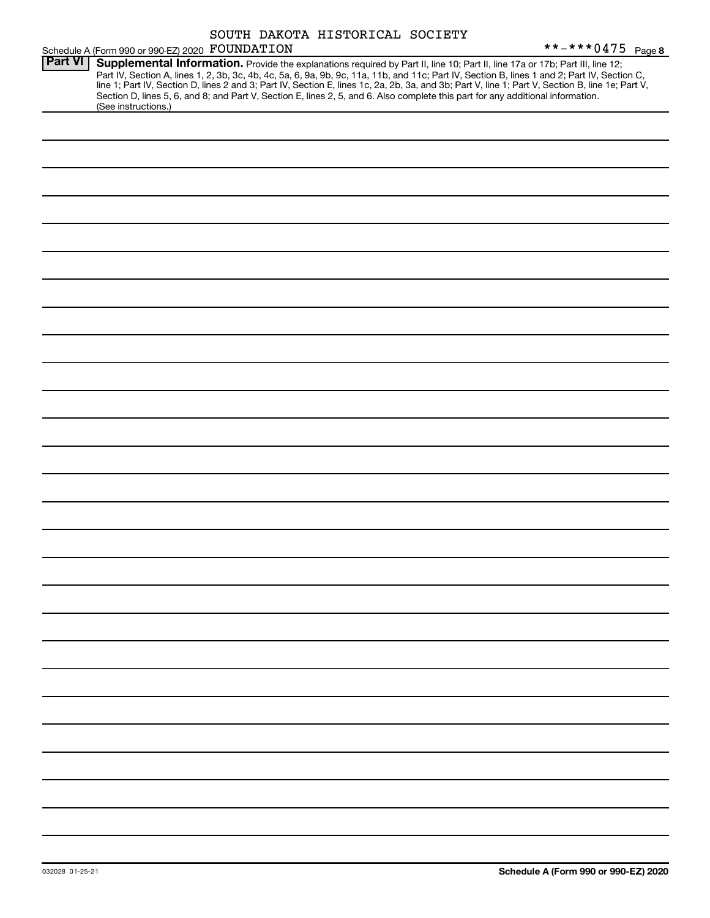SOUTH DAKOTA HISTORICAL SOCIETY

Schedule A (Form 990 or 990-EZ) 2020 FOUNDATION **-***0475 Page 8

**Part VI** **Supplemental Information.** Provide the explanations required by Part II, line 10; Part II, line 17a or 17b; Part III, line 12; Part IV, Section A, lines 1, 2, 3b, 3c, 4b, 4c, 5a, 6, 9a, 9b, 9c, 11a, 11b, and 11c; Part IV, Section B, lines 1 and 2; Part IV, Section C, line 1; Part IV, Section D, lines 2 and 3; Part IV, Section E, lines 1c, 2a, 2b, 3a, and 3b; Part V, line 1; Part V, Section B, line 1e; Part V, Section D, lines 5, 6, and 8; and Part V, Section E, lines 2, 5, and 6. Also complete this part for any additional information. (See instructions.)

032028 01-25-21

**Schedule A (Form 990 or 990-EZ) 2020**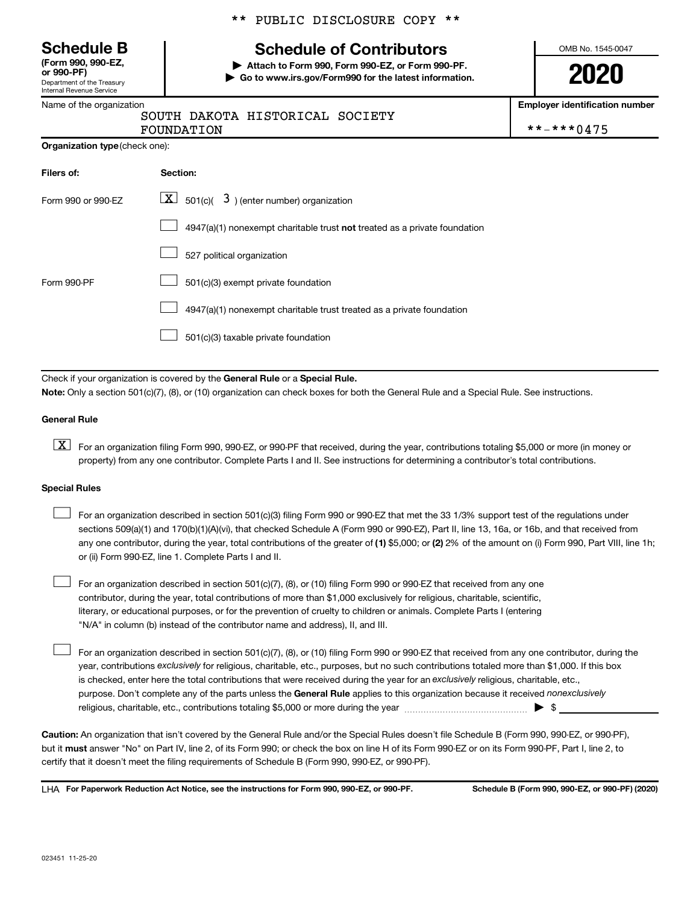** PUBLIC DISCLOSURE COPY **

**Schedule B**
**(Form 990, 990-EZ, or 990-PF)**
Department of the Treasury
Internal Revenue Service

# Schedule of Contributors

▶ **Attach to Form 990, Form 990-EZ, or Form 990-PF.**
▶ **Go to www.irs.gov/Form990 for the latest information.**

OMB No. 1545-0047

**2020**

| Name of the organization | Employer identification number |
|---|---|
| SOUTH DAKOTA HISTORICAL SOCIETY FOUNDATION | **-***0475 |

**Organization type** (check one):

| Filers of: | Section: |
|---|---|
| Form 990 or 990-EZ | [X] 501(c)( 3 ) (enter number) organization |
| | [ ] 4947(a)(1) nonexempt charitable trust **not** treated as a private foundation |
| | [ ] 527 political organization |
| Form 990-PF | [ ] 501(c)(3) exempt private foundation |
| | [ ] 4947(a)(1) nonexempt charitable trust treated as a private foundation |
| | [ ] 501(c)(3) taxable private foundation |

Check if your organization is covered by the **General Rule** or a **Special Rule.**

**Note:** Only a section 501(c)(7), (8), or (10) organization can check boxes for both the General Rule and a Special Rule. See instructions.

**General Rule**

[X] For an organization filing Form 990, 990-EZ, or 990-PF that received, during the year, contributions totaling $5,000 or more (in money or property) from any one contributor. Complete Parts I and II. See instructions for determining a contributor's total contributions.

**Special Rules**

[ ] For an organization described in section 501(c)(3) filing Form 990 or 990-EZ that met the 33 1/3% support test of the regulations under sections 509(a)(1) and 170(b)(1)(A)(vi), that checked Schedule A (Form 990 or 990-EZ), Part II, line 13, 16a, or 16b, and that received from any one contributor, during the year, total contributions of the greater of **(1)** $5,000; or **(2)** 2% of the amount on (i) Form 990, Part VIII, line 1h; or (ii) Form 990-EZ, line 1. Complete Parts I and II.

[ ] For an organization described in section 501(c)(7), (8), or (10) filing Form 990 or 990-EZ that received from any one contributor, during the year, total contributions of more than $1,000 exclusively for religious, charitable, scientific, literary, or educational purposes, or for the prevention of cruelty to children or animals. Complete Parts I (entering "N/A" in column (b) instead of the contributor name and address), II, and III.

[ ] For an organization described in section 501(c)(7), (8), or (10) filing Form 990 or 990-EZ that received from any one contributor, during the year, contributions *exclusively* for religious, charitable, etc., purposes, but no such contributions totaled more than $1,000. If this box is checked, enter here the total contributions that were received during the year for an *exclusively* religious, charitable, etc., purpose. Don't complete any of the parts unless the **General Rule** applies to this organization because it received *nonexclusively* religious, charitable, etc., contributions totaling $5,000 or more during the year ▶ $ ____________

**Caution:** An organization that isn't covered by the General Rule and/or the Special Rules doesn't file Schedule B (Form 990, 990-EZ, or 990-PF), but it **must** answer "No" on Part IV, line 2, of its Form 990; or check the box on line H of its Form 990-EZ or on its Form 990-PF, Part I, line 2, to certify that it doesn't meet the filing requirements of Schedule B (Form 990, 990-EZ, or 990-PF).

LHA **For Paperwork Reduction Act Notice, see the instructions for Form 990, 990-EZ, or 990-PF.** **Schedule B (Form 990, 990-EZ, or 990-PF) (2020)**

023451 11-25-20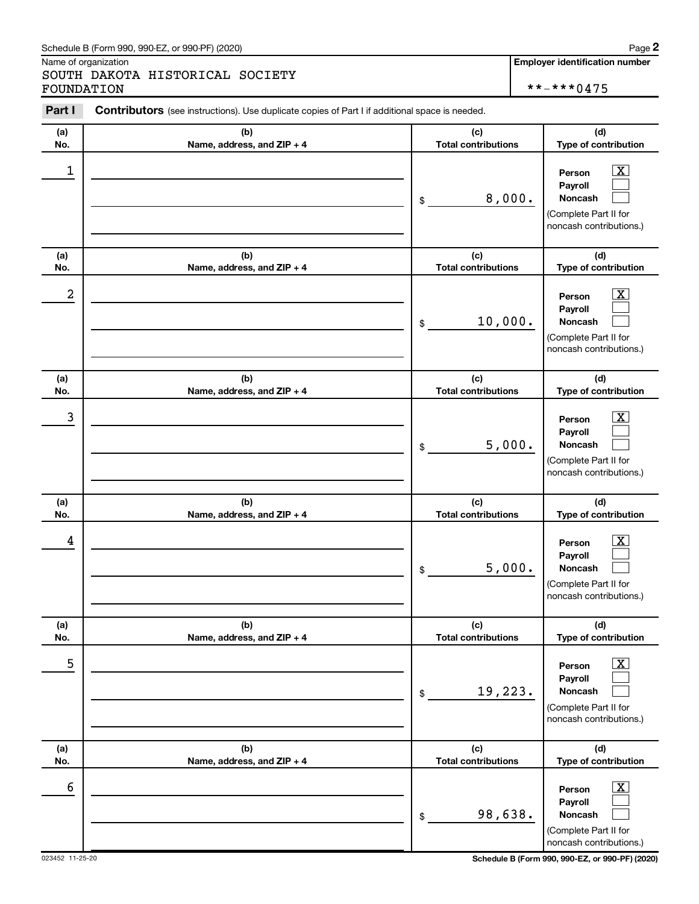Schedule B (Form 990, 990-EZ, or 990-PF) (2020)

Name of organization

SOUTH DAKOTA HISTORICAL SOCIETY FOUNDATION

**Employer identification number**

**-***0475

**Part I** **Contributors** (see instructions). Use duplicate copies of Part I if additional space is needed.

| (a) No. | (b) Name, address, and ZIP + 4 | (c) Total contributions | (d) Type of contribution |
|---|---|---|---|
| 1 | | $ 8,000. | Person [X] Payroll [ ] Noncash [ ] (Complete Part II for noncash contributions.) |
| 2 | | $ 10,000. | Person [X] Payroll [ ] Noncash [ ] (Complete Part II for noncash contributions.) |
| 3 | | $ 5,000. | Person [X] Payroll [ ] Noncash [ ] (Complete Part II for noncash contributions.) |
| 4 | | $ 5,000. | Person [X] Payroll [ ] Noncash [ ] (Complete Part II for noncash contributions.) |
| 5 | | $ 19,223. | Person [X] Payroll [ ] Noncash [ ] (Complete Part II for noncash contributions.) |
| 6 | | $ 98,638. | Person [X] Payroll [ ] Noncash [ ] (Complete Part II for noncash contributions.) |

023452 11-25-20

**Schedule B (Form 990, 990-EZ, or 990-PF) (2020)**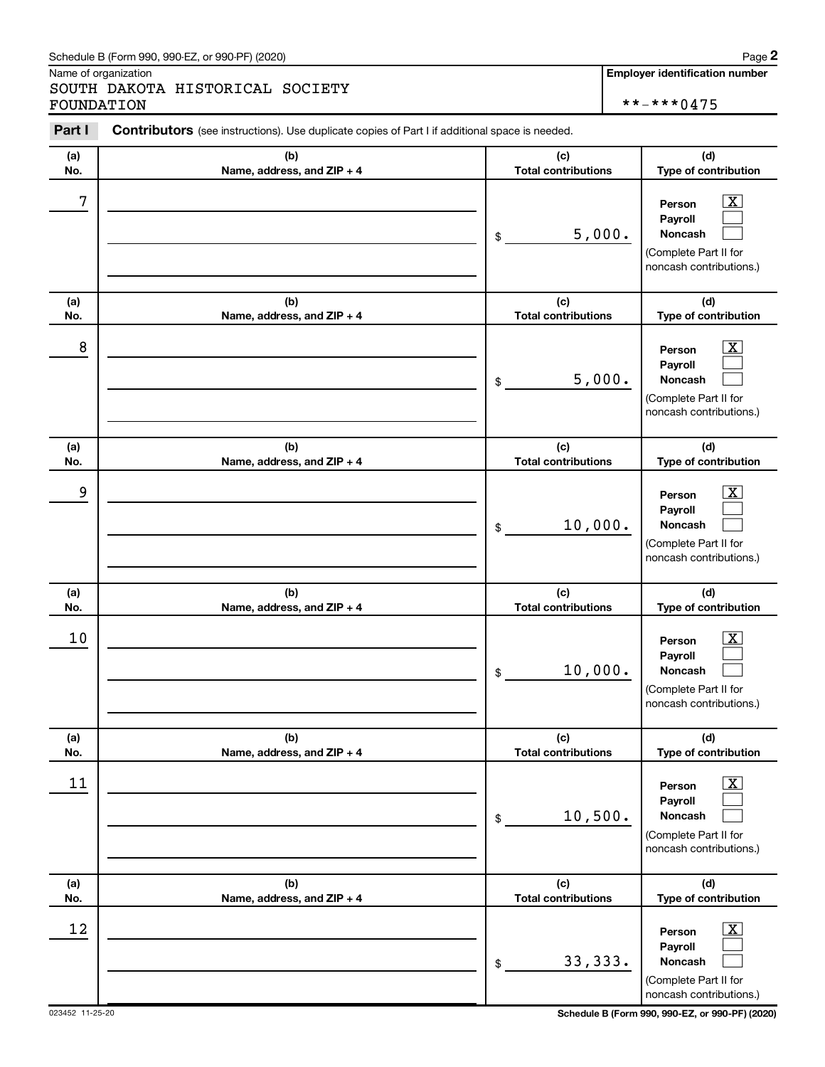Schedule B (Form 990, 990-EZ, or 990-PF) (2020)

Name of organization

SOUTH DAKOTA HISTORICAL SOCIETY FOUNDATION

**Employer identification number**

**-***0475

**Part I** **Contributors** (see instructions). Use duplicate copies of Part I if additional space is needed.

| (a) No. | (b) Name, address, and ZIP + 4 | (c) Total contributions | (d) Type of contribution |
|---|---|---|---|
| 7 | | $ 5,000. | Person [X] Payroll [ ] Noncash [ ] (Complete Part II for noncash contributions.) |
| 8 | | $ 5,000. | Person [X] Payroll [ ] Noncash [ ] (Complete Part II for noncash contributions.) |
| 9 | | $ 10,000. | Person [X] Payroll [ ] Noncash [ ] (Complete Part II for noncash contributions.) |
| 10 | | $ 10,000. | Person [X] Payroll [ ] Noncash [ ] (Complete Part II for noncash contributions.) |
| 11 | | $ 10,500. | Person [X] Payroll [ ] Noncash [ ] (Complete Part II for noncash contributions.) |
| 12 | | $ 33,333. | Person [X] Payroll [ ] Noncash [ ] (Complete Part II for noncash contributions.) |

023452 11-25-20

**Schedule B (Form 990, 990-EZ, or 990-PF) (2020)**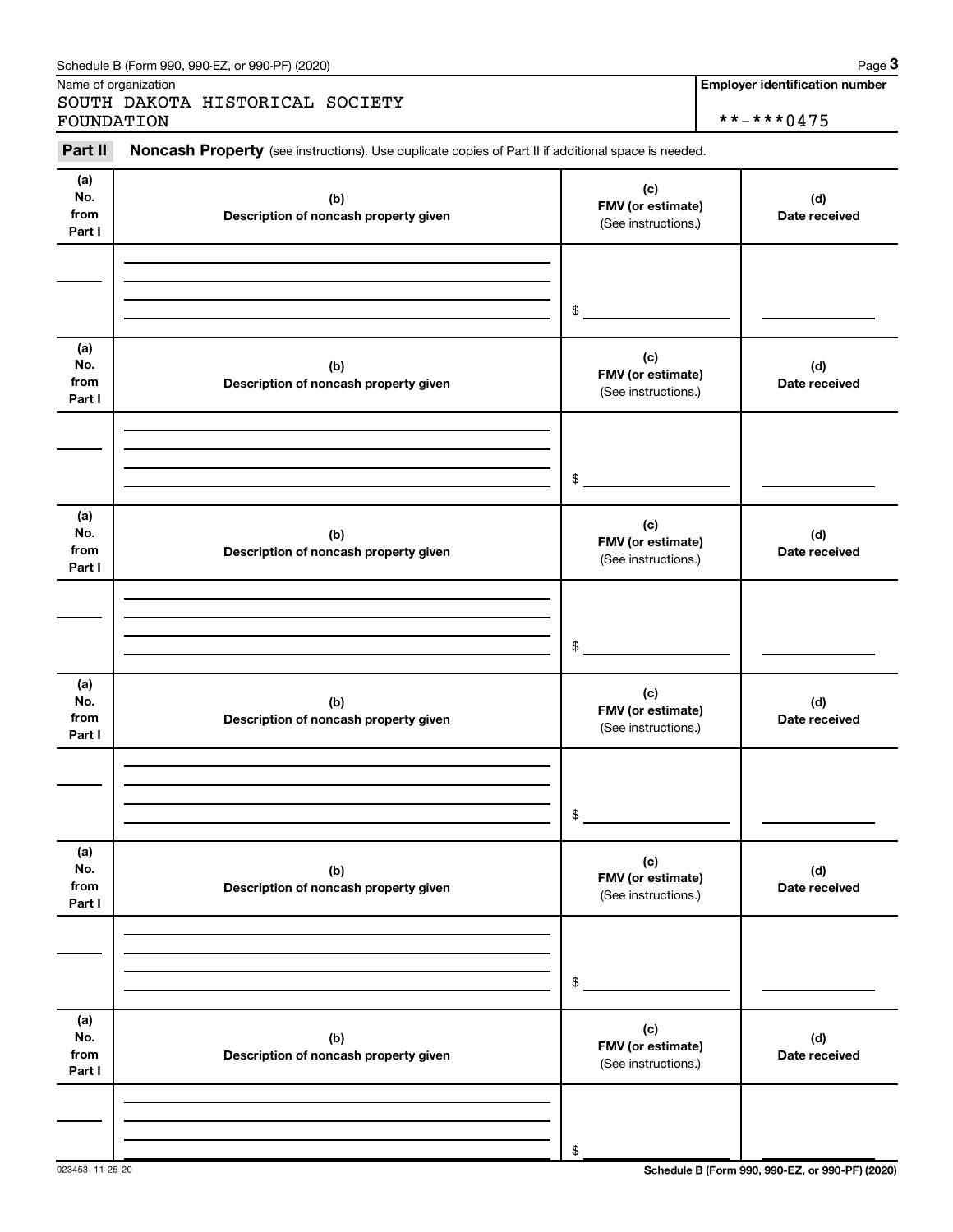Schedule B (Form 990, 990-EZ, or 990-PF) (2020)

Name of organization

SOUTH DAKOTA HISTORICAL SOCIETY FOUNDATION

**Employer identification number**

**-***0475

**Part II** **Noncash Property** (see instructions). Use duplicate copies of Part II if additional space is needed.

| (a) No. from Part I | (b) Description of noncash property given | (c) FMV (or estimate) (See instructions.) | (d) Date received |
|---|---|---|---|
| | | $ | |

| (a) No. from Part I | (b) Description of noncash property given | (c) FMV (or estimate) (See instructions.) | (d) Date received |
|---|---|---|---|
| | | $ | |

| (a) No. from Part I | (b) Description of noncash property given | (c) FMV (or estimate) (See instructions.) | (d) Date received |
|---|---|---|---|
| | | $ | |

| (a) No. from Part I | (b) Description of noncash property given | (c) FMV (or estimate) (See instructions.) | (d) Date received |
|---|---|---|---|
| | | $ | |

| (a) No. from Part I | (b) Description of noncash property given | (c) FMV (or estimate) (See instructions.) | (d) Date received |
|---|---|---|---|
| | | $ | |

| (a) No. from Part I | (b) Description of noncash property given | (c) FMV (or estimate) (See instructions.) | (d) Date received |
|---|---|---|---|
| | | $ | |

023453 11-25-20

**Schedule B (Form 990, 990-EZ, or 990-PF) (2020)**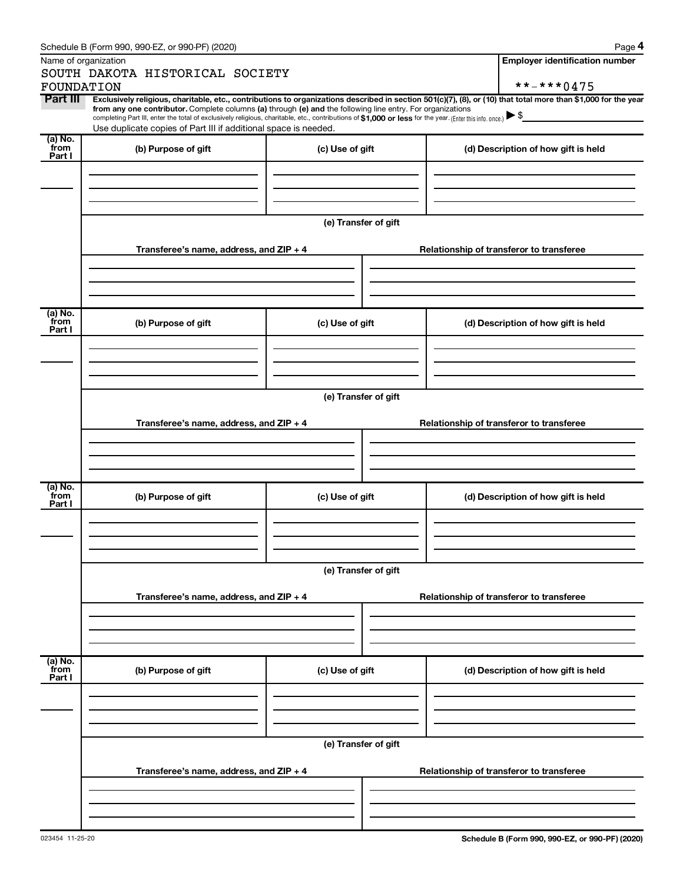Schedule B (Form 990, 990-EZ, or 990-PF) (2020)

Name of organization

SOUTH DAKOTA HISTORICAL SOCIETY FOUNDATION

**Employer identification number**

**-***0475

**Part III** **Exclusively religious, charitable, etc., contributions to organizations described in section 501(c)(7), (8), or (10) that total more than $1,000 for the year from any one contributor.** Complete columns **(a)** through **(e)** and the following line entry. For organizations completing Part III, enter the total of exclusively religious, charitable, etc., contributions of **$1,000 or less** for the year. (Enter this info. once.) ▶ $

Use duplicate copies of Part III if additional space is needed.

| (a) No. from Part I | (b) Purpose of gift | (c) Use of gift | (d) Description of how gift is held |
|---|---|---|---|
| | | | |

(e) Transfer of gift

| Transferee's name, address, and ZIP + 4 | Relationship of transferor to transferee |
|---|---|
| | |

| (a) No. from Part I | (b) Purpose of gift | (c) Use of gift | (d) Description of how gift is held |
|---|---|---|---|
| | | | |

(e) Transfer of gift

| Transferee's name, address, and ZIP + 4 | Relationship of transferor to transferee |
|---|---|
| | |

| (a) No. from Part I | (b) Purpose of gift | (c) Use of gift | (d) Description of how gift is held |
|---|---|---|---|
| | | | |

(e) Transfer of gift

| Transferee's name, address, and ZIP + 4 | Relationship of transferor to transferee |
|---|---|
| | |

| (a) No. from Part I | (b) Purpose of gift | (c) Use of gift | (d) Description of how gift is held |
|---|---|---|---|
| | | | |

(e) Transfer of gift

| Transferee's name, address, and ZIP + 4 | Relationship of transferor to transferee |
|---|---|
| | |

023454 11-25-20

**Schedule B (Form 990, 990-EZ, or 990-PF) (2020)**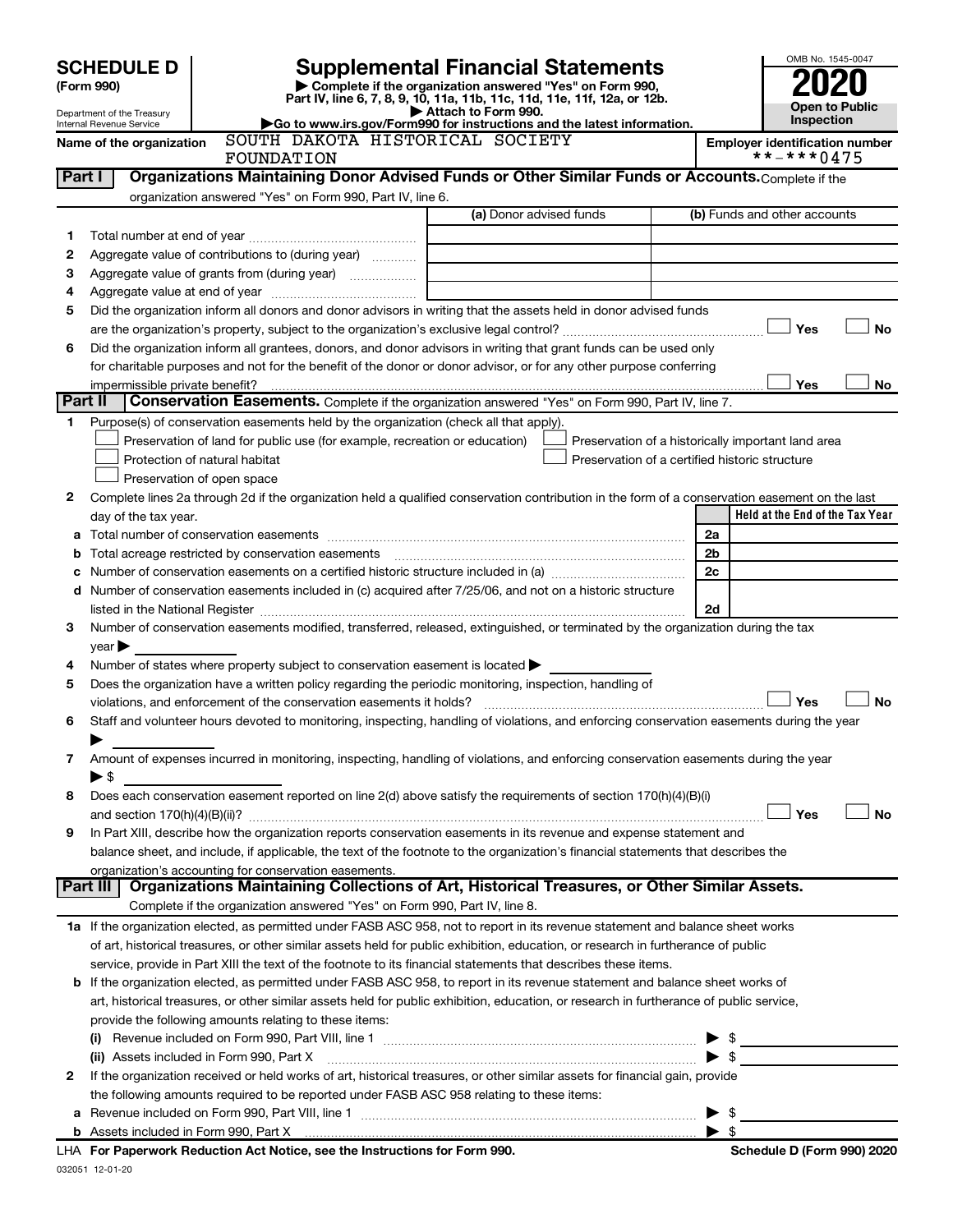# SCHEDULE D (Form 990)

Department of the Treasury
Internal Revenue Service

## Supplemental Financial Statements

▶ Complete if the organization answered "Yes" on Form 990, Part IV, line 6, 7, 8, 9, 10, 11a, 11b, 11c, 11d, 11e, 11f, 12a, or 12b.
▶ Attach to Form 990.
▶Go to www.irs.gov/Form990 for instructions and the latest information.

OMB No. 1545-0047

**2020**

**Open to Public Inspection**

**Name of the organization:** SOUTH DAKOTA HISTORICAL SOCIETY FOUNDATION

**Employer identification number:** **-***0475

## Part I Organizations Maintaining Donor Advised Funds or Other Similar Funds or Accounts.

Complete if the organization answered "Yes" on Form 990, Part IV, line 6.

| | | (a) Donor advised funds | (b) Funds and other accounts |
|---|---|---|---|
| 1 | Total number at end of year | | |
| 2 | Aggregate value of contributions to (during year) | | |
| 3 | Aggregate value of grants from (during year) | | |
| 4 | Aggregate value at end of year | | |

5 Did the organization inform all donors and donor advisors in writing that the assets held in donor advised funds are the organization's property, subject to the organization's exclusive legal control? ☐ Yes ☐ No

6 Did the organization inform all grantees, donors, and donor advisors in writing that grant funds can be used only for charitable purposes and not for the benefit of the donor or donor advisor, or for any other purpose conferring impermissible private benefit? ☐ Yes ☐ No

## Part II Conservation Easements.

Complete if the organization answered "Yes" on Form 990, Part IV, line 7.

1 Purpose(s) of conservation easements held by the organization (check all that apply).

- ☐ Preservation of land for public use (for example, recreation or education)
- ☐ Protection of natural habitat
- ☐ Preservation of open space
- ☐ Preservation of a historically important land area
- ☐ Preservation of a certified historic structure

2 Complete lines 2a through 2d if the organization held a qualified conservation contribution in the form of a conservation easement on the last day of the tax year.

| | | | Held at the End of the Tax Year |
|---|---|---|---|
| a | Total number of conservation easements | 2a | |
| b | Total acreage restricted by conservation easements | 2b | |
| c | Number of conservation easements on a certified historic structure included in (a) | 2c | |
| d | Number of conservation easements included in (c) acquired after 7/25/06, and not on a historic structure listed in the National Register | 2d | |

3 Number of conservation easements modified, transferred, released, extinguished, or terminated by the organization during the tax year ▶

4 Number of states where property subject to conservation easement is located ▶

5 Does the organization have a written policy regarding the periodic monitoring, inspection, handling of violations, and enforcement of the conservation easements it holds? ☐ Yes ☐ No

6 Staff and volunteer hours devoted to monitoring, inspecting, handling of violations, and enforcing conservation easements during the year ▶

7 Amount of expenses incurred in monitoring, inspecting, handling of violations, and enforcing conservation easements during the year ▶ $

8 Does each conservation easement reported on line 2(d) above satisfy the requirements of section 170(h)(4)(B)(i) and section 170(h)(4)(B)(ii)? ☐ Yes ☐ No

9 In Part XIII, describe how the organization reports conservation easements in its revenue and expense statement and balance sheet, and include, if applicable, the text of the footnote to the organization's financial statements that describes the organization's accounting for conservation easements.

## Part III Organizations Maintaining Collections of Art, Historical Treasures, or Other Similar Assets.

Complete if the organization answered "Yes" on Form 990, Part IV, line 8.

1a If the organization elected, as permitted under FASB ASC 958, not to report in its revenue statement and balance sheet works of art, historical treasures, or other similar assets held for public exhibition, education, or research in furtherance of public service, provide in Part XIII the text of the footnote to its financial statements that describes these items.

b If the organization elected, as permitted under FASB ASC 958, to report in its revenue statement and balance sheet works of art, historical treasures, or other similar assets held for public exhibition, education, or research in furtherance of public service, provide the following amounts relating to these items:

(i) Revenue included on Form 990, Part VIII, line 1 ▶ $

(ii) Assets included in Form 990, Part X ▶ $

2 If the organization received or held works of art, historical treasures, or other similar assets for financial gain, provide the following amounts required to be reported under FASB ASC 958 relating to these items:

a Revenue included on Form 990, Part VIII, line 1 ▶ $

b Assets included in Form 990, Part X ▶ $

LHA For Paperwork Reduction Act Notice, see the Instructions for Form 990. Schedule D (Form 990) 2020

032051 12-01-20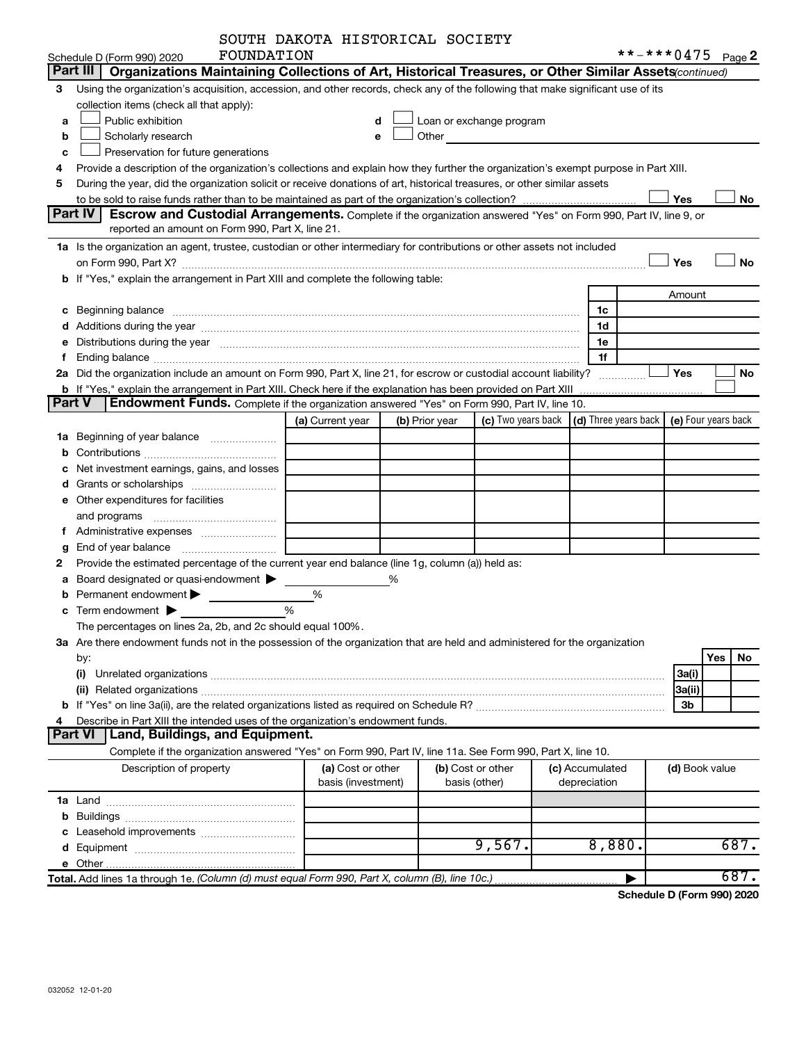SOUTH DAKOTA HISTORICAL SOCIETY FOUNDATION

Schedule D (Form 990) 2020 **-***0475 Page 2

## Part III Organizations Maintaining Collections of Art, Historical Treasures, or Other Similar Assets *(continued)*

3 Using the organization's acquisition, accession, and other records, check any of the following that make significant use of its collection items (check all that apply):

- a ☐ Public exhibition
- b ☐ Scholarly research
- c ☐ Preservation for future generations
- d ☐ Loan or exchange program
- e ☐ Other

4 Provide a description of the organization's collections and explain how they further the organization's exempt purpose in Part XIII.

5 During the year, did the organization solicit or receive donations of art, historical treasures, or other similar assets to be sold to raise funds rather than to be maintained as part of the organization's collection? ☐ Yes ☐ No

## Part IV Escrow and Custodial Arrangements.

Complete if the organization answered "Yes" on Form 990, Part IV, line 9, or reported an amount on Form 990, Part X, line 21.

1a Is the organization an agent, trustee, custodian or other intermediary for contributions or other assets not included on Form 990, Part X? ☐ Yes ☐ No

b If "Yes," explain the arrangement in Part XIII and complete the following table:

| | | Amount |
|---|---|---|
| c Beginning balance | 1c | |
| d Additions during the year | 1d | |
| e Distributions during the year | 1e | |
| f Ending balance | 1f | |

2a Did the organization include an amount on Form 990, Part X, line 21, for escrow or custodial account liability? ☐ Yes ☐ No

b If "Yes," explain the arrangement in Part XIII. Check here if the explanation has been provided on Part XIII ☐

## Part V Endowment Funds.

Complete if the organization answered "Yes" on Form 990, Part IV, line 10.

| | (a) Current year | (b) Prior year | (c) Two years back | (d) Three years back | (e) Four years back |
|---|---|---|---|---|---|
| 1a Beginning of year balance | | | | | |
| b Contributions | | | | | |
| c Net investment earnings, gains, and losses | | | | | |
| d Grants or scholarships | | | | | |
| e Other expenditures for facilities and programs | | | | | |
| f Administrative expenses | | | | | |
| g End of year balance | | | | | |

2 Provide the estimated percentage of the current year end balance (line 1g, column (a)) held as:

- a Board designated or quasi-endowment ▶ %
- b Permanent endowment ▶ %
- c Term endowment ▶ %

The percentages on lines 2a, 2b, and 2c should equal 100%.

3a Are there endowment funds not in the possession of the organization that are held and administered for the organization by:

| | | Yes | No |
|---|---|---|---|
| (i) Unrelated organizations | 3a(i) | | |
| (ii) Related organizations | 3a(ii) | | |
| b If "Yes" on line 3a(ii), are the related organizations listed as required on Schedule R? | 3b | | |

4 Describe in Part XIII the intended uses of the organization's endowment funds.

## Part VI Land, Buildings, and Equipment.

Complete if the organization answered "Yes" on Form 990, Part IV, line 11a. See Form 990, Part X, line 10.

| Description of property | (a) Cost or other basis (investment) | (b) Cost or other basis (other) | (c) Accumulated depreciation | (d) Book value |
|---|---|---|---|---|
| 1a Land | | | | |
| b Buildings | | | | |
| c Leasehold improvements | | | | |
| d Equipment | | 9,567. | 8,880. | 687. |
| e Other | | | | |
| **Total.** Add lines 1a through 1e. *(Column (d) must equal Form 990, Part X, column (B), line 10c.)* | | | ▶ | 687. |

**Schedule D (Form 990) 2020**

032052 12-01-20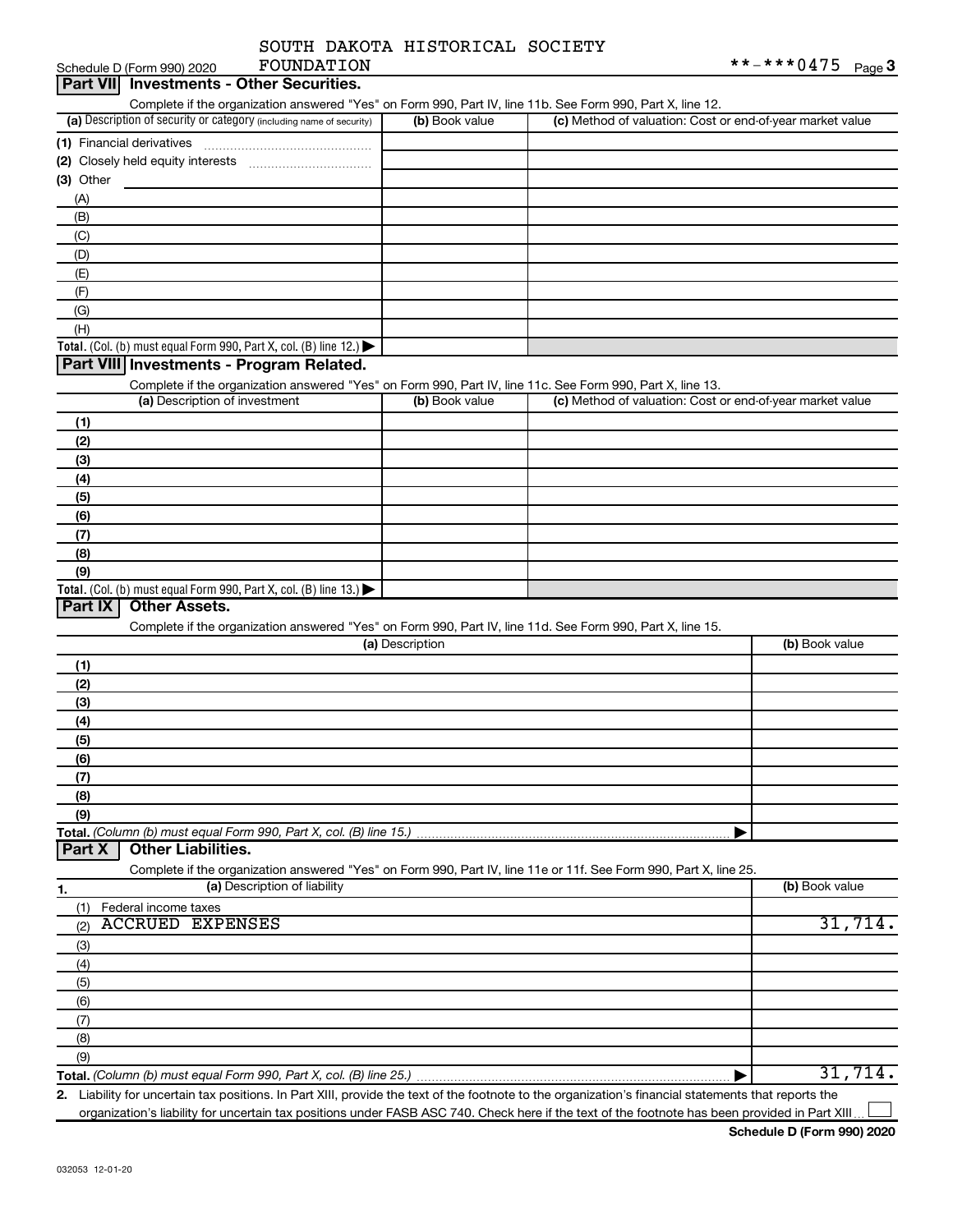Schedule D (Form 990) 2020 SOUTH DAKOTA HISTORICAL SOCIETY FOUNDATION **-***0475 Page 3

## Part VII Investments - Other Securities.

Complete if the organization answered "Yes" on Form 990, Part IV, line 11b. See Form 990, Part X, line 12.

| (a) Description of security or category (including name of security) | (b) Book value | (c) Method of valuation: Cost or end-of-year market value |
|---|---|---|
| (1) Financial derivatives | | |
| (2) Closely held equity interests | | |
| (3) Other | | |
| (A) | | |
| (B) | | |
| (C) | | |
| (D) | | |
| (E) | | |
| (F) | | |
| (G) | | |
| (H) | | |
| **Total.** (Col. (b) must equal Form 990, Part X, col. (B) line 12.) | | |

## Part VIII Investments - Program Related.

Complete if the organization answered "Yes" on Form 990, Part IV, line 11c. See Form 990, Part X, line 13.

| (a) Description of investment | (b) Book value | (c) Method of valuation: Cost or end-of-year market value |
|---|---|---|
| (1) | | |
| (2) | | |
| (3) | | |
| (4) | | |
| (5) | | |
| (6) | | |
| (7) | | |
| (8) | | |
| (9) | | |
| **Total.** (Col. (b) must equal Form 990, Part X, col. (B) line 13.) | | |

## Part IX Other Assets.

Complete if the organization answered "Yes" on Form 990, Part IV, line 11d. See Form 990, Part X, line 15.

| (a) Description | (b) Book value |
|---|---|
| (1) | |
| (2) | |
| (3) | |
| (4) | |
| (5) | |
| (6) | |
| (7) | |
| (8) | |
| (9) | |
| **Total.** *(Column (b) must equal Form 990, Part X, col. (B) line 15.)* | |

## Part X Other Liabilities.

Complete if the organization answered "Yes" on Form 990, Part IV, line 11e or 11f. See Form 990, Part X, line 25.

| 1. (a) Description of liability | (b) Book value |
|---|---|
| (1) Federal income taxes | |
| (2) ACCRUED EXPENSES | 31,714. |
| (3) | |
| (4) | |
| (5) | |
| (6) | |
| (7) | |
| (8) | |
| (9) | |
| **Total.** *(Column (b) must equal Form 990, Part X, col. (B) line 25.)* | 31,714. |

2. Liability for uncertain tax positions. In Part XIII, provide the text of the footnote to the organization's financial statements that reports the organization's liability for uncertain tax positions under FASB ASC 740. Check here if the text of the footnote has been provided in Part XIII ☐

Schedule D (Form 990) 2020

032053 12-01-20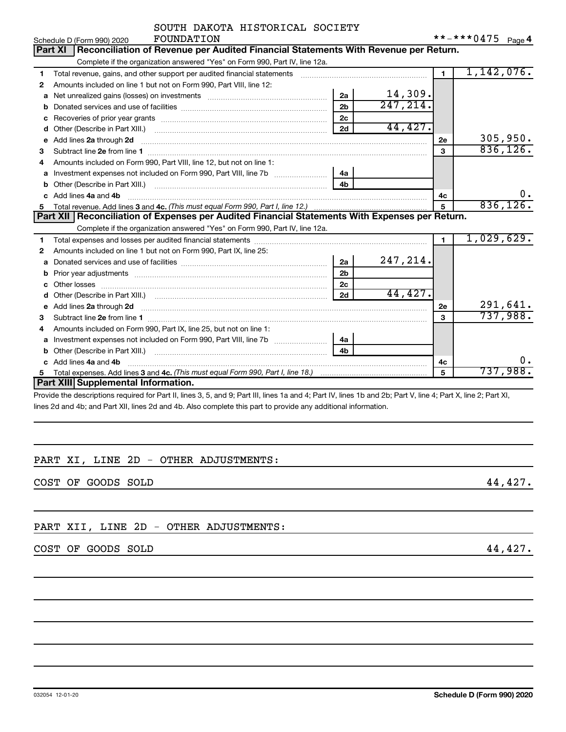SOUTH DAKOTA HISTORICAL SOCIETY FOUNDATION

Schedule D (Form 990) 2020 **-***0475 Page 4

## Part XI Reconciliation of Revenue per Audited Financial Statements With Revenue per Return.

Complete if the organization answered "Yes" on Form 990, Part IV, line 12a.

| | | | | | |
|---|---|---|---|---|---|
| 1 | Total revenue, gains, and other support per audited financial statements | | | 1 | 1,142,076. |
| 2 | Amounts included on line 1 but not on Form 990, Part VIII, line 12: | | | | |
| a | Net unrealized gains (losses) on investments | 2a | 14,309. | | |
| b | Donated services and use of facilities | 2b | 247,214. | | |
| c | Recoveries of prior year grants | 2c | | | |
| d | Other (Describe in Part XIII.) | 2d | 44,427. | | |
| e | Add lines 2a through 2d | | | 2e | 305,950. |
| 3 | Subtract line 2e from line 1 | | | 3 | 836,126. |
| 4 | Amounts included on Form 990, Part VIII, line 12, but not on line 1: | | | | |
| a | Investment expenses not included on Form 990, Part VIII, line 7b | 4a | | | |
| b | Other (Describe in Part XIII.) | 4b | | | |
| c | Add lines 4a and 4b | | | 4c | 0. |
| 5 | Total revenue. Add lines 3 and 4c. *(This must equal Form 990, Part I, line 12.)* | | | 5 | 836,126. |

## Part XII Reconciliation of Expenses per Audited Financial Statements With Expenses per Return.

Complete if the organization answered "Yes" on Form 990, Part IV, line 12a.

| | | | | | |
|---|---|---|---|---|---|
| 1 | Total expenses and losses per audited financial statements | | | 1 | 1,029,629. |
| 2 | Amounts included on line 1 but not on Form 990, Part IX, line 25: | | | | |
| a | Donated services and use of facilities | 2a | 247,214. | | |
| b | Prior year adjustments | 2b | | | |
| c | Other losses | 2c | | | |
| d | Other (Describe in Part XIII.) | 2d | 44,427. | | |
| e | Add lines 2a through 2d | | | 2e | 291,641. |
| 3 | Subtract line 2e from line 1 | | | 3 | 737,988. |
| 4 | Amounts included on Form 990, Part IX, line 25, but not on line 1: | | | | |
| a | Investment expenses not included on Form 990, Part VIII, line 7b | 4a | | | |
| b | Other (Describe in Part XIII.) | 4b | | | |
| c | Add lines 4a and 4b | | | 4c | 0. |
| 5 | Total expenses. Add lines 3 and 4c. *(This must equal Form 990, Part I, line 18.)* | | | 5 | 737,988. |

## Part XIII Supplemental Information.

Provide the descriptions required for Part II, lines 3, 5, and 9; Part III, lines 1a and 4; Part IV, lines 1b and 2b; Part V, line 4; Part X, line 2; Part XI, lines 2d and 4b; and Part XII, lines 2d and 4b. Also complete this part to provide any additional information.

PART XI, LINE 2D - OTHER ADJUSTMENTS:

COST OF GOODS SOLD 44,427.

PART XII, LINE 2D - OTHER ADJUSTMENTS:

COST OF GOODS SOLD 44,427.

032054 12-01-20 Schedule D (Form 990) 2020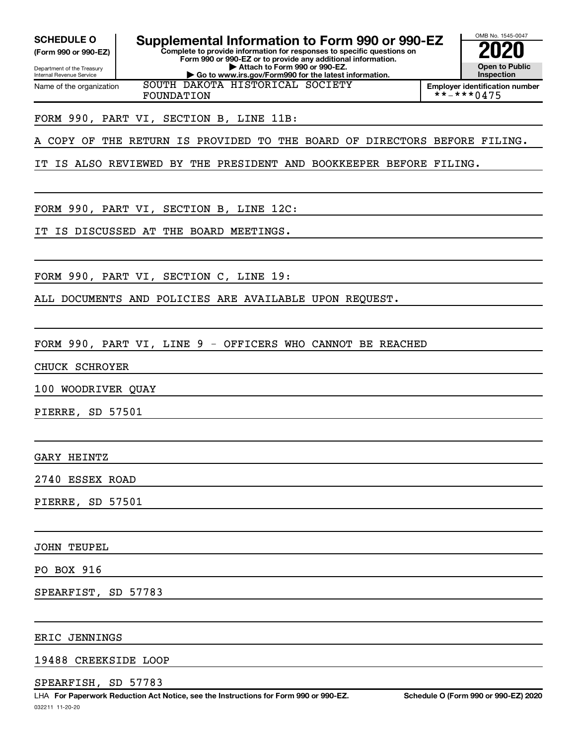**SCHEDULE O**
**(Form 990 or 990-EZ)**

Department of the Treasury
Internal Revenue Service

# Supplemental Information to Form 990 or 990-EZ

**Complete to provide information for responses to specific questions on Form 990 or 990-EZ or to provide any additional information.**
**▶ Attach to Form 990 or 990-EZ.**
**▶ Go to www.irs.gov/Form990 for the latest information.**

OMB No. 1545-0047

**2020**

**Open to Public Inspection**

Name of the organization: SOUTH DAKOTA HISTORICAL SOCIETY FOUNDATION

**Employer identification number**: **-***0475

FORM 990, PART VI, SECTION B, LINE 11B:

A COPY OF THE RETURN IS PROVIDED TO THE BOARD OF DIRECTORS BEFORE FILING.

IT IS ALSO REVIEWED BY THE PRESIDENT AND BOOKKEEPER BEFORE FILING.

FORM 990, PART VI, SECTION B, LINE 12C:

IT IS DISCUSSED AT THE BOARD MEETINGS.

FORM 990, PART VI, SECTION C, LINE 19:

ALL DOCUMENTS AND POLICIES ARE AVAILABLE UPON REQUEST.

FORM 990, PART VI, LINE 9 - OFFICERS WHO CANNOT BE REACHED

CHUCK SCHROYER

100 WOODRIVER QUAY

PIERRE, SD 57501

GARY HEINTZ

2740 ESSEX ROAD

PIERRE, SD 57501

JOHN TEUPEL

PO BOX 916

SPEARFIST, SD 57783

ERIC JENNINGS

19488 CREEKSIDE LOOP

SPEARFISH, SD 57783

LHA **For Paperwork Reduction Act Notice, see the Instructions for Form 990 or 990-EZ.** **Schedule O (Form 990 or 990-EZ) 2020**

032211 11-20-20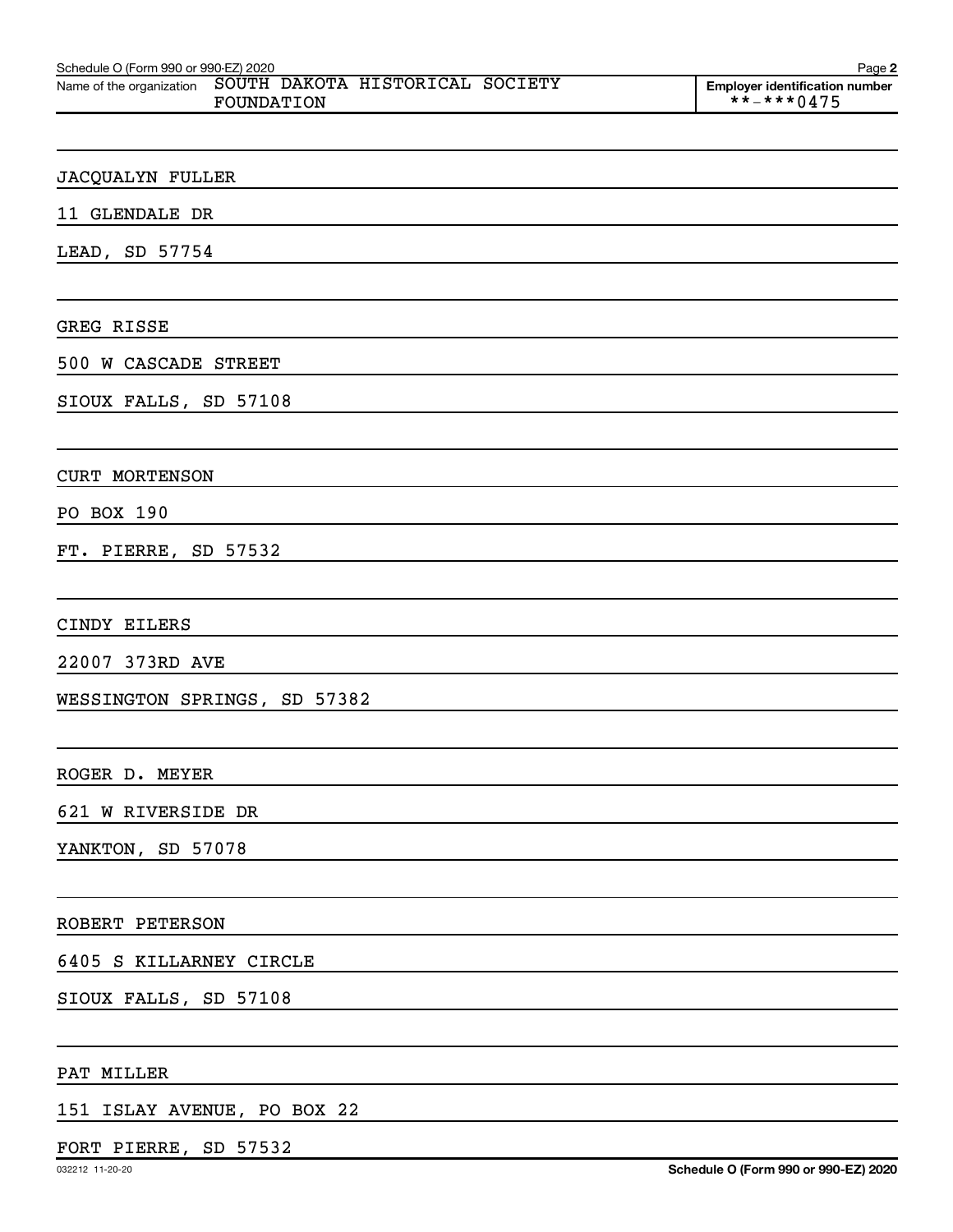Schedule O (Form 990 or 990-EZ) 2020

Name of the organization SOUTH DAKOTA HISTORICAL SOCIETY FOUNDATION

Employer identification number **-***0475

JACQUALYN FULLER

11 GLENDALE DR

LEAD, SD 57754

GREG RISSE

500 W CASCADE STREET

SIOUX FALLS, SD 57108

CURT MORTENSON

PO BOX 190

FT. PIERRE, SD 57532

CINDY EILERS

22007 373RD AVE

WESSINGTON SPRINGS, SD 57382

ROGER D. MEYER

621 W RIVERSIDE DR

YANKTON, SD 57078

ROBERT PETERSON

6405 S KILLARNEY CIRCLE

SIOUX FALLS, SD 57108

PAT MILLER

151 ISLAY AVENUE, PO BOX 22

FORT PIERRE, SD 57532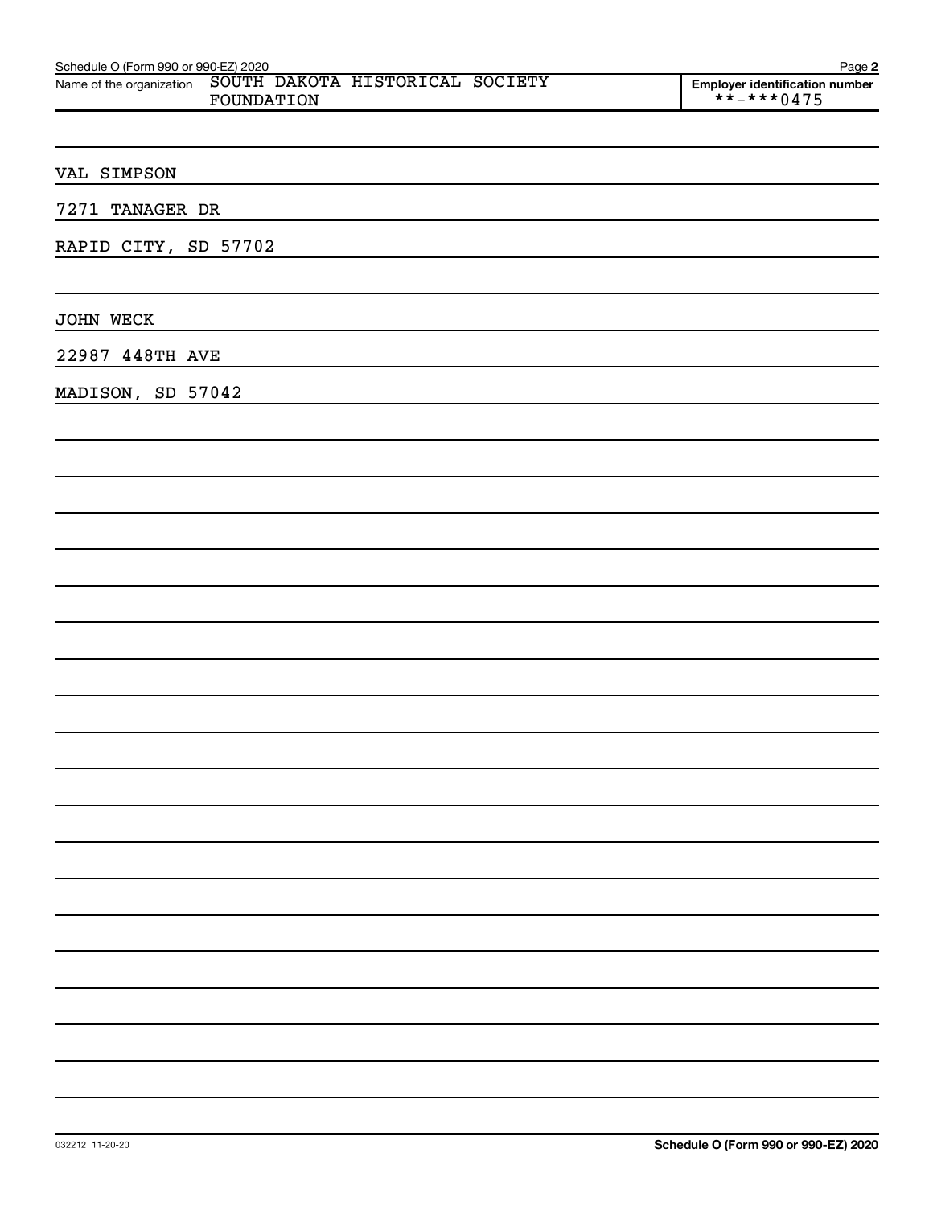Name of the organization SOUTH DAKOTA HISTORICAL SOCIETY FOUNDATION

Employer identification number **-***0475

VAL SIMPSON

7271 TANAGER DR

RAPID CITY, SD 57702

JOHN WECK

22987 448TH AVE

MADISON, SD 57042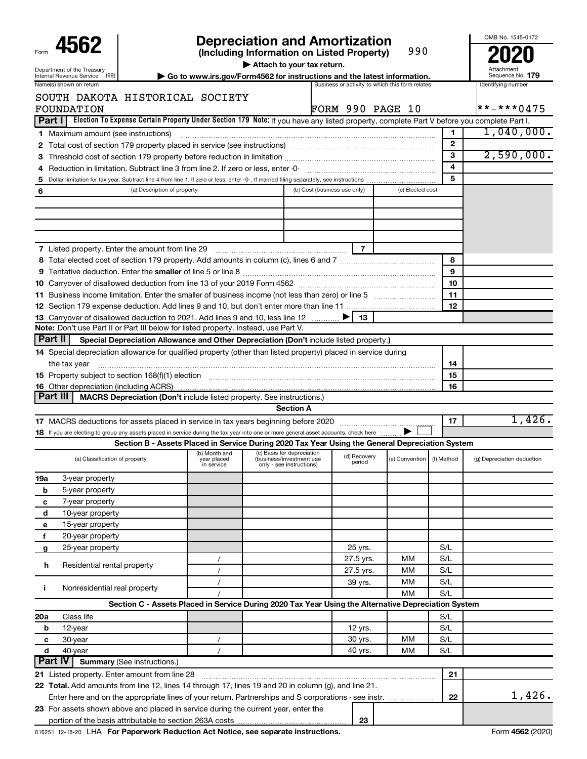Form **4562**

Department of the Treasury
Internal Revenue Service (99)

# Depreciation and Amortization

**(Including Information on Listed Property)** 990

▶ Attach to your tax return.

▶ Go to www.irs.gov/Form4562 for instructions and the latest information.

OMB No. 1545-0172

**2020**

Attachment Sequence No. **179**

| Name(s) shown on return | Business or activity to which this form relates | Identifying number |
|---|---|---|
| SOUTH DAKOTA HISTORICAL SOCIETY FOUNDATION | FORM 990 PAGE 10 | **-***0475 |

## Part I Election To Expense Certain Property Under Section 179

**Note:** If you have any listed property, complete Part V before you complete Part I.

| Line | Description | No. | Amount |
|---|---|---|---|
| 1 | Maximum amount (see instructions) | 1 | 1,040,000. |
| 2 | Total cost of section 179 property placed in service (see instructions) | 2 | |
| 3 | Threshold cost of section 179 property before reduction in limitation | 3 | 2,590,000. |
| 4 | Reduction in limitation. Subtract line 3 from line 2. If zero or less, enter -0- | 4 | |
| 5 | Dollar limitation for tax year. Subtract line 4 from line 1. If zero or less, enter -0-. If married filing separately, see instructions | 5 | |

| 6 (a) Description of property | (b) Cost (business use only) | (c) Elected cost |
|---|---|---|
| | | |
| | | |
| | | |
| | | |

| Line | Description | No. | Amount |
|---|---|---|---|
| 7 | Listed property. Enter the amount from line 29 | 7 | |
| 8 | Total elected cost of section 179 property. Add amounts in column (c), lines 6 and 7 | 8 | |
| 9 | Tentative deduction. Enter the **smaller** of line 5 or line 8 | 9 | |
| 10 | Carryover of disallowed deduction from line 13 of your 2019 Form 4562 | 10 | |
| 11 | Business income limitation. Enter the smaller of business income (not less than zero) or line 5 | 11 | |
| 12 | Section 179 expense deduction. Add lines 9 and 10, but don't enter more than line 11 | 12 | |
| 13 | Carryover of disallowed deduction to 2021. Add lines 9 and 10, less line 12 ▶ | 13 | |

**Note:** Don't use Part II or Part III below for listed property. Instead, use Part V.

## Part II Special Depreciation Allowance and Other Depreciation (Don't include listed property.)

| Line | Description | No. | Amount |
|---|---|---|---|
| 14 | Special depreciation allowance for qualified property (other than listed property) placed in service during the tax year | 14 | |
| 15 | Property subject to section 168(f)(1) election | 15 | |
| 16 | Other depreciation (including ACRS) | 16 | |

## Part III MACRS Depreciation (Don't include listed property. See instructions.)

### Section A

| Line | Description | No. | Amount |
|---|---|---|---|
| 17 | MACRS deductions for assets placed in service in tax years beginning before 2020 | 17 | 1,426. |
| 18 | If you are electing to group any assets placed in service during the tax year into one or more general asset accounts, check here ▶ ☐ | | |

### Section B - Assets Placed in Service During 2020 Tax Year Using the General Depreciation System

| (a) Classification of property | (b) Month and year placed in service | (c) Basis for depreciation (business/investment use only - see instructions) | (d) Recovery period | (e) Convention | (f) Method | (g) Depreciation deduction |
|---|---|---|---|---|---|---|
| 19a 3-year property | | | | | | |
| b 5-year property | | | | | | |
| c 7-year property | | | | | | |
| d 10-year property | | | | | | |
| e 15-year property | | | | | | |
| f 20-year property | | | | | | |
| g 25-year property | | | 25 yrs. | | S/L | |
| h Residential rental property | / | | 27.5 yrs. | MM | S/L | |
| | / | | 27.5 yrs. | MM | S/L | |
| i Nonresidential real property | / | | 39 yrs. | MM | S/L | |
| | / | | | MM | S/L | |

### Section C - Assets Placed in Service During 2020 Tax Year Using the Alternative Depreciation System

| (a) Classification of property | (b) Month and year placed in service | (c) Basis for depreciation | (d) Recovery period | (e) Convention | (f) Method | (g) Depreciation deduction |
|---|---|---|---|---|---|---|
| 20a Class life | | | | | S/L | |
| b 12-year | | | 12 yrs. | | S/L | |
| c 30-year | / | | 30 yrs. | MM | S/L | |
| d 40-year | / | | 40 yrs. | MM | S/L | |

## Part IV Summary (See instructions.)

| Line | Description | No. | Amount |
|---|---|---|---|
| 21 | Listed property. Enter amount from line 28 | 21 | |
| 22 | **Total.** Add amounts from line 12, lines 14 through 17, lines 19 and 20 in column (g), and line 21. Enter here and on the appropriate lines of your return. Partnerships and S corporations - see instr. | 22 | 1,426. |
| 23 | For assets shown above and placed in service during the current year, enter the portion of the basis attributable to section 263A costs | 23 | |

016251 12-18-20 LHA **For Paperwork Reduction Act Notice, see separate instructions.** Form **4562** (2020)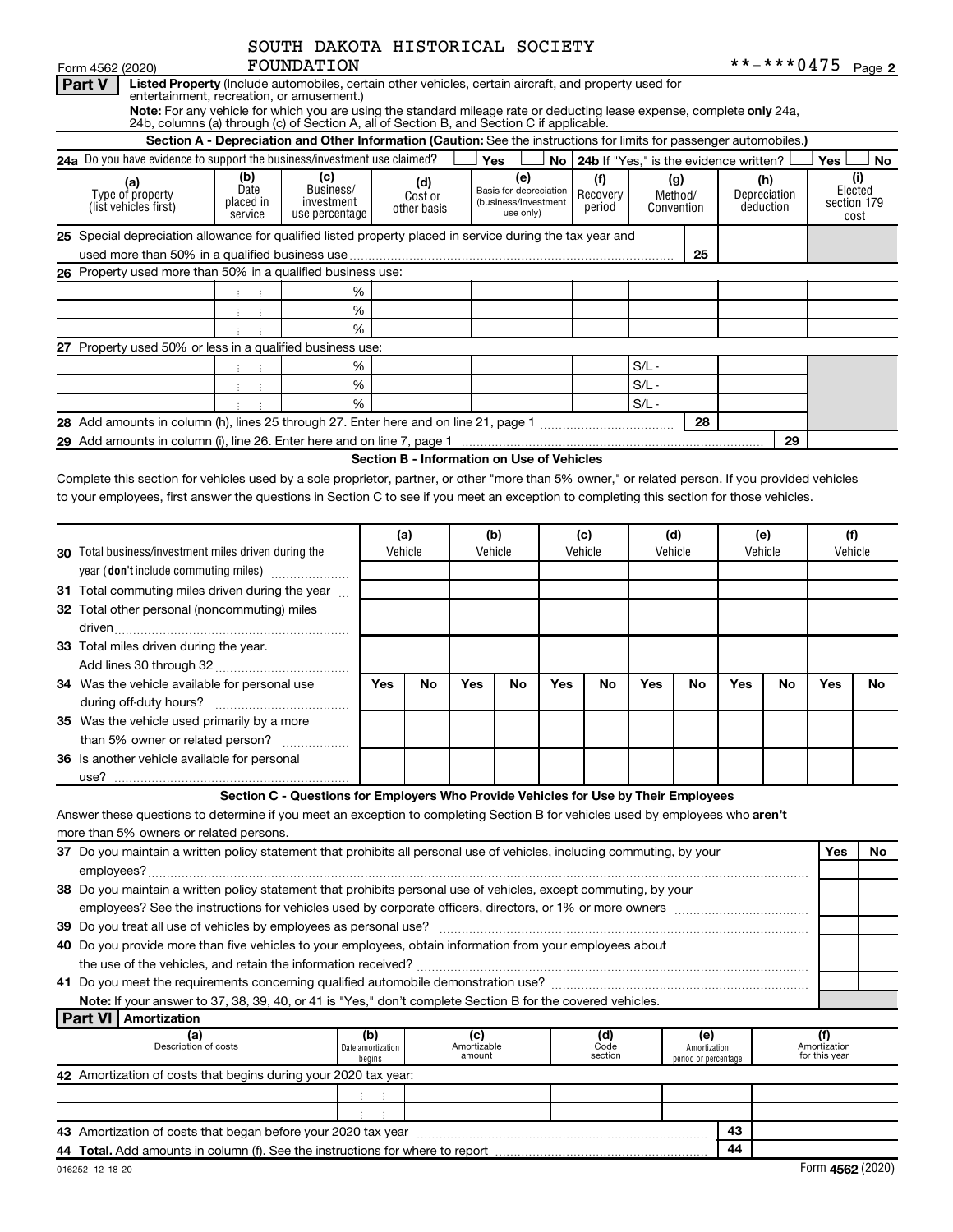SOUTH DAKOTA HISTORICAL SOCIETY FOUNDATION

Form 4562 (2020) **-***0475 Page 2

**Part V** **Listed Property** (Include automobiles, certain other vehicles, certain aircraft, and property used for entertainment, recreation, or amusement.)

**Note:** For any vehicle for which you are using the standard mileage rate or deducting lease expense, complete **only** 24a, 24b, columns (a) through (c) of Section A, all of Section B, and Section C if applicable.

**Section A - Depreciation and Other Information (Caution:** See the instructions for limits for passenger automobiles.**)**

**24a** Do you have evidence to support the business/investment use claimed? Yes No **24b** If "Yes," is the evidence written? Yes No

| (a) Type of property (list vehicles first) | (b) Date placed in service | (c) Business/ investment use percentage | (d) Cost or other basis | (e) Basis for depreciation (business/investment use only) | (f) Recovery period | (g) Method/ Convention | (h) Depreciation deduction | (i) Elected section 179 cost |
|---|---|---|---|---|---|---|---|---|
| **25** Special depreciation allowance for qualified listed property placed in service during the tax year and used more than 50% in a qualified business use | | | | | | 25 | | |
| **26** Property used more than 50% in a qualified business use: | | | | | | | | |
| | | % | | | | | | |
| | | % | | | | | | |
| | | % | | | | | | |
| **27** Property used 50% or less in a qualified business use: | | | | | | | | |
| | | % | | | | S/L - | | |
| | | % | | | | S/L - | | |
| | | % | | | | S/L - | | |
| **28** Add amounts in column (h), lines 25 through 27. Enter here and on line 21, page 1 | | | | | | 28 | | |
| **29** Add amounts in column (i), line 26. Enter here and on line 7, page 1 | | | | | | | 29 | |

**Section B - Information on Use of Vehicles**

Complete this section for vehicles used by a sole proprietor, partner, or other "more than 5% owner," or related person. If you provided vehicles to your employees, first answer the questions in Section C to see if you meet an exception to completing this section for those vehicles.

| | (a) Vehicle | | (b) Vehicle | | (c) Vehicle | | (d) Vehicle | | (e) Vehicle | | (f) Vehicle | |
|---|---|---|---|---|---|---|---|---|---|---|---|---|
| **30** Total business/investment miles driven during the year (**don't** include commuting miles) | | | | | | | | | | | | |
| **31** Total commuting miles driven during the year | | | | | | | | | | | | |
| **32** Total other personal (noncommuting) miles driven | | | | | | | | | | | | |
| **33** Total miles driven during the year. Add lines 30 through 32 | | | | | | | | | | | | |
| | Yes | No | Yes | No | Yes | No | Yes | No | Yes | No | Yes | No |
| **34** Was the vehicle available for personal use during off-duty hours? | | | | | | | | | | | | |
| **35** Was the vehicle used primarily by a more than 5% owner or related person? | | | | | | | | | | | | |
| **36** Is another vehicle available for personal use? | | | | | | | | | | | | |

**Section C - Questions for Employers Who Provide Vehicles for Use by Their Employees**

Answer these questions to determine if you meet an exception to completing Section B for vehicles used by employees who **aren't** more than 5% owners or related persons.

| | Yes | No |
|---|---|---|
| **37** Do you maintain a written policy statement that prohibits all personal use of vehicles, including commuting, by your employees? | | |
| **38** Do you maintain a written policy statement that prohibits personal use of vehicles, except commuting, by your employees? See the instructions for vehicles used by corporate officers, directors, or 1% or more owners | | |
| **39** Do you treat all use of vehicles by employees as personal use? | | |
| **40** Do you provide more than five vehicles to your employees, obtain information from your employees about the use of the vehicles, and retain the information received? | | |
| **41** Do you meet the requirements concerning qualified automobile demonstration use? | | |
| **Note:** If your answer to 37, 38, 39, 40, or 41 is "Yes," don't complete Section B for the covered vehicles. | | |

**Part VI** **Amortization**

| (a) Description of costs | (b) Date amortization begins | (c) Amortizable amount | (d) Code section | (e) Amortization period or percentage | (f) Amortization for this year |
|---|---|---|---|---|---|
| **42** Amortization of costs that begins during your 2020 tax year: | | | | | |
| | | | | | |
| | | | | | |
| **43** Amortization of costs that began before your 2020 tax year | | | | 43 | |
| **44 Total.** Add amounts in column (f). See the instructions for where to report | | | | 44 | |

016252 12-18-20 Form **4562** (2020)